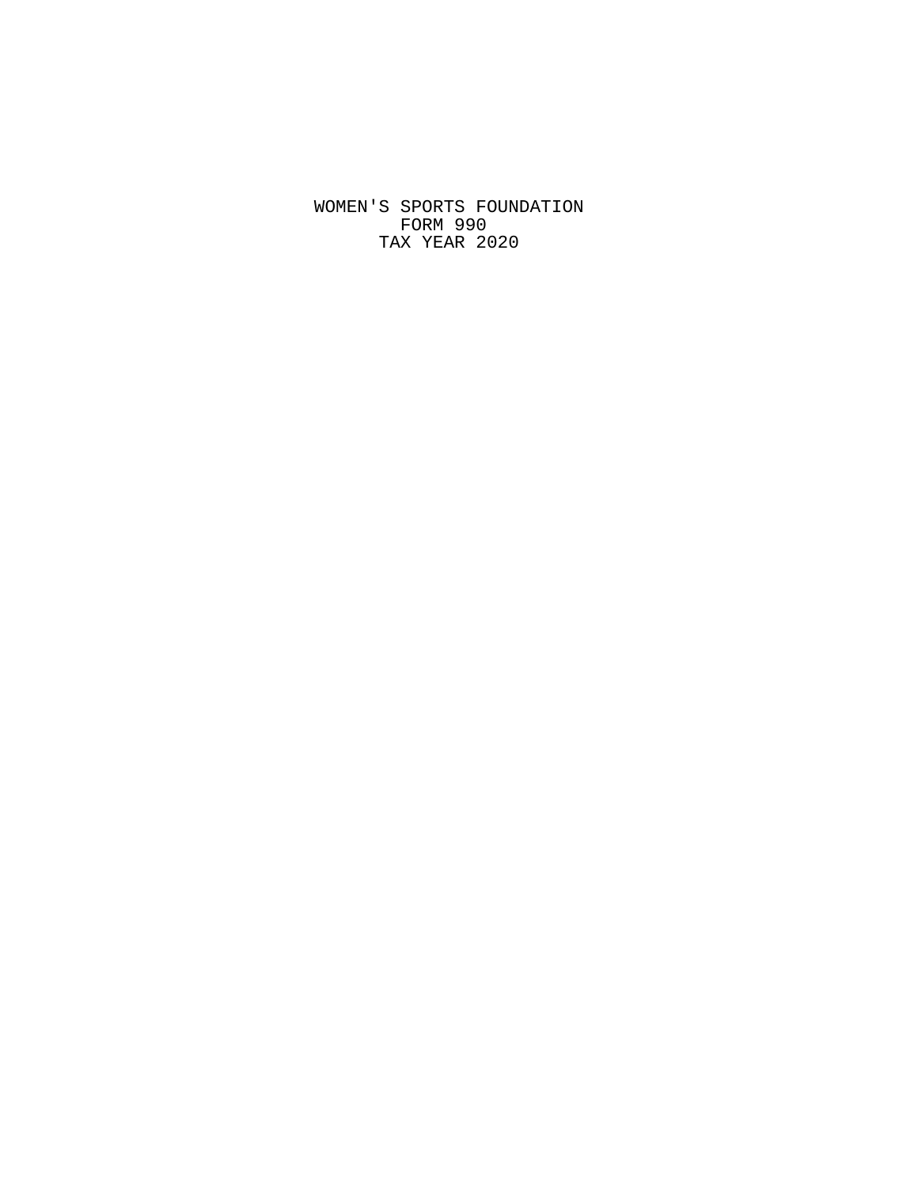WOMEN'S SPORTS FOUNDATION
FORM 990
TAX YEAR 2020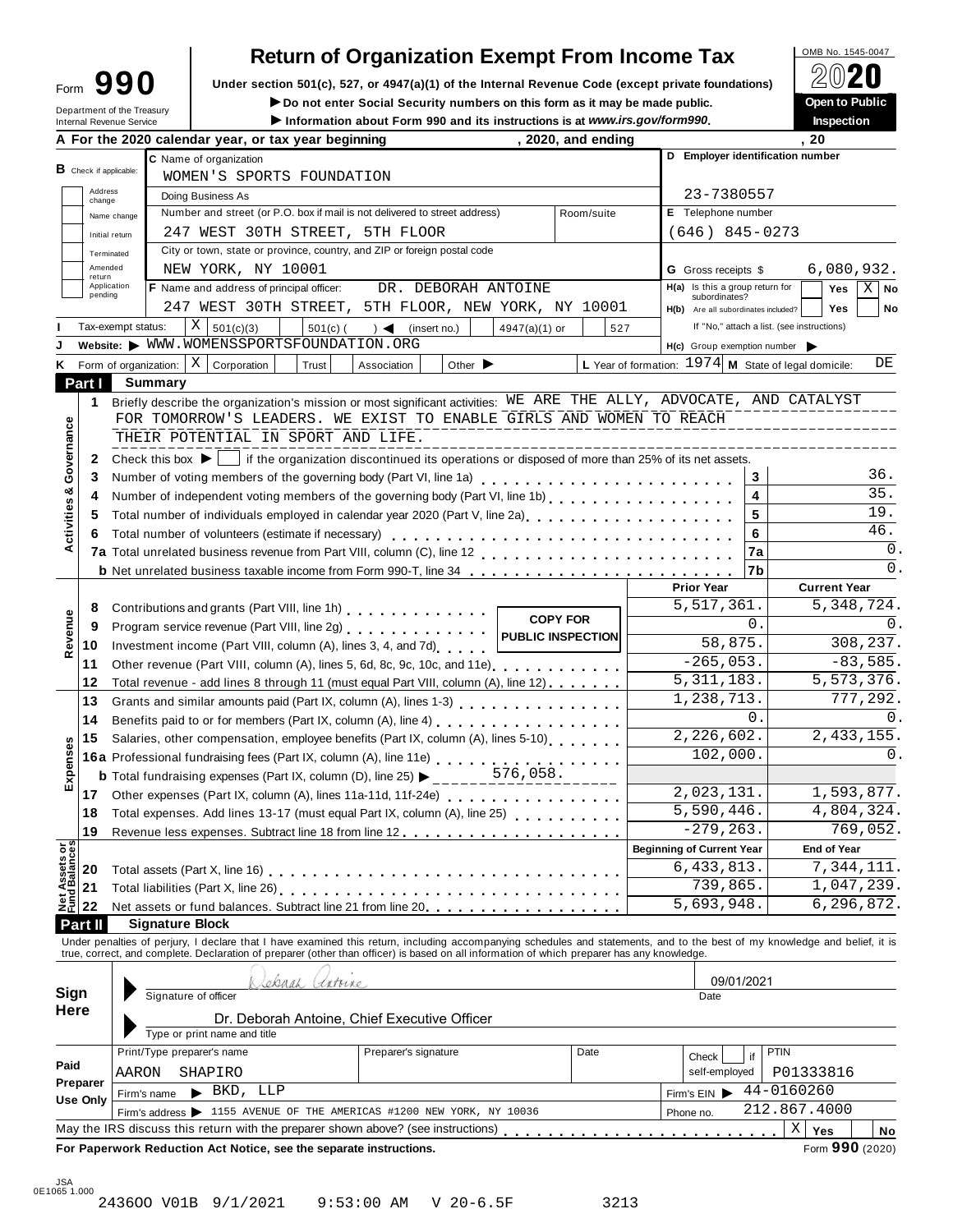# Form 990 — Return of Organization Exempt From Income Tax

OMB No. 1545-0047

**2020**

**Open to Public Inspection**

Under section 501(c), 527, or 4947(a)(1) of the Internal Revenue Code (except private foundations)

▶ Do not enter Social Security numbers on this form as it may be made public.

▶ Information about Form 990 and its instructions is at *www.irs.gov/form990*.

Department of the Treasury
Internal Revenue Service

**A** For the 2020 calendar year, or tax year beginning , 2020, and ending , 20

**B** Check if applicable: Address change; Name change; Initial return; Terminated; Amended return; Application pending

**C** Name of organization: WOMEN'S SPORTS FOUNDATION

Doing Business As

Number and street (or P.O. box if mail is not delivered to street address): 247 WEST 30TH STREET, 5TH FLOOR — Room/suite

City or town, state or province, country, and ZIP or foreign postal code: NEW YORK, NY 10001

**D** Employer identification number: 23-7380557

**E** Telephone number: (646) 845-0273

**G** Gross receipts $ 6,080,932.

**F** Name and address of principal officer: DR. DEBORAH ANTOINE, 247 WEST 30TH STREET, 5TH FLOOR, NEW YORK, NY 10001

**H(a)** Is this a group return for subordinates? Yes [ ] No [X]

**H(b)** Are all subordinates included? Yes [ ] No [ ] If "No," attach a list. (see instructions)

**I** Tax-exempt status: [X] 501(c)(3) [ ] 501(c) ( ) ◀ (insert no.) [ ] 4947(a)(1) or [ ] 527

**J** Website: ▶ WWW.WOMENSSPORTSFOUNDATION.ORG

**H(c)** Group exemption number ▶

**K** Form of organization: [X] Corporation [ ] Trust [ ] Association [ ] Other ▶

**L** Year of formation: 1974 **M** State of legal domicile: DE

## Part I Summary

**Activities & Governance**

1 Briefly describe the organization's mission or most significant activities: WE ARE THE ALLY, ADVOCATE, AND CATALYST FOR TOMORROW'S LEADERS. WE EXIST TO ENABLE GIRLS AND WOMEN TO REACH THEIR POTENTIAL IN SPORT AND LIFE.

2 Check this box ▶ [ ] if the organization discontinued its operations or disposed of more than 25% of its net assets.

| | | | |
|---|---|---|---|
| 3 | Number of voting members of the governing body (Part VI, line 1a) | 3 | 36. |
| 4 | Number of independent voting members of the governing body (Part VI, line 1b) | 4 | 35. |
| 5 | Total number of individuals employed in calendar year 2020 (Part V, line 2a) | 5 | 19. |
| 6 | Total number of volunteers (estimate if necessary) | 6 | 46. |
| 7a | Total unrelated business revenue from Part VIII, column (C), line 12 | 7a | 0. |
| b | Net unrelated business taxable income from Form 990-T, line 34 | 7b | 0. |

COPY FOR PUBLIC INSPECTION

| | | | Prior Year | Current Year |
|---|---|---|---|---|
| **Revenue** | 8 | Contributions and grants (Part VIII, line 1h) | 5,517,361. | 5,348,724. |
| | 9 | Program service revenue (Part VIII, line 2g) | 0. | 0. |
| | 10 | Investment income (Part VIII, column (A), lines 3, 4, and 7d) | 58,875. | 308,237. |
| | 11 | Other revenue (Part VIII, column (A), lines 5, 6d, 8c, 9c, 10c, and 11e) | -265,053. | -83,585. |
| | 12 | Total revenue - add lines 8 through 11 (must equal Part VIII, column (A), line 12) | 5,311,183. | 5,573,376. |
| **Expenses** | 13 | Grants and similar amounts paid (Part IX, column (A), lines 1-3) | 1,238,713. | 777,292. |
| | 14 | Benefits paid to or for members (Part IX, column (A), line 4) | 0. | 0. |
| | 15 | Salaries, other compensation, employee benefits (Part IX, column (A), lines 5-10) | 2,226,602. | 2,433,155. |
| | 16a | Professional fundraising fees (Part IX, column (A), line 11e) | 102,000. | 0. |
| | b | Total fundraising expenses (Part IX, column (D), line 25) ▶ 576,058. | | |
| | 17 | Other expenses (Part IX, column (A), lines 11a-11d, 11f-24e) | 2,023,131. | 1,593,877. |
| | 18 | Total expenses. Add lines 13-17 (must equal Part IX, column (A), line 25) | 5,590,446. | 4,804,324. |
| | 19 | Revenue less expenses. Subtract line 18 from line 12 | -279,263. | 769,052. |
| | | | **Beginning of Current Year** | **End of Year** |
| **Net Assets or Fund Balances** | 20 | Total assets (Part X, line 16) | 6,433,813. | 7,344,111. |
| | 21 | Total liabilities (Part X, line 26) | 739,865. | 1,047,239. |
| | 22 | Net assets or fund balances. Subtract line 21 from line 20 | 5,693,948. | 6,296,872. |

## Part II Signature Block

Under penalties of perjury, I declare that I have examined this return, including accompanying schedules and statements, and to the best of my knowledge and belief, it is true, correct, and complete. Declaration of preparer (other than officer) is based on all information of which preparer has any knowledge.

**Sign Here**

Signature of officer: Deborah Antoine — Date: 09/01/2021

Type or print name and title: Dr. Deborah Antoine, Chief Executive Officer

**Paid Preparer Use Only**

| Print/Type preparer's name | Preparer's signature | Date | Check if self-employed | PTIN |
|---|---|---|---|---|
| AARON SHAPIRO | | | | P01333816 |

Firm's name ▶ BKD, LLP — Firm's EIN ▶ 44-0160260

Firm's address ▶ 1155 AVENUE OF THE AMERICAS #1200 NEW YORK, NY 10036 — Phone no. 212.867.4000

May the IRS discuss this return with the preparer shown above? (see instructions) [X] Yes [ ] No

**For Paperwork Reduction Act Notice, see the separate instructions.** Form **990** (2020)

JSA 0E1065 1.000

24360O V01B 9/1/2021 9:53:00 AM V 20-6.5F 3213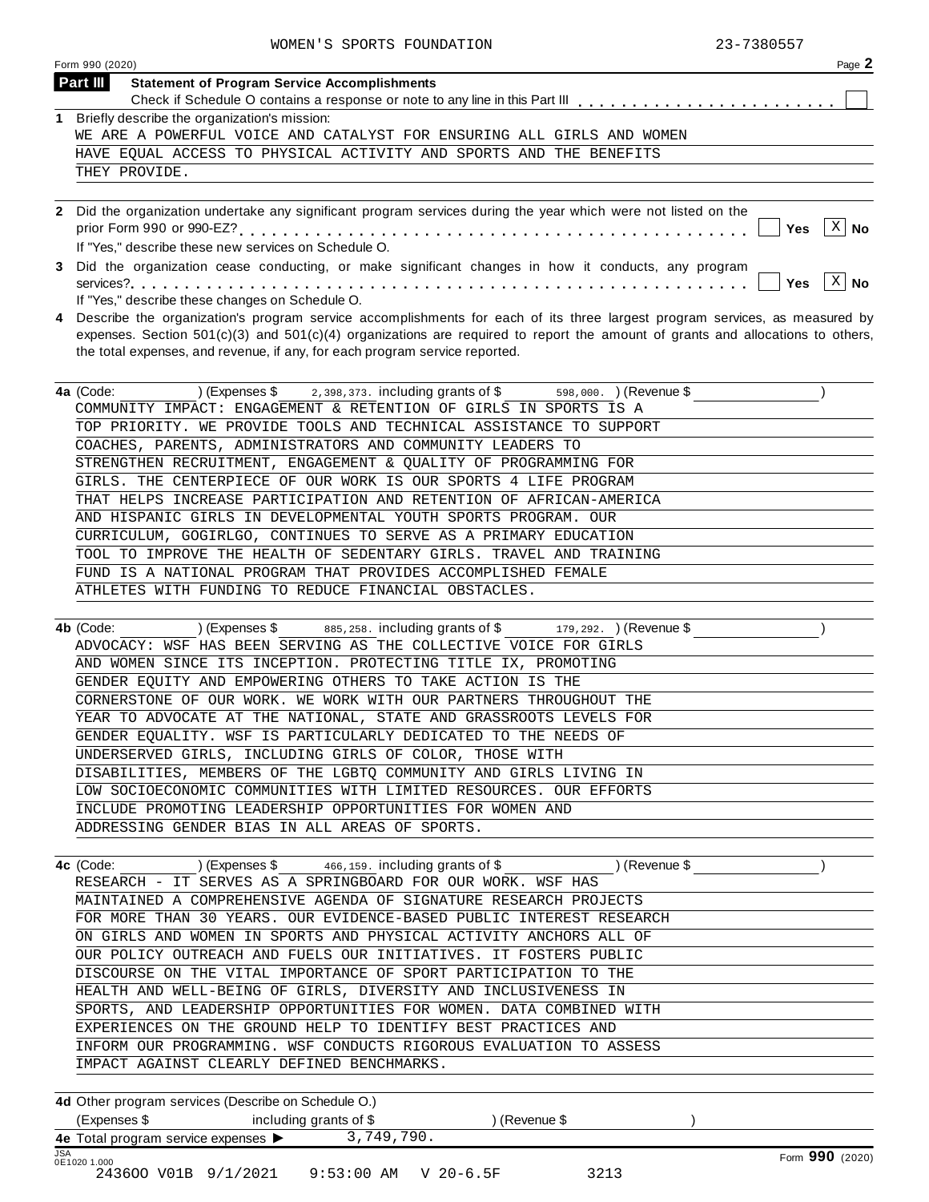WOMEN'S SPORTS FOUNDATION 23-7380557

Form 990 (2020) Page **2**

**Part III** **Statement of Program Service Accomplishments**

Check if Schedule O contains a response or note to any line in this Part III . . . . . . . . . . . . . . . . . . . . . . . . [ ]

**1** Briefly describe the organization's mission:

WE ARE A POWERFUL VOICE AND CATALYST FOR ENSURING ALL GIRLS AND WOMEN HAVE EQUAL ACCESS TO PHYSICAL ACTIVITY AND SPORTS AND THE BENEFITS THEY PROVIDE.

**2** Did the organization undertake any significant program services during the year which were not listed on the prior Form 990 or 990-EZ? . . . . . . . . . . . . . . . . . . . . . . . . . . . . . . . . . . . . . . . . . . [ ] **Yes** [X] **No**

If "Yes," describe these new services on Schedule O.

**3** Did the organization cease conducting, or make significant changes in how it conducts, any program services? . . . . . . . . . . . . . . . . . . . . . . . . . . . . . . . . . . . . . . . . . . . . . . . . . . . . . . [ ] **Yes** [X] **No**

If "Yes," describe these changes on Schedule O.

**4** Describe the organization's program service accomplishments for each of its three largest program services, as measured by expenses. Section 501(c)(3) and 501(c)(4) organizations are required to report the amount of grants and allocations to others, the total expenses, and revenue, if any, for each program service reported.

**4a** (Code: ) (Expenses $ 2,398,373. including grants of $ 598,000. ) (Revenue $ )

COMMUNITY IMPACT: ENGAGEMENT & RETENTION OF GIRLS IN SPORTS IS A TOP PRIORITY. WE PROVIDE TOOLS AND TECHNICAL ASSISTANCE TO SUPPORT COACHES, PARENTS, ADMINISTRATORS AND COMMUNITY LEADERS TO STRENGTHEN RECRUITMENT, ENGAGEMENT & QUALITY OF PROGRAMMING FOR GIRLS. THE CENTERPIECE OF OUR WORK IS OUR SPORTS 4 LIFE PROGRAM THAT HELPS INCREASE PARTICIPATION AND RETENTION OF AFRICAN-AMERICA AND HISPANIC GIRLS IN DEVELOPMENTAL YOUTH SPORTS PROGRAM. OUR CURRICULUM, GOGIRLGO, CONTINUES TO SERVE AS A PRIMARY EDUCATION TOOL TO IMPROVE THE HEALTH OF SEDENTARY GIRLS. TRAVEL AND TRAINING FUND IS A NATIONAL PROGRAM THAT PROVIDES ACCOMPLISHED FEMALE ATHLETES WITH FUNDING TO REDUCE FINANCIAL OBSTACLES.

**4b** (Code: ) (Expenses $ 885,258. including grants of $ 179,292. ) (Revenue $ )

ADVOCACY: WSF HAS BEEN SERVING AS THE COLLECTIVE VOICE FOR GIRLS AND WOMEN SINCE ITS INCEPTION. PROTECTING TITLE IX, PROMOTING GENDER EQUITY AND EMPOWERING OTHERS TO TAKE ACTION IS THE CORNERSTONE OF OUR WORK. WE WORK WITH OUR PARTNERS THROUGHOUT THE YEAR TO ADVOCATE AT THE NATIONAL, STATE AND GRASSROOTS LEVELS FOR GENDER EQUALITY. WSF IS PARTICULARLY DEDICATED TO THE NEEDS OF UNDERSERVED GIRLS, INCLUDING GIRLS OF COLOR, THOSE WITH DISABILITIES, MEMBERS OF THE LGBTQ COMMUNITY AND GIRLS LIVING IN LOW SOCIOECONOMIC COMMUNITIES WITH LIMITED RESOURCES. OUR EFFORTS INCLUDE PROMOTING LEADERSHIP OPPORTUNITIES FOR WOMEN AND ADDRESSING GENDER BIAS IN ALL AREAS OF SPORTS.

**4c** (Code: ) (Expenses $ 466,159. including grants of $ ) (Revenue $ )

RESEARCH - IT SERVES AS A SPRINGBOARD FOR OUR WORK. WSF HAS MAINTAINED A COMPREHENSIVE AGENDA OF SIGNATURE RESEARCH PROJECTS FOR MORE THAN 30 YEARS. OUR EVIDENCE-BASED PUBLIC INTEREST RESEARCH ON GIRLS AND WOMEN IN SPORTS AND PHYSICAL ACTIVITY ANCHORS ALL OF OUR POLICY OUTREACH AND FUELS OUR INITIATIVES. IT FOSTERS PUBLIC DISCOURSE ON THE VITAL IMPORTANCE OF SPORT PARTICIPATION TO THE HEALTH AND WELL-BEING OF GIRLS, DIVERSITY AND INCLUSIVENESS IN SPORTS, AND LEADERSHIP OPPORTUNITIES FOR WOMEN. DATA COMBINED WITH EXPERIENCES ON THE GROUND HELP TO IDENTIFY BEST PRACTICES AND INFORM OUR PROGRAMMING. WSF CONDUCTS RIGOROUS EVALUATION TO ASSESS IMPACT AGAINST CLEARLY DEFINED BENCHMARKS.

**4d** Other program services (Describe on Schedule O.)

(Expenses $ including grants of $ ) (Revenue $ )

**4e** Total program service expenses ▶ 3,749,790.

JSA
0E1020 1.000

Form **990** (2020)

243600 V01B 9/1/2021 9:53:00 AM V 20-6.5F 3213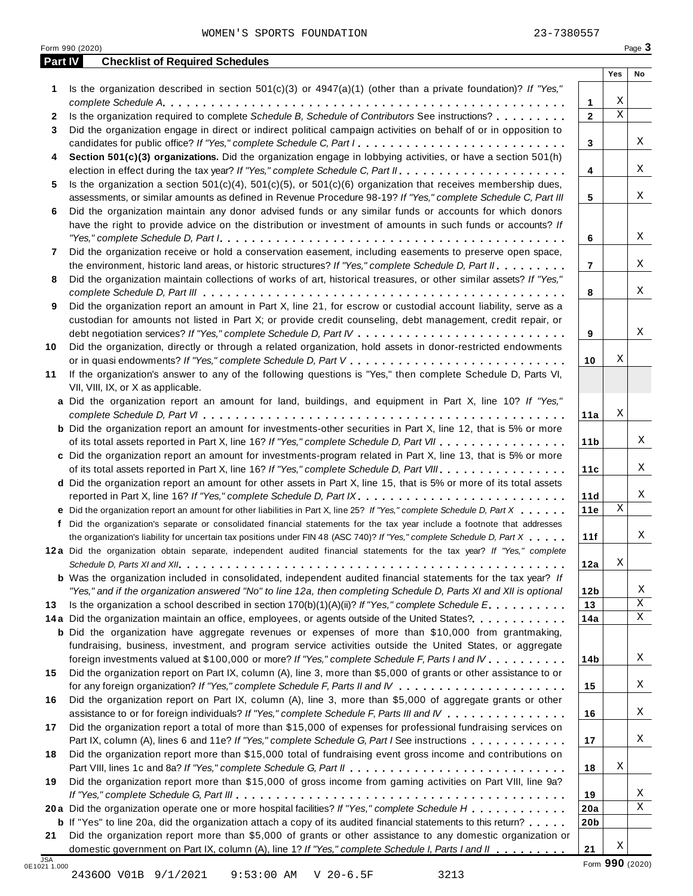WOMEN'S SPORTS FOUNDATION 23-7380557

Form 990 (2020)

## Part IV Checklist of Required Schedules

| | | | Yes | No |
|---|---|---|---|---|
| **1** | Is the organization described in section 501(c)(3) or 4947(a)(1) (other than a private foundation)? *If "Yes," complete Schedule A* | 1 | X | |
| **2** | Is the organization required to complete *Schedule B, Schedule of Contributors* See instructions? | 2 | X | |
| **3** | Did the organization engage in direct or indirect political campaign activities on behalf of or in opposition to candidates for public office? *If "Yes," complete Schedule C, Part I* | 3 | | X |
| **4** | **Section 501(c)(3) organizations.** Did the organization engage in lobbying activities, or have a section 501(h) election in effect during the tax year? *If "Yes," complete Schedule C, Part II* | 4 | | X |
| **5** | Is the organization a section 501(c)(4), 501(c)(5), or 501(c)(6) organization that receives membership dues, assessments, or similar amounts as defined in Revenue Procedure 98-19? *If "Yes," complete Schedule C, Part III* | 5 | | X |
| **6** | Did the organization maintain any donor advised funds or any similar funds or accounts for which donors have the right to provide advice on the distribution or investment of amounts in such funds or accounts? *If "Yes," complete Schedule D, Part I* | 6 | | X |
| **7** | Did the organization receive or hold a conservation easement, including easements to preserve open space, the environment, historic land areas, or historic structures? *If "Yes," complete Schedule D, Part II* | 7 | | X |
| **8** | Did the organization maintain collections of works of art, historical treasures, or other similar assets? *If "Yes," complete Schedule D, Part III* | 8 | | X |
| **9** | Did the organization report an amount in Part X, line 21, for escrow or custodial account liability, serve as a custodian for amounts not listed in Part X; or provide credit counseling, debt management, credit repair, or debt negotiation services? *If "Yes," complete Schedule D, Part IV* | 9 | | X |
| **10** | Did the organization, directly or through a related organization, hold assets in donor-restricted endowments or in quasi endowments? *If "Yes," complete Schedule D, Part V* | 10 | X | |
| **11** | If the organization's answer to any of the following questions is "Yes," then complete Schedule D, Parts VI, VII, VIII, IX, or X as applicable. | | | |
| **a** | Did the organization report an amount for land, buildings, and equipment in Part X, line 10? *If "Yes," complete Schedule D, Part VI* | 11a | X | |
| **b** | Did the organization report an amount for investments-other securities in Part X, line 12, that is 5% or more of its total assets reported in Part X, line 16? *If "Yes," complete Schedule D, Part VII* | 11b | | X |
| **c** | Did the organization report an amount for investments-program related in Part X, line 13, that is 5% or more of its total assets reported in Part X, line 16? *If "Yes," complete Schedule D, Part VIII* | 11c | | X |
| **d** | Did the organization report an amount for other assets in Part X, line 15, that is 5% or more of its total assets reported in Part X, line 16? *If "Yes," complete Schedule D, Part IX* | 11d | | X |
| **e** | Did the organization report an amount for other liabilities in Part X, line 25? *If "Yes," complete Schedule D, Part X* | 11e | X | |
| **f** | Did the organization's separate or consolidated financial statements for the tax year include a footnote that addresses the organization's liability for uncertain tax positions under FIN 48 (ASC 740)? *If "Yes," complete Schedule D, Part X* | 11f | | X |
| **12a** | Did the organization obtain separate, independent audited financial statements for the tax year? *If "Yes," complete Schedule D, Parts XI and XII* | 12a | X | |
| **b** | Was the organization included in consolidated, independent audited financial statements for the tax year? *If "Yes," and if the organization answered "No" to line 12a, then completing Schedule D, Parts XI and XII is optional* | 12b | | X |
| **13** | Is the organization a school described in section 170(b)(1)(A)(ii)? *If "Yes," complete Schedule E* | 13 | | X |
| **14a** | Did the organization maintain an office, employees, or agents outside of the United States? | 14a | | X |
| **b** | Did the organization have aggregate revenues or expenses of more than $10,000 from grantmaking, fundraising, business, investment, and program service activities outside the United States, or aggregate foreign investments valued at $100,000 or more? *If "Yes," complete Schedule F, Parts I and IV* | 14b | | X |
| **15** | Did the organization report on Part IX, column (A), line 3, more than $5,000 of grants or other assistance to or for any foreign organization? *If "Yes," complete Schedule F, Parts II and IV* | 15 | | X |
| **16** | Did the organization report on Part IX, column (A), line 3, more than $5,000 of aggregate grants or other assistance to or for foreign individuals? *If "Yes," complete Schedule F, Parts III and IV* | 16 | | X |
| **17** | Did the organization report a total of more than $15,000 of expenses for professional fundraising services on Part IX, column (A), lines 6 and 11e? *If "Yes," complete Schedule G, Part I* See instructions | 17 | | X |
| **18** | Did the organization report more than $15,000 total of fundraising event gross income and contributions on Part VIII, lines 1c and 8a? *If "Yes," complete Schedule G, Part II* | 18 | X | |
| **19** | Did the organization report more than $15,000 of gross income from gaming activities on Part VIII, line 9a? *If "Yes," complete Schedule G, Part III* | 19 | | X |
| **20a** | Did the organization operate one or more hospital facilities? *If "Yes," complete Schedule H* | 20a | | X |
| **b** | If "Yes" to line 20a, did the organization attach a copy of its audited financial statements to this return? | 20b | | |
| **21** | Did the organization report more than $5,000 of grants or other assistance to any domestic organization or domestic government on Part IX, column (A), line 1? *If "Yes," complete Schedule I, Parts I and II* | 21 | X | |

JSA 0E1021 1.000

Form **990** (2020)

24360O V01B 9/1/2021 9:53:00 AM V 20-6.5F 3213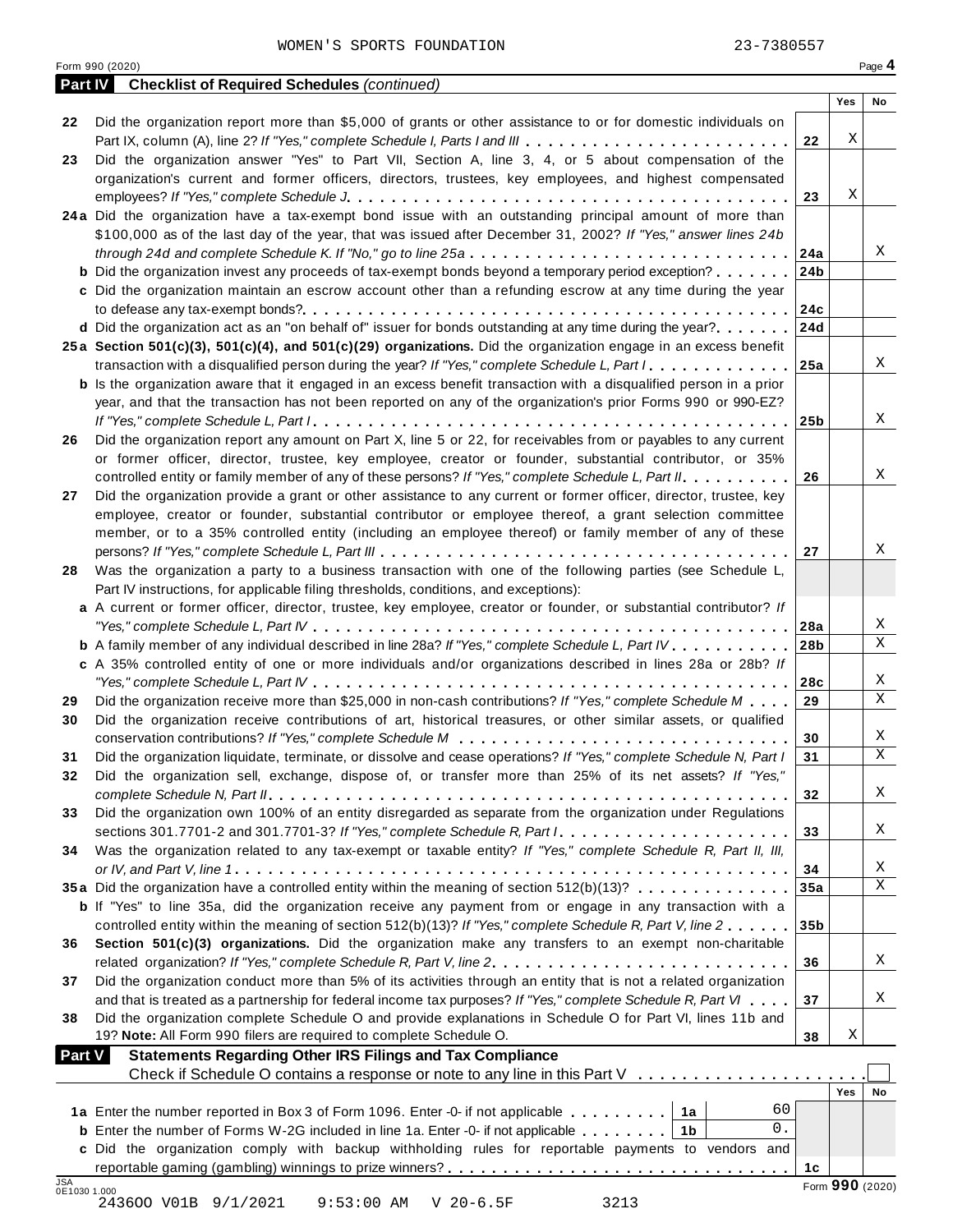WOMEN'S SPORTS FOUNDATION 23-7380557

Form 990 (2020) Page **4**

**Part IV Checklist of Required Schedules** *(continued)*

| | | | Yes | No |
|---|---|---|---|---|
| 22 | Did the organization report more than $5,000 of grants or other assistance to or for domestic individuals on Part IX, column (A), line 2? *If "Yes," complete Schedule I, Parts I and III* | 22 | X | |
| 23 | Did the organization answer "Yes" to Part VII, Section A, line 3, 4, or 5 about compensation of the organization's current and former officers, directors, trustees, key employees, and highest compensated employees? *If "Yes," complete Schedule J* | 23 | X | |
| 24a | Did the organization have a tax-exempt bond issue with an outstanding principal amount of more than $100,000 as of the last day of the year, that was issued after December 31, 2002? *If "Yes," answer lines 24b through 24d and complete Schedule K. If "No," go to line 25a* | 24a | | X |
| b | Did the organization invest any proceeds of tax-exempt bonds beyond a temporary period exception? | 24b | | |
| c | Did the organization maintain an escrow account other than a refunding escrow at any time during the year to defease any tax-exempt bonds? | 24c | | |
| d | Did the organization act as an "on behalf of" issuer for bonds outstanding at any time during the year? | 24d | | |
| 25a | **Section 501(c)(3), 501(c)(4), and 501(c)(29) organizations.** Did the organization engage in an excess benefit transaction with a disqualified person during the year? *If "Yes," complete Schedule L, Part I* | 25a | | X |
| b | Is the organization aware that it engaged in an excess benefit transaction with a disqualified person in a prior year, and that the transaction has not been reported on any of the organization's prior Forms 990 or 990-EZ? *If "Yes," complete Schedule L, Part I* | 25b | | X |
| 26 | Did the organization report any amount on Part X, line 5 or 22, for receivables from or payables to any current or former officer, director, trustee, key employee, creator or founder, substantial contributor, or 35% controlled entity or family member of any of these persons? *If "Yes," complete Schedule L, Part II* | 26 | | X |
| 27 | Did the organization provide a grant or other assistance to any current or former officer, director, trustee, key employee, creator or founder, substantial contributor or employee thereof, a grant selection committee member, or to a 35% controlled entity (including an employee thereof) or family member of any of these persons? *If "Yes," complete Schedule L, Part III* | 27 | | X |
| 28 | Was the organization a party to a business transaction with one of the following parties (see Schedule L, Part IV instructions, for applicable filing thresholds, conditions, and exceptions): | | | |
| a | A current or former officer, director, trustee, key employee, creator or founder, or substantial contributor? *If "Yes," complete Schedule L, Part IV* | 28a | | X |
| b | A family member of any individual described in line 28a? *If "Yes," complete Schedule L, Part IV* | 28b | | X |
| c | A 35% controlled entity of one or more individuals and/or organizations described in lines 28a or 28b? *If "Yes," complete Schedule L, Part IV* | 28c | | X |
| 29 | Did the organization receive more than $25,000 in non-cash contributions? *If "Yes," complete Schedule M* | 29 | | X |
| 30 | Did the organization receive contributions of art, historical treasures, or other similar assets, or qualified conservation contributions? *If "Yes," complete Schedule M* | 30 | | X |
| 31 | Did the organization liquidate, terminate, or dissolve and cease operations? *If "Yes," complete Schedule N, Part I* | 31 | | X |
| 32 | Did the organization sell, exchange, dispose of, or transfer more than 25% of its net assets? *If "Yes," complete Schedule N, Part II* | 32 | | X |
| 33 | Did the organization own 100% of an entity disregarded as separate from the organization under Regulations sections 301.7701-2 and 301.7701-3? *If "Yes," complete Schedule R, Part I* | 33 | | X |
| 34 | Was the organization related to any tax-exempt or taxable entity? *If "Yes," complete Schedule R, Part II, III, or IV, and Part V, line 1* | 34 | | X |
| 35a | Did the organization have a controlled entity within the meaning of section 512(b)(13)? | 35a | | X |
| b | If "Yes" to line 35a, did the organization receive any payment from or engage in any transaction with a controlled entity within the meaning of section 512(b)(13)? *If "Yes," complete Schedule R, Part V, line 2* | 35b | | |
| 36 | **Section 501(c)(3) organizations.** Did the organization make any transfers to an exempt non-charitable related organization? *If "Yes," complete Schedule R, Part V, line 2* | 36 | | X |
| 37 | Did the organization conduct more than 5% of its activities through an entity that is not a related organization and that is treated as a partnership for federal income tax purposes? *If "Yes," complete Schedule R, Part VI* | 37 | | X |
| 38 | Did the organization complete Schedule O and provide explanations in Schedule O for Part VI, lines 11b and 19? **Note:** All Form 990 filers are required to complete Schedule O. | 38 | X | |

**Part V Statements Regarding Other IRS Filings and Tax Compliance**

Check if Schedule O contains a response or note to any line in this Part V ☐

| | | | | | Yes | No |
|---|---|---|---|---|---|---|
| 1a | Enter the number reported in Box 3 of Form 1096. Enter -0- if not applicable | 1a | 60 | | | |
| b | Enter the number of Forms W-2G included in line 1a. Enter -0- if not applicable | 1b | 0. | | | |
| c | Did the organization comply with backup withholding rules for reportable payments to vendors and reportable gaming (gambling) winnings to prize winners? | | | 1c | | |

Form **990** (2020)

JSA 0E1030 1.000
243600 V01B 9/1/2021 9:53:00 AM V 20-6.5F 3213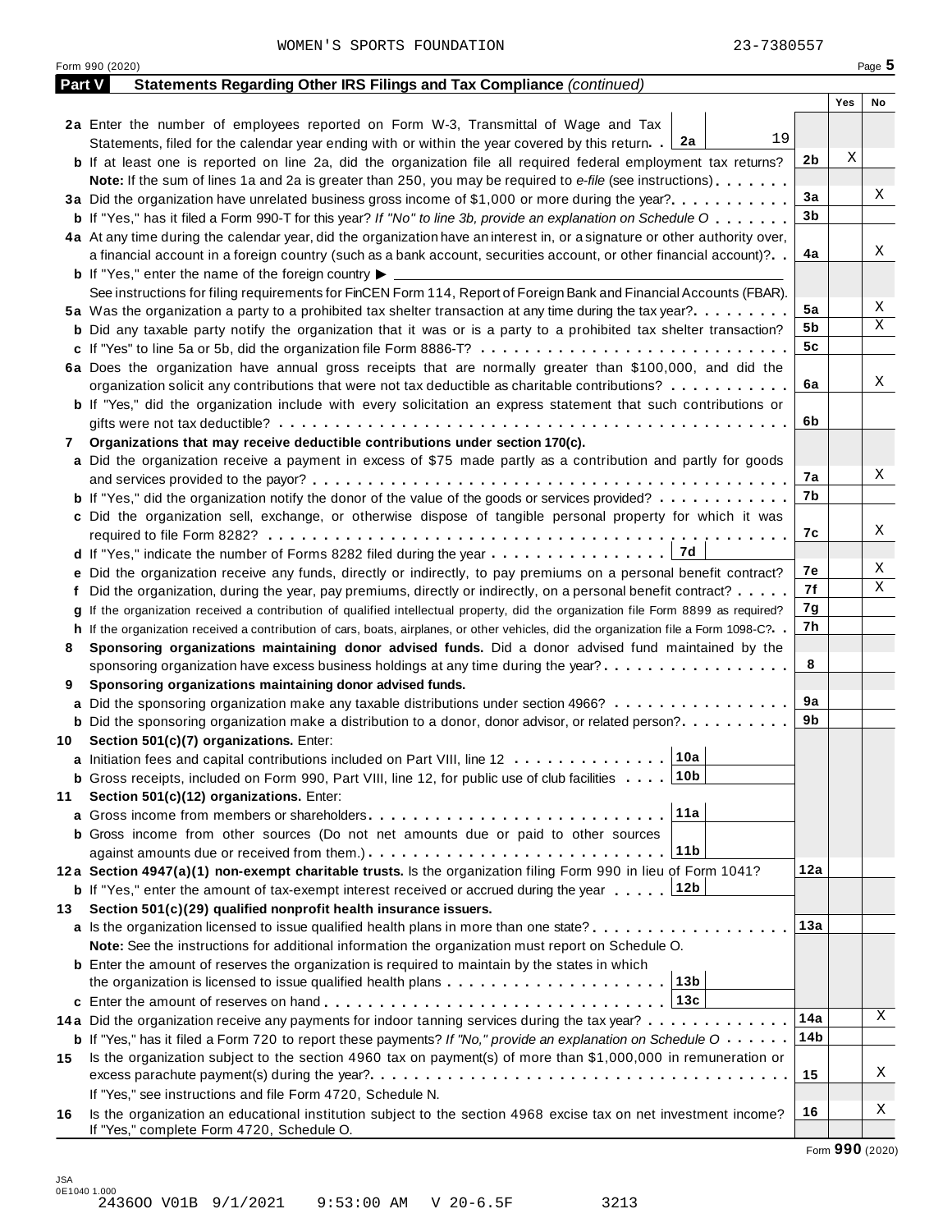WOMEN'S SPORTS FOUNDATION 23-7380557

Form 990 (2020) Page **5**

## Part V Statements Regarding Other IRS Filings and Tax Compliance *(continued)*

| | | | Yes | No |
|---|---|---|---|---|
| **2a** | Enter the number of employees reported on Form W-3, Transmittal of Wage and Tax Statements, filed for the calendar year ending with or within the year covered by this return . . **2a** 19 | | | |
| **b** | If at least one is reported on line 2a, did the organization file all required federal employment tax returns? | **2b** | X | |
| | **Note:** If the sum of lines 1a and 2a is greater than 250, you may be required to *e-file* (see instructions) | | | |
| **3a** | Did the organization have unrelated business gross income of $1,000 or more during the year? | **3a** | | X |
| **b** | If "Yes," has it filed a Form 990-T for this year? *If "No" to line 3b, provide an explanation on Schedule O* | **3b** | | |
| **4a** | At any time during the calendar year, did the organization have an interest in, or a signature or other authority over, a financial account in a foreign country (such as a bank account, securities account, or other financial account)? | **4a** | | X |
| **b** | If "Yes," enter the name of the foreign country ▶ | | | |
| | See instructions for filing requirements for FinCEN Form 114, Report of Foreign Bank and Financial Accounts (FBAR). | | | |
| **5a** | Was the organization a party to a prohibited tax shelter transaction at any time during the tax year? | **5a** | | X |
| **b** | Did any taxable party notify the organization that it was or is a party to a prohibited tax shelter transaction? | **5b** | | X |
| **c** | If "Yes" to line 5a or 5b, did the organization file Form 8886-T? | **5c** | | |
| **6a** | Does the organization have annual gross receipts that are normally greater than $100,000, and did the organization solicit any contributions that were not tax deductible as charitable contributions? | **6a** | | X |
| **b** | If "Yes," did the organization include with every solicitation an express statement that such contributions or gifts were not tax deductible? | **6b** | | |
| **7** | **Organizations that may receive deductible contributions under section 170(c).** | | | |
| **a** | Did the organization receive a payment in excess of $75 made partly as a contribution and partly for goods and services provided to the payor? | **7a** | | X |
| **b** | If "Yes," did the organization notify the donor of the value of the goods or services provided? | **7b** | | |
| **c** | Did the organization sell, exchange, or otherwise dispose of tangible personal property for which it was required to file Form 8282? | **7c** | | X |
| **d** | If "Yes," indicate the number of Forms 8282 filed during the year . . . **7d** | | | |
| **e** | Did the organization receive any funds, directly or indirectly, to pay premiums on a personal benefit contract? | **7e** | | X |
| **f** | Did the organization, during the year, pay premiums, directly or indirectly, on a personal benefit contract? | **7f** | | X |
| **g** | If the organization received a contribution of qualified intellectual property, did the organization file Form 8899 as required? | **7g** | | |
| **h** | If the organization received a contribution of cars, boats, airplanes, or other vehicles, did the organization file a Form 1098-C? | **7h** | | |
| **8** | **Sponsoring organizations maintaining donor advised funds.** Did a donor advised fund maintained by the sponsoring organization have excess business holdings at any time during the year? | **8** | | |
| **9** | **Sponsoring organizations maintaining donor advised funds.** | | | |
| **a** | Did the sponsoring organization make any taxable distributions under section 4966? | **9a** | | |
| **b** | Did the sponsoring organization make a distribution to a donor, donor advisor, or related person? | **9b** | | |
| **10** | **Section 501(c)(7) organizations.** Enter: | | | |
| **a** | Initiation fees and capital contributions included on Part VIII, line 12 . . . **10a** | | | |
| **b** | Gross receipts, included on Form 990, Part VIII, line 12, for public use of club facilities . . . **10b** | | | |
| **11** | **Section 501(c)(12) organizations.** Enter: | | | |
| **a** | Gross income from members or shareholders . . . **11a** | | | |
| **b** | Gross income from other sources (Do not net amounts due or paid to other sources against amounts due or received from them.) . . . **11b** | | | |
| **12a** | **Section 4947(a)(1) non-exempt charitable trusts.** Is the organization filing Form 990 in lieu of Form 1041? | **12a** | | |
| **b** | If "Yes," enter the amount of tax-exempt interest received or accrued during the year . . . **12b** | | | |
| **13** | **Section 501(c)(29) qualified nonprofit health insurance issuers.** | | | |
| **a** | Is the organization licensed to issue qualified health plans in more than one state? | **13a** | | |
| | **Note:** See the instructions for additional information the organization must report on Schedule O. | | | |
| **b** | Enter the amount of reserves the organization is required to maintain by the states in which the organization is licensed to issue qualified health plans . . . **13b** | | | |
| **c** | Enter the amount of reserves on hand . . . **13c** | | | |
| **14a** | Did the organization receive any payments for indoor tanning services during the tax year? | **14a** | | X |
| **b** | If "Yes," has it filed a Form 720 to report these payments? *If "No," provide an explanation on Schedule O* | **14b** | | |
| **15** | Is the organization subject to the section 4960 tax on payment(s) of more than $1,000,000 in remuneration or excess parachute payment(s) during the year? | **15** | | X |
| | If "Yes," see instructions and file Form 4720, Schedule N. | | | |
| **16** | Is the organization an educational institution subject to the section 4968 excise tax on net investment income? If "Yes," complete Form 4720, Schedule O. | **16** | | X |

Form **990** (2020)

JSA
0E1040 1.000
243600 V01B 9/1/2021 9:53:00 AM V 20-6.5F 3213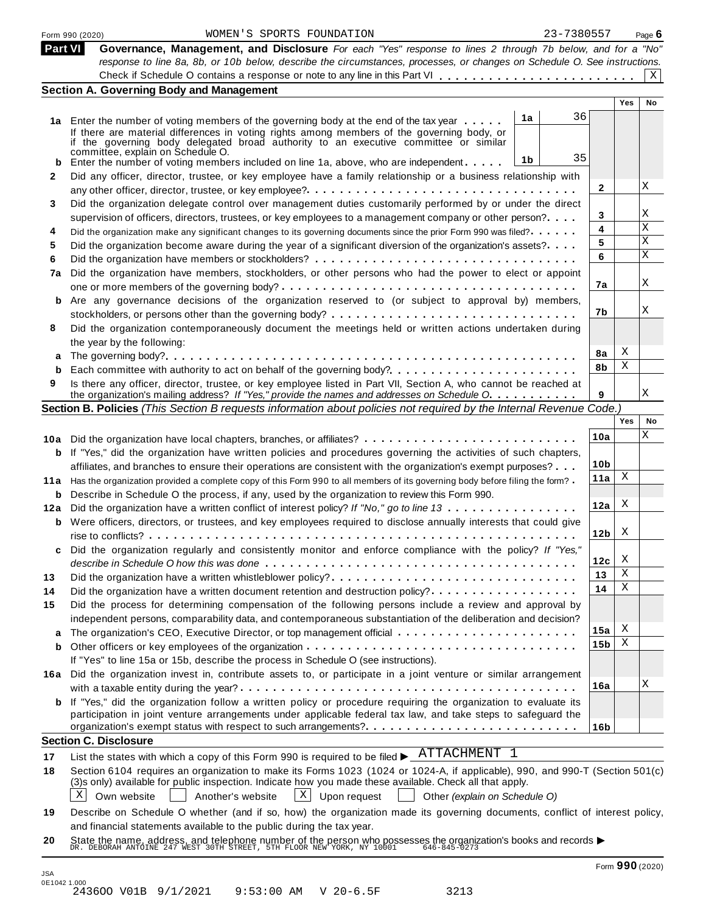Form 990 (2020) WOMEN'S SPORTS FOUNDATION 23-7380557 Page 6

## Part VI Governance, Management, and Disclosure

*For each "Yes" response to lines 2 through 7b below, and for a "No" response to line 8a, 8b, or 10b below, describe the circumstances, processes, or changes on Schedule O. See instructions.*

Check if Schedule O contains a response or note to any line in this Part VI . . . . . . . . . . . . . . . . . . . . . . . . [X]

### Section A. Governing Body and Management

| | | | | | Yes | No |
|---|---|---|---|---|---|---|
| **1a** | Enter the number of voting members of the governing body at the end of the tax year . . . . . If there are material differences in voting rights among members of the governing body, or if the governing body delegated broad authority to an executive committee or similar committee, explain on Schedule O. | 1a | 36 | | | |
| **b** | Enter the number of voting members included on line 1a, above, who are independent . . . . . | 1b | 35 | | | |
| **2** | Did any officer, director, trustee, or key employee have a family relationship or a business relationship with any other officer, director, trustee, or key employee? | | | 2 | | X |
| **3** | Did the organization delegate control over management duties customarily performed by or under the direct supervision of officers, directors, trustees, or key employees to a management company or other person? | | | 3 | | X |
| **4** | Did the organization make any significant changes to its governing documents since the prior Form 990 was filed? | | | 4 | | X |
| **5** | Did the organization become aware during the year of a significant diversion of the organization's assets? | | | 5 | | X |
| **6** | Did the organization have members or stockholders? | | | 6 | | X |
| **7a** | Did the organization have members, stockholders, or other persons who had the power to elect or appoint one or more members of the governing body? | | | 7a | | X |
| **b** | Are any governance decisions of the organization reserved to (or subject to approval by) members, stockholders, or persons other than the governing body? | | | 7b | | X |
| **8** | Did the organization contemporaneously document the meetings held or written actions undertaken during the year by the following: | | | | | |
| **a** | The governing body? | | | 8a | X | |
| **b** | Each committee with authority to act on behalf of the governing body? | | | 8b | X | |
| **9** | Is there any officer, director, trustee, or key employee listed in Part VII, Section A, who cannot be reached at the organization's mailing address? *If "Yes," provide the names and addresses on Schedule O* | | | 9 | | X |

### Section B. Policies *(This Section B requests information about policies not required by the Internal Revenue Code.)*

| | | | Yes | No |
|---|---|---|---|---|
| **10a** | Did the organization have local chapters, branches, or affiliates? | 10a | | X |
| **b** | If "Yes," did the organization have written policies and procedures governing the activities of such chapters, affiliates, and branches to ensure their operations are consistent with the organization's exempt purposes? | 10b | | |
| **11a** | Has the organization provided a complete copy of this Form 990 to all members of its governing body before filing the form? | 11a | X | |
| **b** | Describe in Schedule O the process, if any, used by the organization to review this Form 990. | | | |
| **12a** | Did the organization have a written conflict of interest policy? *If "No," go to line 13* | 12a | X | |
| **b** | Were officers, directors, or trustees, and key employees required to disclose annually interests that could give rise to conflicts? | 12b | X | |
| **c** | Did the organization regularly and consistently monitor and enforce compliance with the policy? *If "Yes," describe in Schedule O how this was done* | 12c | X | |
| **13** | Did the organization have a written whistleblower policy? | 13 | X | |
| **14** | Did the organization have a written document retention and destruction policy? | 14 | X | |
| **15** | Did the process for determining compensation of the following persons include a review and approval by independent persons, comparability data, and contemporaneous substantiation of the deliberation and decision? | | | |
| **a** | The organization's CEO, Executive Director, or top management official | 15a | X | |
| **b** | Other officers or key employees of the organization | 15b | X | |
| | If "Yes" to line 15a or 15b, describe the process in Schedule O (see instructions). | | | |
| **16a** | Did the organization invest in, contribute assets to, or participate in a joint venture or similar arrangement with a taxable entity during the year? | 16a | | X |
| **b** | If "Yes," did the organization follow a written policy or procedure requiring the organization to evaluate its participation in joint venture arrangements under applicable federal tax law, and take steps to safeguard the organization's exempt status with respect to such arrangements? | 16b | | |

### Section C. Disclosure

**17** List the states with which a copy of this Form 990 is required to be filed ▶ ATTACHMENT 1

**18** Section 6104 requires an organization to make its Forms 1023 (1024 or 1024-A, if applicable), 990, and 990-T (Section 501(c)(3)s only) available for public inspection. Indicate how you made these available. Check all that apply.

[X] Own website [ ] Another's website [X] Upon request [ ] Other *(explain on Schedule O)*

**19** Describe on Schedule O whether (and if so, how) the organization made its governing documents, conflict of interest policy, and financial statements available to the public during the tax year.

**20** State the name, address, and telephone number of the person who possesses the organization's books and records ▶
DR. DEBORAH ANTOINE 247 WEST 30TH STREET, 5TH FLOOR NEW YORK, NY 10001 646-845-0273

Form **990** (2020)

JSA 0E1042 1.000
243600 V01B 9/1/2021 9:53:00 AM V 20-6.5F 3213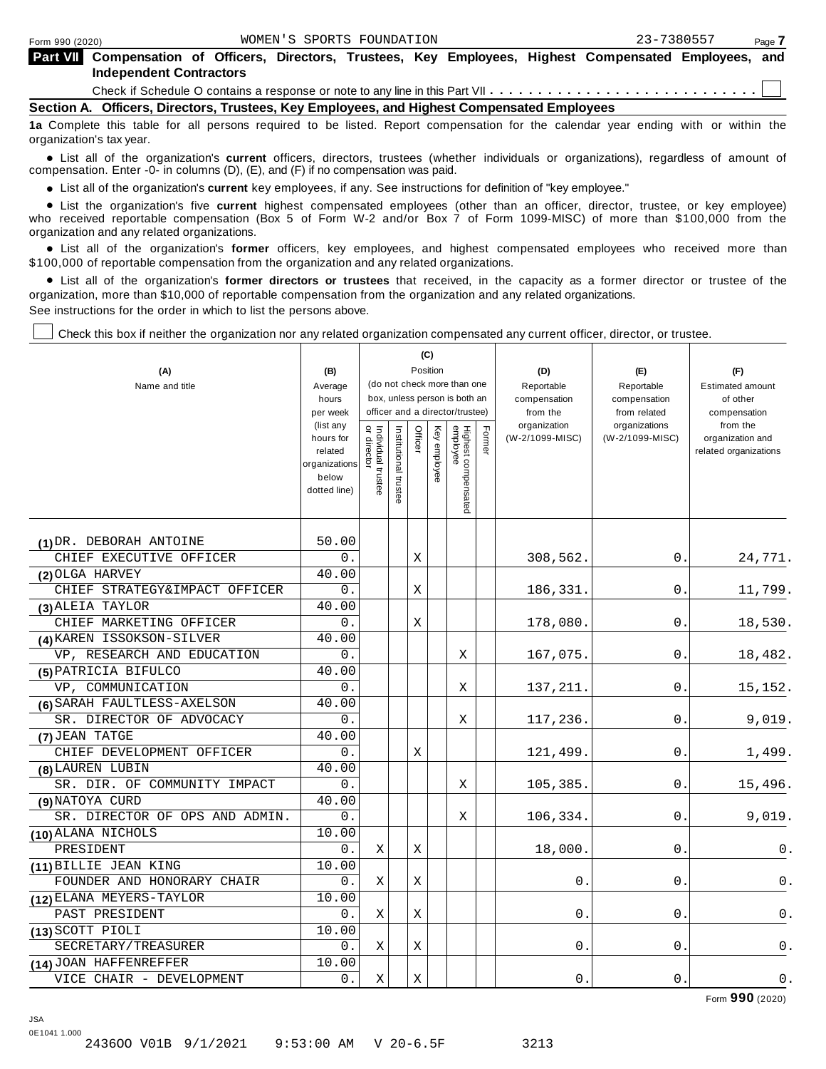Form 990 (2020) WOMEN'S SPORTS FOUNDATION 23-7380557

## Part VII Compensation of Officers, Directors, Trustees, Key Employees, Highest Compensated Employees, and Independent Contractors

Check if Schedule O contains a response or note to any line in this Part VII . . . . . . . . . . . . . . . . . . . . . . . . . . . ☐

### Section A. Officers, Directors, Trustees, Key Employees, and Highest Compensated Employees

**1a** Complete this table for all persons required to be listed. Report compensation for the calendar year ending with or within the organization's tax year.

- List all of the organization's **current** officers, directors, trustees (whether individuals or organizations), regardless of amount of compensation. Enter -0- in columns (D), (E), and (F) if no compensation was paid.
- List all of the organization's **current** key employees, if any. See instructions for definition of "key employee."
- List the organization's five **current** highest compensated employees (other than an officer, director, trustee, or key employee) who received reportable compensation (Box 5 of Form W-2 and/or Box 7 of Form 1099-MISC) of more than $100,000 from the organization and any related organizations.
- List all of the organization's **former** officers, key employees, and highest compensated employees who received more than $100,000 of reportable compensation from the organization and any related organizations.
- List all of the organization's **former directors or trustees** that received, in the capacity as a former director or trustee of the organization, more than $10,000 of reportable compensation from the organization and any related organizations.

See instructions for the order in which to list the persons above.

☐ Check this box if neither the organization nor any related organization compensated any current officer, director, or trustee.

| (A) Name and title | (B) Average hours per week (list any hours for related organizations below dotted line) | (C) Position (do not check more than one box, unless person is both an officer and a director/trustee): Individual trustee or director | Institutional trustee | Officer | Key employee | Highest compensated employee | Former | (D) Reportable compensation from the organization (W-2/1099-MISC) | (E) Reportable compensation from related organizations (W-2/1099-MISC) | (F) Estimated amount of other compensation from the organization and related organizations |
|---|---|---|---|---|---|---|---|---|---|---|
| (1) DR. DEBORAH ANTOINE<br>CHIEF EXECUTIVE OFFICER | 50.00<br>0. | | | X | | | | 308,562. | 0. | 24,771. |
| (2) OLGA HARVEY<br>CHIEF STRATEGY&IMPACT OFFICER | 40.00<br>0. | | | X | | | | 186,331. | 0. | 11,799. |
| (3) ALEIA TAYLOR<br>CHIEF MARKETING OFFICER | 40.00<br>0. | | | X | | | | 178,080. | 0. | 18,530. |
| (4) KAREN ISSOKSON-SILVER<br>VP, RESEARCH AND EDUCATION | 40.00<br>0. | | | | | X | | 167,075. | 0. | 18,482. |
| (5) PATRICIA BIFULCO<br>VP, COMMUNICATION | 40.00<br>0. | | | | | X | | 137,211. | 0. | 15,152. |
| (6) SARAH FAULTLESS-AXELSON<br>SR. DIRECTOR OF ADVOCACY | 40.00<br>0. | | | | | X | | 117,236. | 0. | 9,019. |
| (7) JEAN TATGE<br>CHIEF DEVELOPMENT OFFICER | 40.00<br>0. | | | X | | | | 121,499. | 0. | 1,499. |
| (8) LAUREN LUBIN<br>SR. DIR. OF COMMUNITY IMPACT | 40.00<br>0. | | | | | X | | 105,385. | 0. | 15,496. |
| (9) NATOYA CURD<br>SR. DIRECTOR OF OPS AND ADMIN. | 40.00<br>0. | | | | | X | | 106,334. | 0. | 9,019. |
| (10) ALANA NICHOLS<br>PRESIDENT | 10.00<br>0. | X | | X | | | | 18,000. | 0. | 0. |
| (11) BILLIE JEAN KING<br>FOUNDER AND HONORARY CHAIR | 10.00<br>0. | X | | X | | | | 0. | 0. | 0. |
| (12) ELANA MEYERS-TAYLOR<br>PAST PRESIDENT | 10.00<br>0. | X | | X | | | | 0. | 0. | 0. |
| (13) SCOTT PIOLI<br>SECRETARY/TREASURER | 10.00<br>0. | X | | X | | | | 0. | 0. | 0. |
| (14) JOAN HAFFENREFFER<br>VICE CHAIR - DEVELOPMENT | 10.00<br>0. | X | | X | | | | 0. | 0. | 0. |

Form **990** (2020)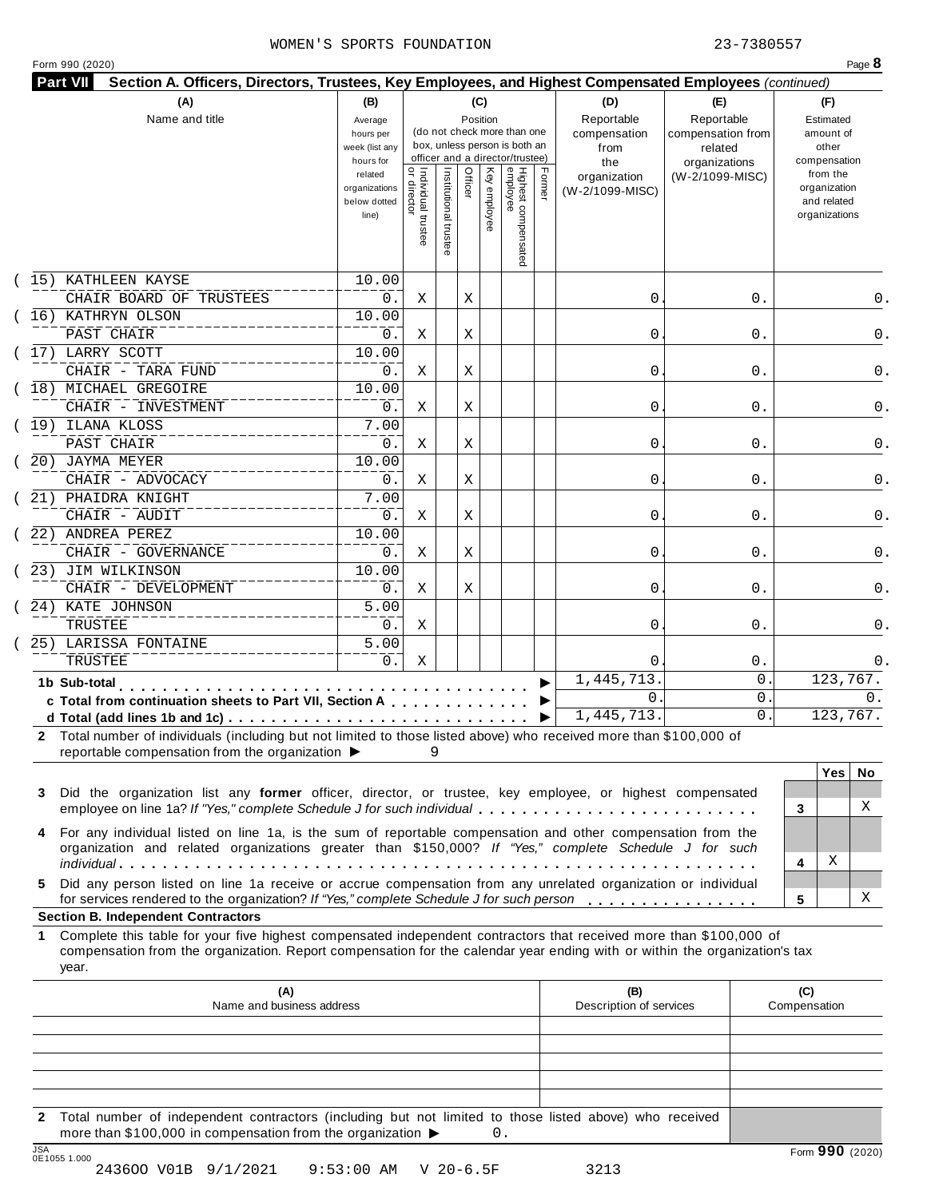WOMEN'S SPORTS FOUNDATION 23-7380557

Form 990 (2020)

**Part VII Section A. Officers, Directors, Trustees, Key Employees, and Highest Compensated Employees** *(continued)*

| (A) Name and title | (B) Average hours per week (list any hours for related organizations below dotted line) | (C) Position: Individual trustee or director | Institutional trustee | Officer | Key employee | Highest compensated employee | Former | (D) Reportable compensation from the organization (W-2/1099-MISC) | (E) Reportable compensation from related organizations (W-2/1099-MISC) | (F) Estimated amount of other compensation from the organization and related organizations |
|---|---|---|---|---|---|---|---|---|---|---|
| (15) KATHLEEN KAYSE<br>CHAIR BOARD OF TRUSTEES | 10.00<br>0. | X | | X | | | | 0. | 0. | 0. |
| (16) KATHRYN OLSON<br>PAST CHAIR | 10.00<br>0. | X | | X | | | | 0. | 0. | 0. |
| (17) LARRY SCOTT<br>CHAIR - TARA FUND | 10.00<br>0. | X | | X | | | | 0. | 0. | 0. |
| (18) MICHAEL GREGOIRE<br>CHAIR - INVESTMENT | 10.00<br>0. | X | | X | | | | 0. | 0. | 0. |
| (19) ILANA KLOSS<br>PAST CHAIR | 7.00<br>0. | X | | X | | | | 0. | 0. | 0. |
| (20) JAYMA MEYER<br>CHAIR - ADVOCACY | 10.00<br>0. | X | | X | | | | 0. | 0. | 0. |
| (21) PHAIDRA KNIGHT<br>CHAIR - AUDIT | 7.00<br>0. | X | | X | | | | 0. | 0. | 0. |
| (22) ANDREA PEREZ<br>CHAIR - GOVERNANCE | 10.00<br>0. | X | | X | | | | 0. | 0. | 0. |
| (23) JIM WILKINSON<br>CHAIR - DEVELOPMENT | 10.00<br>0. | X | | X | | | | 0. | 0. | 0. |
| (24) KATE JOHNSON<br>TRUSTEE | 5.00<br>0. | X | | | | | | 0. | 0. | 0. |
| (25) LARISSA FONTAINE<br>TRUSTEE | 5.00<br>0. | X | | | | | | 0. | 0. | 0. |
| **1b Sub-total** | | | | | | | | 1,445,713. | 0. | 123,767. |
| **c Total from continuation sheets to Part VII, Section A** | | | | | | | | 0. | 0. | 0. |
| **d Total (add lines 1b and 1c)** | | | | | | | | 1,445,713. | 0. | 123,767. |

**2** Total number of individuals (including but not limited to those listed above) who received more than $100,000 of reportable compensation from the organization ▶ 9

| | | Yes | No |
|---|---|---|---|
| **3** Did the organization list any **former** officer, director, or trustee, key employee, or highest compensated employee on line 1a? *If "Yes," complete Schedule J for such individual* | 3 | | X |
| **4** For any individual listed on line 1a, is the sum of reportable compensation and other compensation from the organization and related organizations greater than $150,000? *If "Yes," complete Schedule J for such individual* | 4 | X | |
| **5** Did any person listed on line 1a receive or accrue compensation from any unrelated organization or individual for services rendered to the organization? *If "Yes," complete Schedule J for such person* | 5 | | X |

**Section B. Independent Contractors**

**1** Complete this table for your five highest compensated independent contractors that received more than $100,000 of compensation from the organization. Report compensation for the calendar year ending with or within the organization's tax year.

| (A) Name and business address | (B) Description of services | (C) Compensation |
|---|---|---|
| | | |
| | | |
| | | |
| | | |
| | | |

**2** Total number of independent contractors (including but not limited to those listed above) who received more than $100,000 in compensation from the organization ▶ 0.

Form **990** (2020)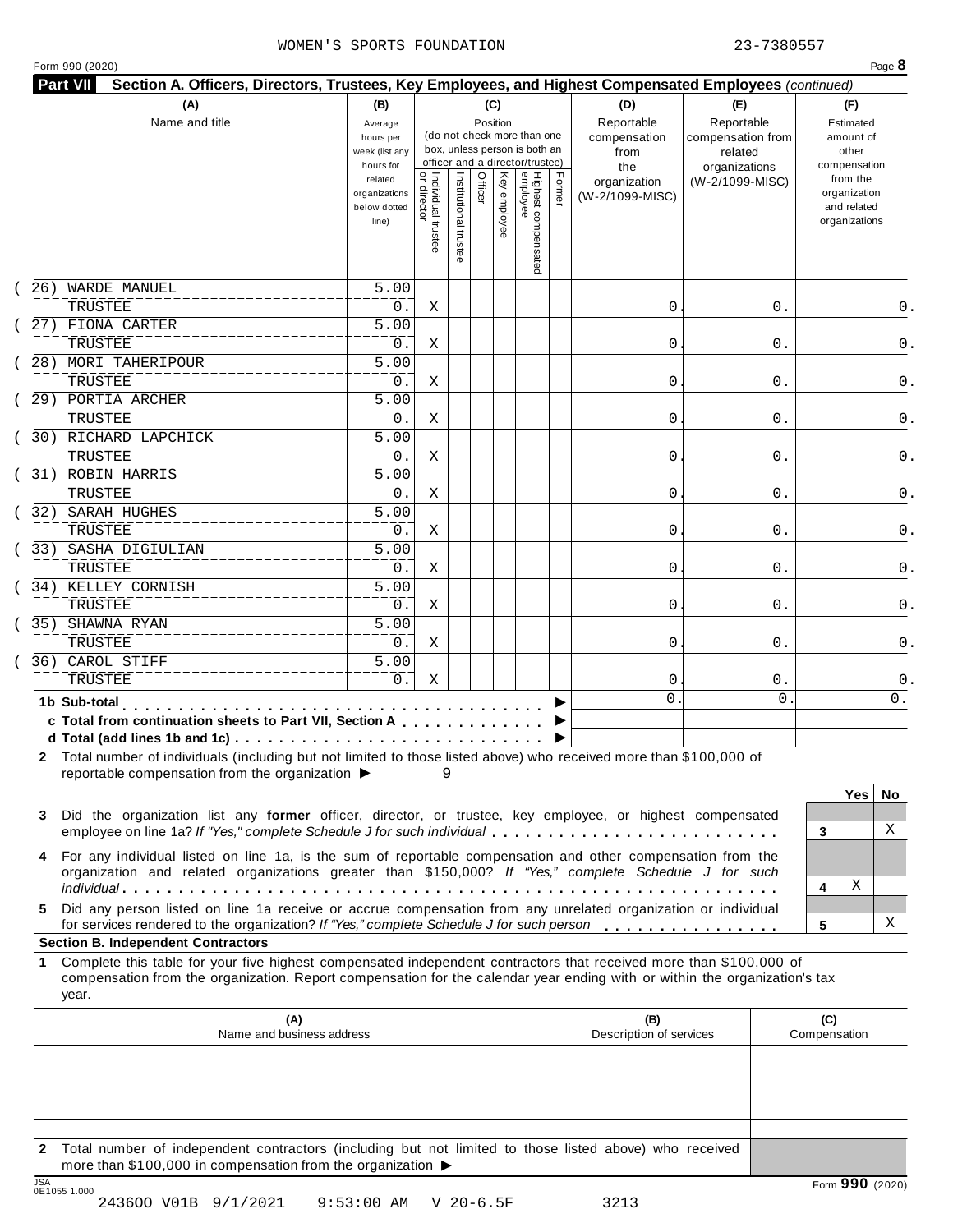WOMEN'S SPORTS FOUNDATION 23-7380557

Form 990 (2020)

**Part VII Section A. Officers, Directors, Trustees, Key Employees, and Highest Compensated Employees** *(continued)*

| (A) Name and title | (B) Average hours per week (list any hours for related organizations below dotted line) | (C) Position: Individual trustee or director | Institutional trustee | Officer | Key employee | Highest compensated employee | Former | (D) Reportable compensation from the organization (W-2/1099-MISC) | (E) Reportable compensation from related organizations (W-2/1099-MISC) | (F) Estimated amount of other compensation from the organization and related organizations |
|---|---|---|---|---|---|---|---|---|---|---|
| (26) WARDE MANUEL<br>TRUSTEE | 5.00<br>0. | X | | | | | | 0. | 0. | 0. |
| (27) FIONA CARTER<br>TRUSTEE | 5.00<br>0. | X | | | | | | 0. | 0. | 0. |
| (28) MORI TAHERIPOUR<br>TRUSTEE | 5.00<br>0. | X | | | | | | 0. | 0. | 0. |
| (29) PORTIA ARCHER<br>TRUSTEE | 5.00<br>0. | X | | | | | | 0. | 0. | 0. |
| (30) RICHARD LAPCHICK<br>TRUSTEE | 5.00<br>0. | X | | | | | | 0. | 0. | 0. |
| (31) ROBIN HARRIS<br>TRUSTEE | 5.00<br>0. | X | | | | | | 0. | 0. | 0. |
| (32) SARAH HUGHES<br>TRUSTEE | 5.00<br>0. | X | | | | | | 0. | 0. | 0. |
| (33) SASHA DIGIULIAN<br>TRUSTEE | 5.00<br>0. | X | | | | | | 0. | 0. | 0. |
| (34) KELLEY CORNISH<br>TRUSTEE | 5.00<br>0. | X | | | | | | 0. | 0. | 0. |
| (35) SHAWNA RYAN<br>TRUSTEE | 5.00<br>0. | X | | | | | | 0. | 0. | 0. |
| (36) CAROL STIFF<br>TRUSTEE | 5.00<br>0. | X | | | | | | 0. | 0. | 0. |
| **1b Sub-total** | | | | | | | | 0. | 0. | 0. |
| **c Total from continuation sheets to Part VII, Section A** | | | | | | | | | | |
| **d Total (add lines 1b and 1c)** | | | | | | | | | | |

**2** Total number of individuals (including but not limited to those listed above) who received more than $100,000 of reportable compensation from the organization ► 9

| | | Yes | No |
|---|---|---|---|
| **3** Did the organization list any **former** officer, director, or trustee, key employee, or highest compensated employee on line 1a? *If "Yes," complete Schedule J for such individual* | 3 | | X |
| **4** For any individual listed on line 1a, is the sum of reportable compensation and other compensation from the organization and related organizations greater than $150,000? *If "Yes," complete Schedule J for such individual* | 4 | X | |
| **5** Did any person listed on line 1a receive or accrue compensation from any unrelated organization or individual for services rendered to the organization? *If "Yes," complete Schedule J for such person* | 5 | | X |

**Section B. Independent Contractors**

**1** Complete this table for your five highest compensated independent contractors that received more than $100,000 of compensation from the organization. Report compensation for the calendar year ending with or within the organization's tax year.

| (A) Name and business address | (B) Description of services | (C) Compensation |
|---|---|---|
| | | |
| | | |
| | | |
| | | |
| | | |

**2** Total number of independent contractors (including but not limited to those listed above) who received more than $100,000 in compensation from the organization ►

JSA 0E1055 1.000

Form **990** (2020)

2436OO V01B 9/1/2021 9:53:00 AM V 20-6.5F 3213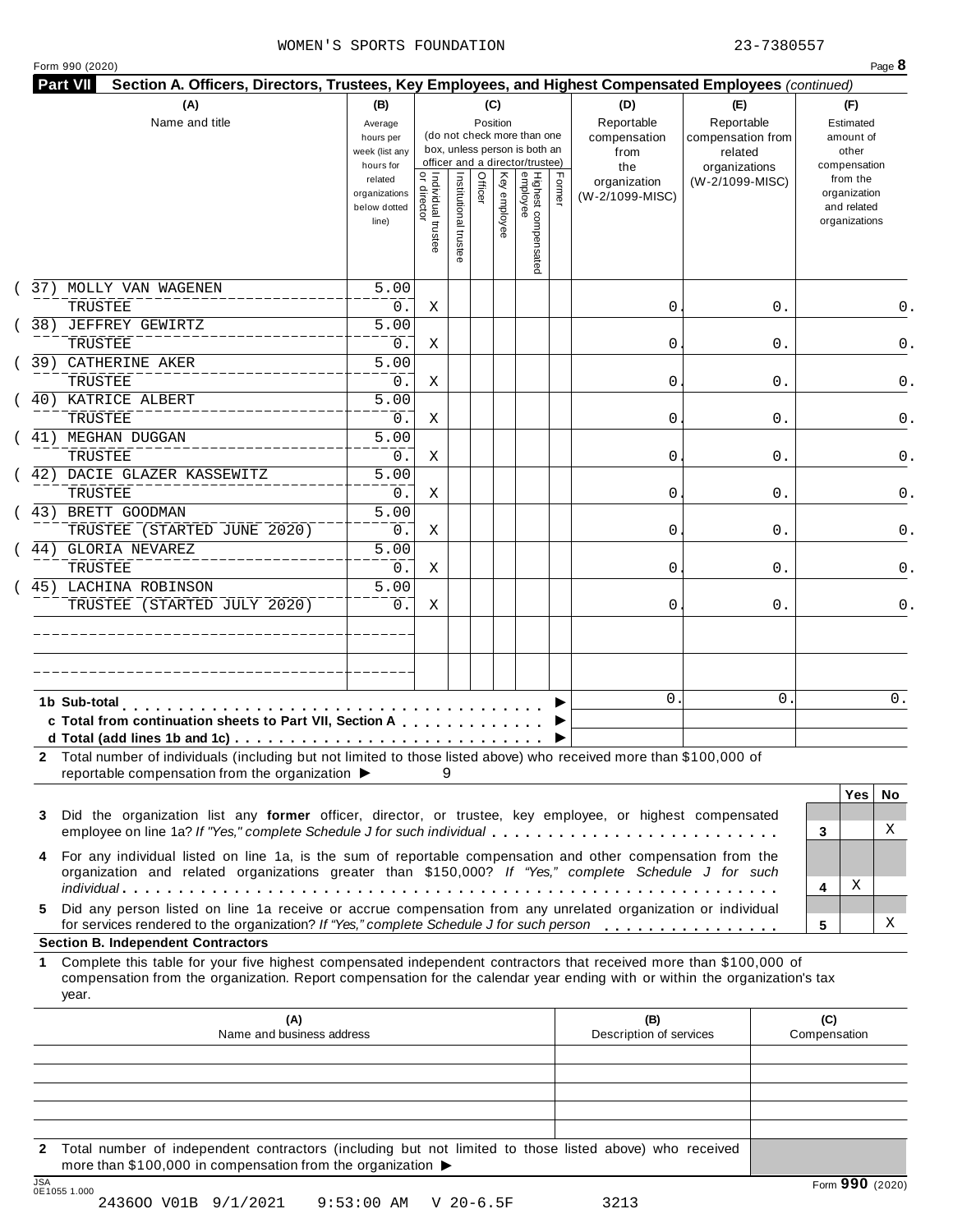WOMEN'S SPORTS FOUNDATION 23-7380557

Form 990 (2020)

**Part VII Section A. Officers, Directors, Trustees, Key Employees, and Highest Compensated Employees** *(continued)*

| (A) Name and title | (B) Average hours per week (list any hours for related organizations below dotted line) | (C) Position: Individual trustee or director | Institutional trustee | Officer | Key employee | Highest compensated employee | Former | (D) Reportable compensation from the organization (W-2/1099-MISC) | (E) Reportable compensation from related organizations (W-2/1099-MISC) | (F) Estimated amount of other compensation from the organization and related organizations |
|---|---|---|---|---|---|---|---|---|---|---|
| (37) MOLLY VAN WAGENEN<br>TRUSTEE | 5.00<br>0. | X | | | | | | 0. | 0. | 0. |
| (38) JEFFREY GEWIRTZ<br>TRUSTEE | 5.00<br>0. | X | | | | | | 0. | 0. | 0. |
| (39) CATHERINE AKER<br>TRUSTEE | 5.00<br>0. | X | | | | | | 0. | 0. | 0. |
| (40) KATRICE ALBERT<br>TRUSTEE | 5.00<br>0. | X | | | | | | 0. | 0. | 0. |
| (41) MEGHAN DUGGAN<br>TRUSTEE | 5.00<br>0. | X | | | | | | 0. | 0. | 0. |
| (42) DACIE GLAZER KASSEWITZ<br>TRUSTEE | 5.00<br>0. | X | | | | | | 0. | 0. | 0. |
| (43) BRETT GOODMAN<br>TRUSTEE (STARTED JUNE 2020) | 5.00<br>0. | X | | | | | | 0. | 0. | 0. |
| (44) GLORIA NEVAREZ<br>TRUSTEE | 5.00<br>0. | X | | | | | | 0. | 0. | 0. |
| (45) LACHINA ROBINSON<br>TRUSTEE (STARTED JULY 2020) | 5.00<br>0. | X | | | | | | 0. | 0. | 0. |
| | | | | | | | | | | |
| | | | | | | | | | | |
| **1b Sub-total** ▶ | | | | | | | | 0. | 0. | 0. |
| **c Total from continuation sheets to Part VII, Section A** ▶ | | | | | | | | | | |
| **d Total (add lines 1b and 1c)** ▶ | | | | | | | | | | |

**2** Total number of individuals (including but not limited to those listed above) who received more than $100,000 of reportable compensation from the organization ▶ 9

| | | Yes | No |
|---|---|---|---|
| **3** Did the organization list any **former** officer, director, or trustee, key employee, or highest compensated employee on line 1a? *If "Yes," complete Schedule J for such individual* | 3 | | X |
| **4** For any individual listed on line 1a, is the sum of reportable compensation and other compensation from the organization and related organizations greater than $150,000? *If "Yes," complete Schedule J for such individual* | 4 | X | |
| **5** Did any person listed on line 1a receive or accrue compensation from any unrelated organization or individual for services rendered to the organization? *If "Yes," complete Schedule J for such person* | 5 | | X |

**Section B. Independent Contractors**

**1** Complete this table for your five highest compensated independent contractors that received more than $100,000 of compensation from the organization. Report compensation for the calendar year ending with or within the organization's tax year.

| (A) Name and business address | (B) Description of services | (C) Compensation |
|---|---|---|
| | | |
| | | |
| | | |
| | | |
| | | |

**2** Total number of independent contractors (including but not limited to those listed above) who received more than $100,000 in compensation from the organization ▶

JSA 0E1055 1.000

Form **990** (2020)

2436OO V01B 9/1/2021 9:53:00 AM V 20-6.5F 3213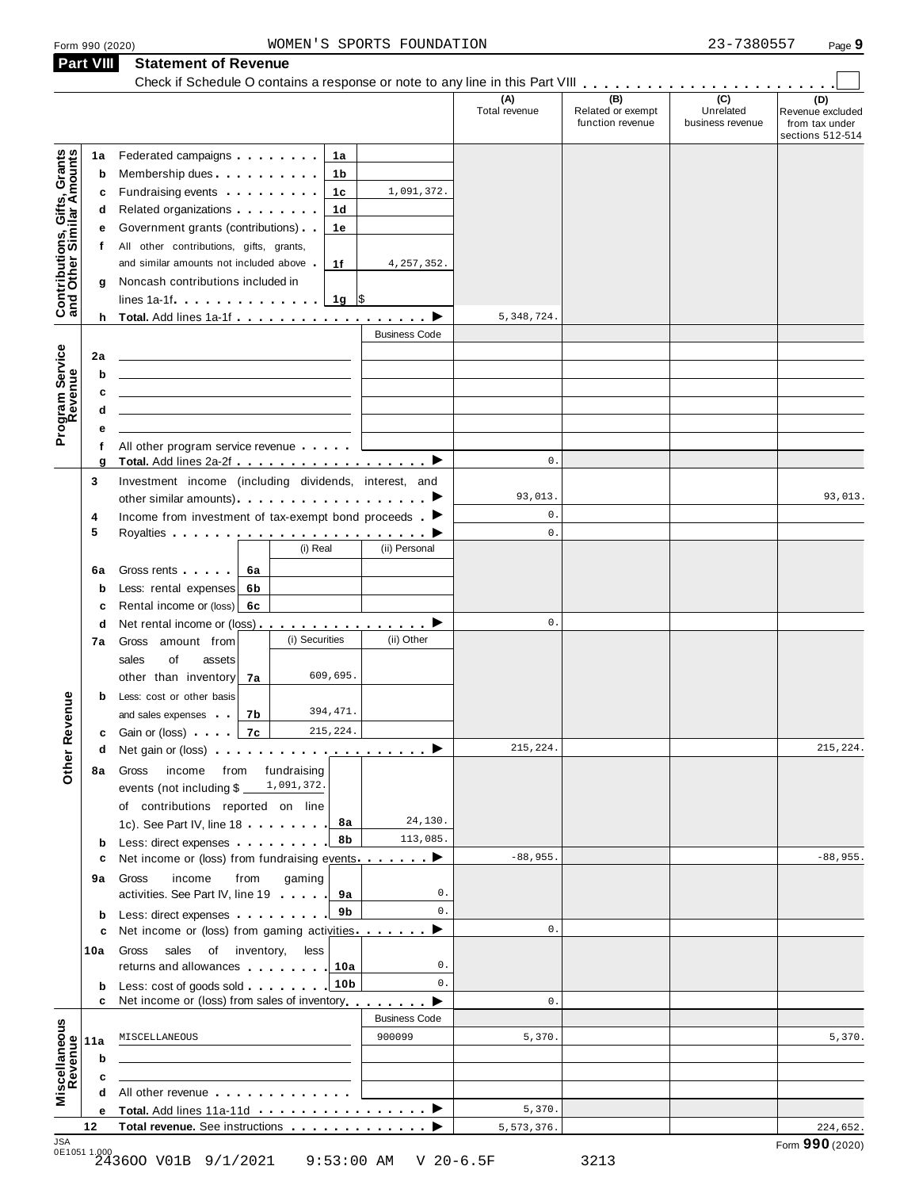Form 990 (2020) WOMEN'S SPORTS FOUNDATION 23-7380557 Page 9

## Part VIII Statement of Revenue

Check if Schedule O contains a response or note to any line in this Part VIII . . . . . . . . . . . . . . . . . . . . . . . . ☐

| | | | | (A) Total revenue | (B) Related or exempt function revenue | (C) Unrelated business revenue | (D) Revenue excluded from tax under sections 512-514 |
|---|---|---|---|---|---|---|---|
| **Contributions, Gifts, Grants and Other Similar Amounts** | 1a | Federated campaigns . . . . . . . . 1a | | | | | |
| | b | Membership dues . . . . . . . . . . 1b | | | | | |
| | c | Fundraising events . . . . . . . . . 1c | 1,091,372. | | | | |
| | d | Related organizations . . . . . . . . 1d | | | | | |
| | e | Government grants (contributions) . . 1e | | | | | |
| | f | All other contributions, gifts, grants, and similar amounts not included above . 1f | 4,257,352. | | | | |
| | g | Noncash contributions included in lines 1a-1f . . . . . . . . . . . . . 1g | $ | | | | |
| | h | **Total.** Add lines 1a-1f . . . . . . . . . . . . . . . . . . ▶ | | 5,348,724. | | | |
| **Program Service Revenue** | | | Business Code | | | | |
| | 2a | | | | | | |
| | b | | | | | | |
| | c | | | | | | |
| | d | | | | | | |
| | e | | | | | | |
| | f | All other program service revenue . . . . . | | | | | |
| | g | **Total.** Add lines 2a-2f . . . . . . . . . . . . . . . . . . ▶ | | 0. | | | |
| **Other Revenue** | 3 | Investment income (including dividends, interest, and other similar amounts) . . . . . . . . . . . . . . . . . ▶ | | 93,013. | | | 93,013. |
| | 4 | Income from investment of tax-exempt bond proceeds . ▶ | | 0. | | | |
| | 5 | Royalties . . . . . . . . . . . . . . . . . . . . . . . ▶ | | 0. | | | |
| | | | (i) Real / (ii) Personal | | | | |
| | 6a | Gross rents . . . . . 6a | | | | | |
| | b | Less: rental expenses 6b | | | | | |
| | c | Rental income or (loss) 6c | | | | | |
| | d | Net rental income or (loss) . . . . . . . . . . . . . . . . ▶ | | 0. | | | |
| | | | (i) Securities / (ii) Other | | | | |
| | 7a | Gross amount from sales of assets other than inventory 7a | (i) 609,695. | | | | |
| | b | Less: cost or other basis and sales expenses . . 7b | (i) 394,471. | | | | |
| | c | Gain or (loss) . . . . 7c | (i) 215,224. | | | | |
| | d | Net gain or (loss) . . . . . . . . . . . . . . . . . . . . ▶ | | 215,224. | | | 215,224. |
| | 8a | Gross income from fundraising events (not including $ 1,091,372. of contributions reported on line 1c). See Part IV, line 18 . . . . . . . . 8a | 24,130. | | | | |
| | b | Less: direct expenses . . . . . . . . . 8b | 113,085. | | | | |
| | c | Net income or (loss) from fundraising events . . . . . . . ▶ | | -88,955. | | | -88,955. |
| | 9a | Gross income from gaming activities. See Part IV, line 19 . . . . . 9a | 0. | | | | |
| | b | Less: direct expenses . . . . . . . . . 9b | 0. | | | | |
| | c | Net income or (loss) from gaming activities . . . . . . . ▶ | | 0. | | | |
| | 10a | Gross sales of inventory, less returns and allowances . . . . . . . . 10a | 0. | | | | |
| | b | Less: cost of goods sold . . . . . . . . 10b | 0. | | | | |
| | c | Net income or (loss) from sales of inventory . . . . . . . . ▶ | | 0. | | | |
| **Miscellaneous Revenue** | | | Business Code | | | | |
| | 11a | MISCELLANEOUS | 900099 | 5,370. | | | 5,370. |
| | b | | | | | | |
| | c | | | | | | |
| | d | All other revenue . . . . . . . . . . . . . | | | | | |
| | e | **Total.** Add lines 11a-11d . . . . . . . . . . . . . . . . ▶ | | 5,370. | | | |
| | 12 | **Total revenue.** See instructions . . . . . . . . . . . . . ▶ | | 5,573,376. | | | 224,652. |

JSA 0E1051 1.000

243600 V01B 9/1/2021 9:53:00 AM V 20-6.5F 3213

Form **990** (2020)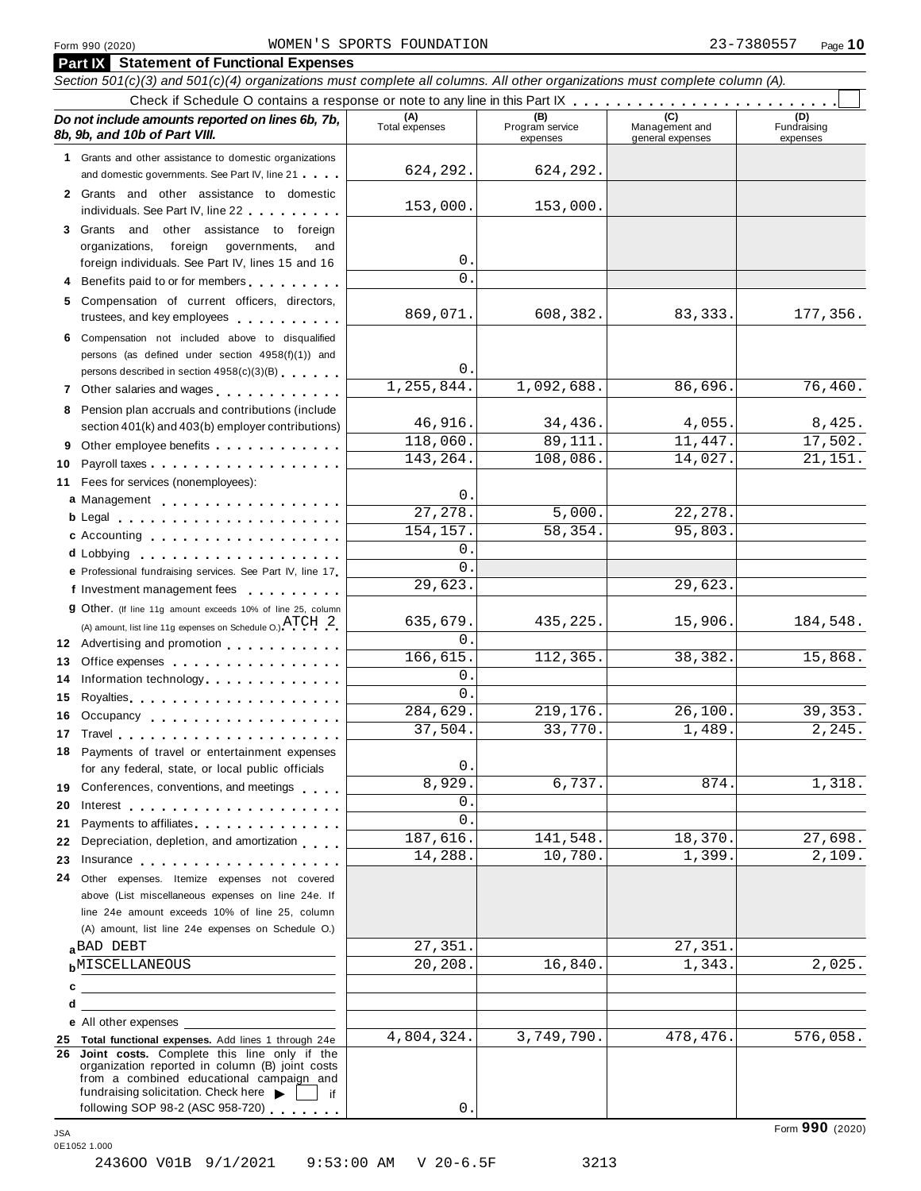Form 990 (2020) WOMEN'S SPORTS FOUNDATION 23-7380557 Page 10

## Part IX Statement of Functional Expenses

*Section 501(c)(3) and 501(c)(4) organizations must complete all columns. All other organizations must complete column (A).*

Check if Schedule O contains a response or note to any line in this Part IX

| *Do not include amounts reported on lines 6b, 7b, 8b, 9b, and 10b of Part VIII.* | (A) Total expenses | (B) Program service expenses | (C) Management and general expenses | (D) Fundraising expenses |
|---|---|---|---|---|
| 1 Grants and other assistance to domestic organizations and domestic governments. See Part IV, line 21 | 624,292. | 624,292. | | |
| 2 Grants and other assistance to domestic individuals. See Part IV, line 22 | 153,000. | 153,000. | | |
| 3 Grants and other assistance to foreign organizations, foreign governments, and foreign individuals. See Part IV, lines 15 and 16 | 0. | | | |
| 4 Benefits paid to or for members | 0. | | | |
| 5 Compensation of current officers, directors, trustees, and key employees | 869,071. | 608,382. | 83,333. | 177,356. |
| 6 Compensation not included above to disqualified persons (as defined under section 4958(f)(1)) and persons described in section 4958(c)(3)(B) | 0. | | | |
| 7 Other salaries and wages | 1,255,844. | 1,092,688. | 86,696. | 76,460. |
| 8 Pension plan accruals and contributions (include section 401(k) and 403(b) employer contributions) | 46,916. | 34,436. | 4,055. | 8,425. |
| 9 Other employee benefits | 118,060. | 89,111. | 11,447. | 17,502. |
| 10 Payroll taxes | 143,264. | 108,086. | 14,027. | 21,151. |
| 11 Fees for services (nonemployees): | | | | |
| a Management | 0. | | | |
| b Legal | 27,278. | 5,000. | 22,278. | |
| c Accounting | 154,157. | 58,354. | 95,803. | |
| d Lobbying | 0. | | | |
| e Professional fundraising services. See Part IV, line 17 | 0. | | | |
| f Investment management fees | 29,623. | | 29,623. | |
| g Other. (If line 11g amount exceeds 10% of line 25, column (A) amount, list line 11g expenses on Schedule O.) ATCH 2 | 635,679. | 435,225. | 15,906. | 184,548. |
| 12 Advertising and promotion | 0. | | | |
| 13 Office expenses | 166,615. | 112,365. | 38,382. | 15,868. |
| 14 Information technology | 0. | | | |
| 15 Royalties | 0. | | | |
| 16 Occupancy | 284,629. | 219,176. | 26,100. | 39,353. |
| 17 Travel | 37,504. | 33,770. | 1,489. | 2,245. |
| 18 Payments of travel or entertainment expenses for any federal, state, or local public officials | 0. | | | |
| 19 Conferences, conventions, and meetings | 8,929. | 6,737. | 874. | 1,318. |
| 20 Interest | 0. | | | |
| 21 Payments to affiliates | 0. | | | |
| 22 Depreciation, depletion, and amortization | 187,616. | 141,548. | 18,370. | 27,698. |
| 23 Insurance | 14,288. | 10,780. | 1,399. | 2,109. |
| 24 Other expenses. Itemize expenses not covered above (List miscellaneous expenses on line 24e. If line 24e amount exceeds 10% of line 25, column (A) amount, list line 24e expenses on Schedule O.) | | | | |
| a BAD DEBT | 27,351. | | 27,351. | |
| b MISCELLANEOUS | 20,208. | 16,840. | 1,343. | 2,025. |
| c | | | | |
| d | | | | |
| e All other expenses | | | | |
| 25 **Total functional expenses.** Add lines 1 through 24e | 4,804,324. | 3,749,790. | 478,476. | 576,058. |
| 26 **Joint costs.** Complete this line only if the organization reported in column (B) joint costs from a combined educational campaign and fundraising solicitation. Check here ▶ ☐ if following SOP 98-2 (ASC 958-720) | 0. | | | |

Form **990** (2020)

JSA
0E1052 1.000

243600 V01B 9/1/2021 9:53:00 AM V 20-6.5F 3213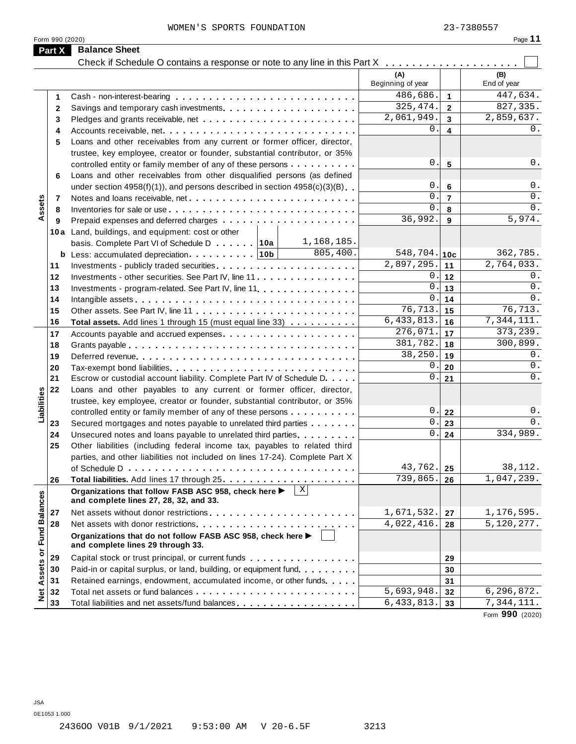WOMEN'S SPORTS FOUNDATION 23-7380557

Form 990 (2020)

## Part X Balance Sheet

Check if Schedule O contains a response or note to any line in this Part X . . . . . . . . . . . . . . . . . . . ☐

| | | | (A) Beginning of year | | (B) End of year |
|---|---|---|---|---|---|
| Assets | 1 | Cash - non-interest-bearing | 486,686. | 1 | 447,634. |
| | 2 | Savings and temporary cash investments | 325,474. | 2 | 827,335. |
| | 3 | Pledges and grants receivable, net | 2,061,949. | 3 | 2,859,637. |
| | 4 | Accounts receivable, net | 0. | 4 | 0. |
| | 5 | Loans and other receivables from any current or former officer, director, trustee, key employee, creator or founder, substantial contributor, or 35% controlled entity or family member of any of these persons | 0. | 5 | 0. |
| | 6 | Loans and other receivables from other disqualified persons (as defined under section 4958(f)(1)), and persons described in section 4958(c)(3)(B) | 0. | 6 | 0. |
| | 7 | Notes and loans receivable, net | 0. | 7 | 0. |
| | 8 | Inventories for sale or use | 0. | 8 | 0. |
| | 9 | Prepaid expenses and deferred charges | 36,992. | 9 | 5,974. |
| | 10a | Land, buildings, and equipment: cost or other basis. Complete Part VI of Schedule D . . . . . . 10a 1,168,185. | | | |
| | b | Less: accumulated depreciation . . . . . . . . . 10b 805,400. | 548,704. | 10c | 362,785. |
| | 11 | Investments - publicly traded securities | 2,897,295. | 11 | 2,764,033. |
| | 12 | Investments - other securities. See Part IV, line 11 | 0. | 12 | 0. |
| | 13 | Investments - program-related. See Part IV, line 11 | 0. | 13 | 0. |
| | 14 | Intangible assets | 0. | 14 | 0. |
| | 15 | Other assets. See Part IV, line 11 | 76,713. | 15 | 76,713. |
| | 16 | **Total assets.** Add lines 1 through 15 (must equal line 33) | 6,433,813. | 16 | 7,344,111. |
| Liabilities | 17 | Accounts payable and accrued expenses | 276,071. | 17 | 373,239. |
| | 18 | Grants payable | 381,782. | 18 | 300,899. |
| | 19 | Deferred revenue | 38,250. | 19 | 0. |
| | 20 | Tax-exempt bond liabilities | 0. | 20 | 0. |
| | 21 | Escrow or custodial account liability. Complete Part IV of Schedule D | 0. | 21 | 0. |
| | 22 | Loans and other payables to any current or former officer, director, trustee, key employee, creator or founder, substantial contributor, or 35% controlled entity or family member of any of these persons | 0. | 22 | 0. |
| | 23 | Secured mortgages and notes payable to unrelated third parties | 0. | 23 | 0. |
| | 24 | Unsecured notes and loans payable to unrelated third parties | 0. | 24 | 334,989. |
| | 25 | Other liabilities (including federal income tax, payables to related third parties, and other liabilities not included on lines 17-24). Complete Part X of Schedule D | 43,762. | 25 | 38,112. |
| | 26 | **Total liabilities.** Add lines 17 through 25 | 739,865. | 26 | 1,047,239. |
| Net Assets or Fund Balances | | **Organizations that follow FASB ASC 958, check here ▶** ☒ **and complete lines 27, 28, 32, and 33.** | | | |
| | 27 | Net assets without donor restrictions | 1,671,532. | 27 | 1,176,595. |
| | 28 | Net assets with donor restrictions | 4,022,416. | 28 | 5,120,277. |
| | | **Organizations that do not follow FASB ASC 958, check here ▶** ☐ **and complete lines 29 through 33.** | | | |
| | 29 | Capital stock or trust principal, or current funds | | 29 | |
| | 30 | Paid-in or capital surplus, or land, building, or equipment fund | | 30 | |
| | 31 | Retained earnings, endowment, accumulated income, or other funds | | 31 | |
| | 32 | Total net assets or fund balances | 5,693,948. | 32 | 6,296,872. |
| | 33 | Total liabilities and net assets/fund balances | 6,433,813. | 33 | 7,344,111. |

Form **990** (2020)

JSA
0E1053 1.000

24360O V01B 9/1/2021 9:53:00 AM V 20-6.5F 3213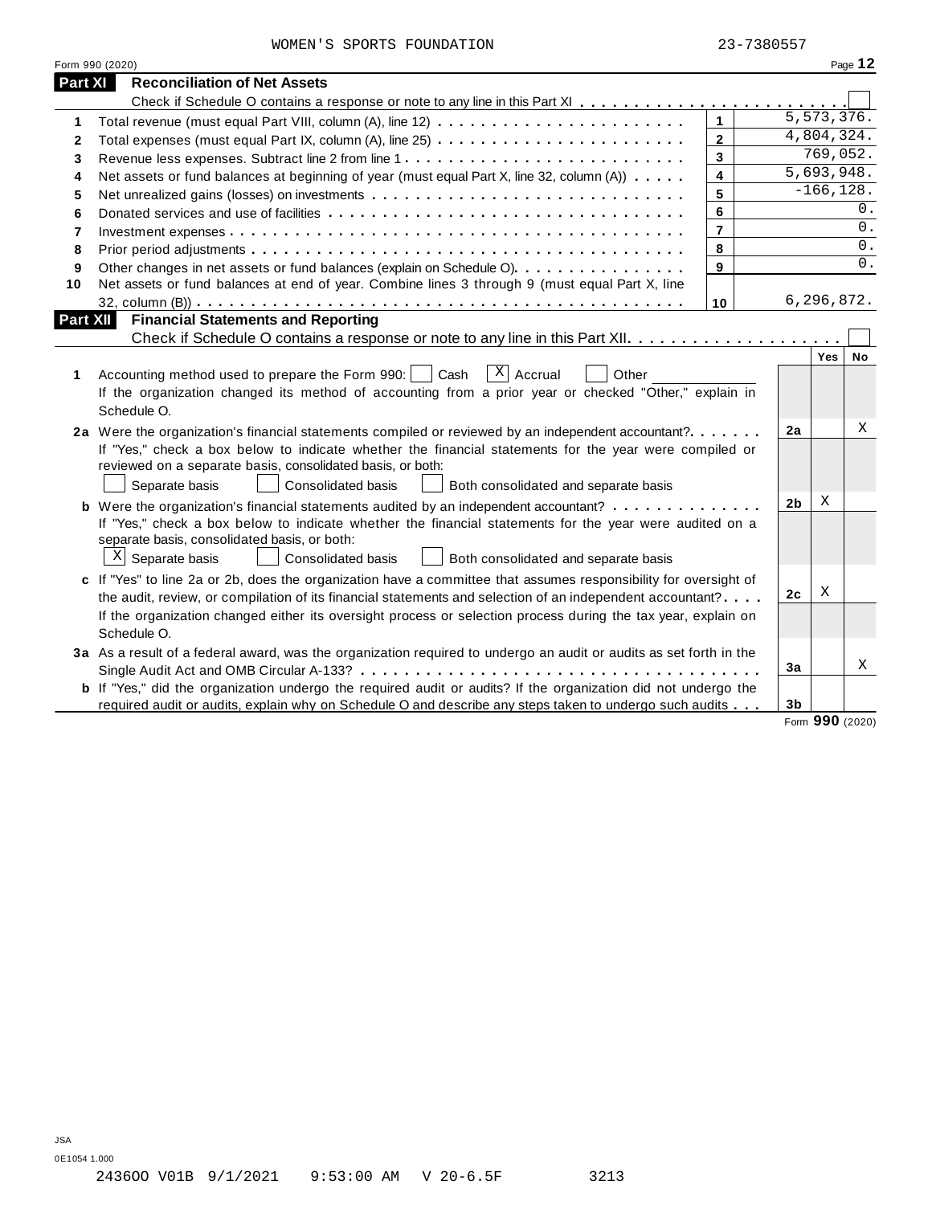WOMEN'S SPORTS FOUNDATION 23-7380557

Form 990 (2020) Page **12**

## Part XI Reconciliation of Net Assets

Check if Schedule O contains a response or note to any line in this Part XI . . . . . . . . . . . . . . . . . . . . . . . . ☐

| | | | |
|---|---|---|---|
| 1 | Total revenue (must equal Part VIII, column (A), line 12) | 1 | 5,573,376. |
| 2 | Total expenses (must equal Part IX, column (A), line 25) | 2 | 4,804,324. |
| 3 | Revenue less expenses. Subtract line 2 from line 1 | 3 | 769,052. |
| 4 | Net assets or fund balances at beginning of year (must equal Part X, line 32, column (A)) | 4 | 5,693,948. |
| 5 | Net unrealized gains (losses) on investments | 5 | -166,128. |
| 6 | Donated services and use of facilities | 6 | 0. |
| 7 | Investment expenses | 7 | 0. |
| 8 | Prior period adjustments | 8 | 0. |
| 9 | Other changes in net assets or fund balances (explain on Schedule O) | 9 | 0. |
| 10 | Net assets or fund balances at end of year. Combine lines 3 through 9 (must equal Part X, line 32, column (B)) | 10 | 6,296,872. |

## Part XII Financial Statements and Reporting

Check if Schedule O contains a response or note to any line in this Part XII. . . . . . . . . . . . . . . . . . . . . ☐

| | | | Yes | No |
|---|---|---|---|---|
| 1 | Accounting method used to prepare the Form 990: ☐ Cash ☒ Accrual ☐ Other ____________<br>If the organization changed its method of accounting from a prior year or checked "Other," explain in Schedule O. | | | |
| 2a | Were the organization's financial statements compiled or reviewed by an independent accountant?<br>If "Yes," check a box below to indicate whether the financial statements for the year were compiled or reviewed on a separate basis, consolidated basis, or both:<br>☐ Separate basis ☐ Consolidated basis ☐ Both consolidated and separate basis | 2a | | X |
| b | Were the organization's financial statements audited by an independent accountant?<br>If "Yes," check a box below to indicate whether the financial statements for the year were audited on a separate basis, consolidated basis, or both:<br>☒ Separate basis ☐ Consolidated basis ☐ Both consolidated and separate basis | 2b | X | |
| c | If "Yes" to line 2a or 2b, does the organization have a committee that assumes responsibility for oversight of the audit, review, or compilation of its financial statements and selection of an independent accountant?<br>If the organization changed either its oversight process or selection process during the tax year, explain on Schedule O. | 2c | X | |
| 3a | As a result of a federal award, was the organization required to undergo an audit or audits as set forth in the Single Audit Act and OMB Circular A-133? | 3a | | X |
| b | If "Yes," did the organization undergo the required audit or audits? If the organization did not undergo the required audit or audits, explain why on Schedule O and describe any steps taken to undergo such audits | 3b | | |

Form **990** (2020)

JSA
0E1054 1.000
2436OO V01B 9/1/2021 9:53:00 AM V 20-6.5F 3213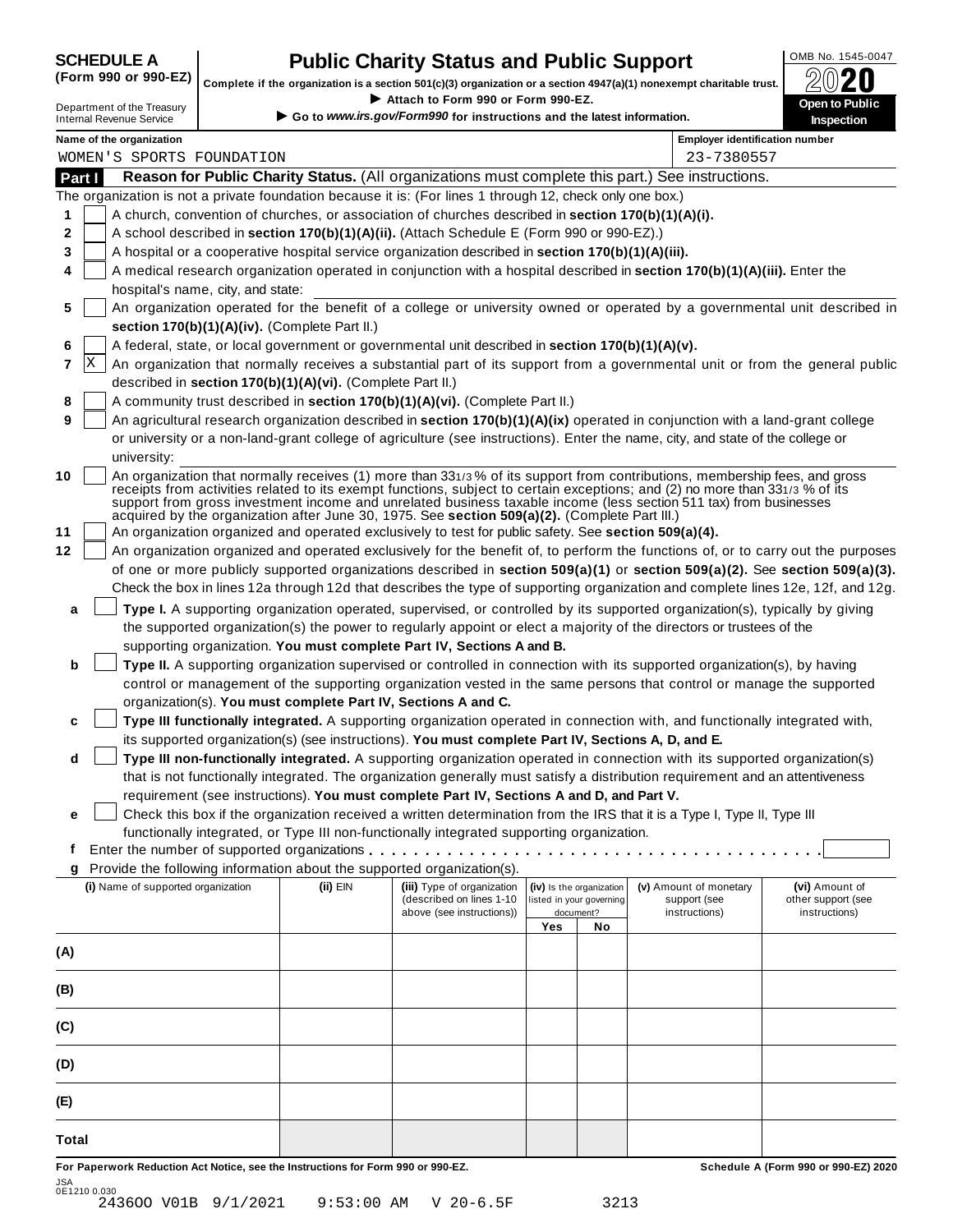**SCHEDULE A**
**(Form 990 or 990-EZ)**

Department of the Treasury
Internal Revenue Service

# Public Charity Status and Public Support

**Complete if the organization is a section 501(c)(3) organization or a section 4947(a)(1) nonexempt charitable trust.**
▶ **Attach to Form 990 or Form 990-EZ.**
▶ **Go to** ***www.irs.gov/Form990*** **for instructions and the latest information.**

OMB No. 1545-0047
**2020**
**Open to Public Inspection**

**Name of the organization**
WOMEN'S SPORTS FOUNDATION

**Employer identification number**
23-7380557

## Part I Reason for Public Charity Status. (All organizations must complete this part.) See instructions.

The organization is not a private foundation because it is: (For lines 1 through 12, check only one box.)

1 [ ] A church, convention of churches, or association of churches described in **section 170(b)(1)(A)(i).**

2 [ ] A school described in **section 170(b)(1)(A)(ii).** (Attach Schedule E (Form 990 or 990-EZ).)

3 [ ] A hospital or a cooperative hospital service organization described in **section 170(b)(1)(A)(iii).**

4 [ ] A medical research organization operated in conjunction with a hospital described in **section 170(b)(1)(A)(iii).** Enter the hospital's name, city, and state:

5 [ ] An organization operated for the benefit of a college or university owned or operated by a governmental unit described in **section 170(b)(1)(A)(iv).** (Complete Part II.)

6 [ ] A federal, state, or local government or governmental unit described in **section 170(b)(1)(A)(v).**

7 [X] An organization that normally receives a substantial part of its support from a governmental unit or from the general public described in **section 170(b)(1)(A)(vi).** (Complete Part II.)

8 [ ] A community trust described in **section 170(b)(1)(A)(vi).** (Complete Part II.)

9 [ ] An agricultural research organization described in **section 170(b)(1)(A)(ix)** operated in conjunction with a land-grant college or university or a non-land-grant college of agriculture (see instructions). Enter the name, city, and state of the college or university:

10 [ ] An organization that normally receives (1) more than 33 1/3 % of its support from contributions, membership fees, and gross receipts from activities related to its exempt functions, subject to certain exceptions; and (2) no more than 33 1/3 % of its support from gross investment income and unrelated business taxable income (less section 511 tax) from businesses acquired by the organization after June 30, 1975. See **section 509(a)(2).** (Complete Part III.)

11 [ ] An organization organized and operated exclusively to test for public safety. See **section 509(a)(4).**

12 [ ] An organization organized and operated exclusively for the benefit of, to perform the functions of, or to carry out the purposes of one or more publicly supported organizations described in **section 509(a)(1)** or **section 509(a)(2).** See **section 509(a)(3).** Check the box in lines 12a through 12d that describes the type of supporting organization and complete lines 12e, 12f, and 12g.

a [ ] **Type I.** A supporting organization operated, supervised, or controlled by its supported organization(s), typically by giving the supported organization(s) the power to regularly appoint or elect a majority of the directors or trustees of the supporting organization. **You must complete Part IV, Sections A and B.**

b [ ] **Type II.** A supporting organization supervised or controlled in connection with its supported organization(s), by having control or management of the supporting organization vested in the same persons that control or manage the supported organization(s). **You must complete Part IV, Sections A and C.**

c [ ] **Type III functionally integrated.** A supporting organization operated in connection with, and functionally integrated with, its supported organization(s) (see instructions). **You must complete Part IV, Sections A, D, and E.**

d [ ] **Type III non-functionally integrated.** A supporting organization operated in connection with its supported organization(s) that is not functionally integrated. The organization generally must satisfy a distribution requirement and an attentiveness requirement (see instructions). **You must complete Part IV, Sections A and D, and Part V.**

e [ ] Check this box if the organization received a written determination from the IRS that it is a Type I, Type II, Type III functionally integrated, or Type III non-functionally integrated supporting organization.

f Enter the number of supported organizations . . . . . . . . . . . . . . . . . . . . . . . . . . . . . . . . . . . . . .

g Provide the following information about the supported organization(s).

| (i) Name of supported organization | (ii) EIN | (iii) Type of organization (described on lines 1-10 above (see instructions)) | (iv) Is the organization listed in your governing document? Yes | No | (v) Amount of monetary support (see instructions) | (vi) Amount of other support (see instructions) |
|---|---|---|---|---|---|---|
| (A) | | | | | | |
| (B) | | | | | | |
| (C) | | | | | | |
| (D) | | | | | | |
| (E) | | | | | | |
| Total | | | | | | |

**For Paperwork Reduction Act Notice, see the Instructions for Form 990 or 990-EZ.** **Schedule A (Form 990 or 990-EZ) 2020**

JSA
0E1210 0.030
243600 V01B 9/1/2021 9:53:00 AM V 20-6.5F 3213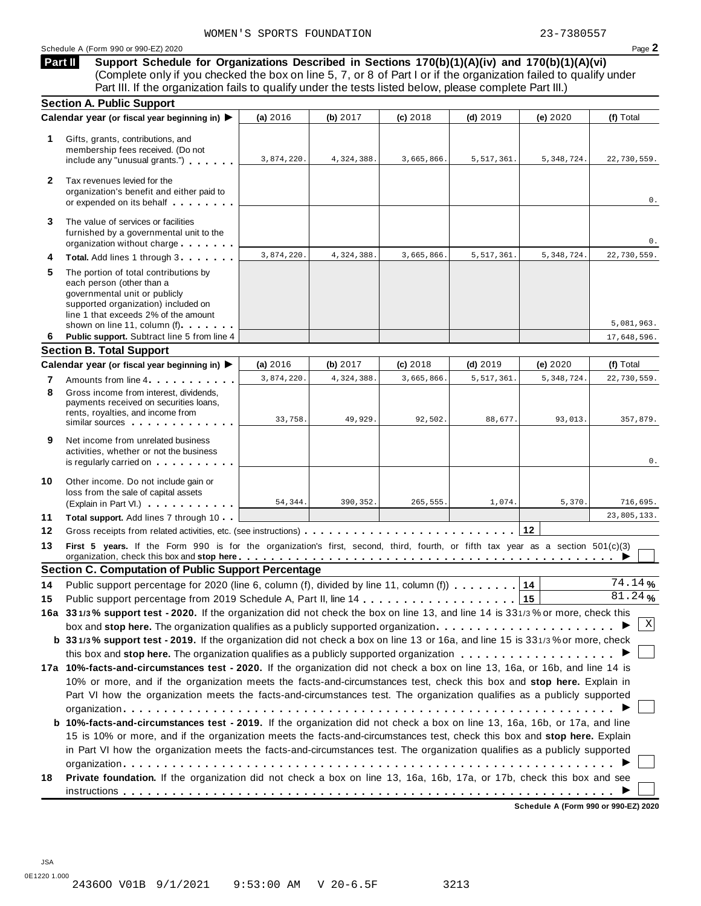WOMEN'S SPORTS FOUNDATION 23-7380557

Schedule A (Form 990 or 990-EZ) 2020

**Part II** **Support Schedule for Organizations Described in Sections 170(b)(1)(A)(iv) and 170(b)(1)(A)(vi)** (Complete only if you checked the box on line 5, 7, or 8 of Part I or if the organization failed to qualify under Part III. If the organization fails to qualify under the tests listed below, please complete Part III.)

### Section A. Public Support

| | Calendar year (or fiscal year beginning in) ▶ | (a) 2016 | (b) 2017 | (c) 2018 | (d) 2019 | (e) 2020 | (f) Total |
|---|---|---|---|---|---|---|---|
| 1 | Gifts, grants, contributions, and membership fees received. (Do not include any "unusual grants.") | 3,874,220. | 4,324,388. | 3,665,866. | 5,517,361. | 5,348,724. | 22,730,559. |
| 2 | Tax revenues levied for the organization's benefit and either paid to or expended on its behalf | | | | | | 0. |
| 3 | The value of services or facilities furnished by a governmental unit to the organization without charge | | | | | | 0. |
| 4 | **Total.** Add lines 1 through 3 | 3,874,220. | 4,324,388. | 3,665,866. | 5,517,361. | 5,348,724. | 22,730,559. |
| 5 | The portion of total contributions by each person (other than a governmental unit or publicly supported organization) included on line 1 that exceeds 2% of the amount shown on line 11, column (f) | | | | | | 5,081,963. |
| 6 | **Public support.** Subtract line 5 from line 4 | | | | | | 17,648,596. |

### Section B. Total Support

| | Calendar year (or fiscal year beginning in) ▶ | (a) 2016 | (b) 2017 | (c) 2018 | (d) 2019 | (e) 2020 | (f) Total |
|---|---|---|---|---|---|---|---|
| 7 | Amounts from line 4 | 3,874,220. | 4,324,388. | 3,665,866. | 5,517,361. | 5,348,724. | 22,730,559. |
| 8 | Gross income from interest, dividends, payments received on securities loans, rents, royalties, and income from similar sources | 33,758. | 49,929. | 92,502. | 88,677. | 93,013. | 357,879. |
| 9 | Net income from unrelated business activities, whether or not the business is regularly carried on | | | | | | 0. |
| 10 | Other income. Do not include gain or loss from the sale of capital assets (Explain in Part VI.) | 54,344. | 390,352. | 265,555. | 1,074. | 5,370. | 716,695. |
| 11 | **Total support.** Add lines 7 through 10 | | | | | | 23,805,133. |
| 12 | Gross receipts from related activities, etc. (see instructions) | | | | | 12 | |
| 13 | **First 5 years.** If the Form 990 is for the organization's first, second, third, fourth, or fifth tax year as a section 501(c)(3) organization, check this box and **stop here** | | | | | | ☐ |

### Section C. Computation of Public Support Percentage

| | | | |
|---|---|---|---|
| 14 | Public support percentage for 2020 (line 6, column (f), divided by line 11, column (f)) | 14 | 74.14 % |
| 15 | Public support percentage from 2019 Schedule A, Part II, line 14 | 15 | 81.24 % |

**16a 33 1/3 % support test - 2020.** If the organization did not check the box on line 13, and line 14 is 33 1/3 % or more, check this box and **stop here.** The organization qualifies as a publicly supported organization ▶ [X]

**b 33 1/3 % support test - 2019.** If the organization did not check a box on line 13 or 16a, and line 15 is 33 1/3 % or more, check this box and **stop here.** The organization qualifies as a publicly supported organization ▶ ☐

**17a 10%-facts-and-circumstances test - 2020.** If the organization did not check a box on line 13, 16a, or 16b, and line 14 is 10% or more, and if the organization meets the facts-and-circumstances test, check this box and **stop here.** Explain in Part VI how the organization meets the facts-and-circumstances test. The organization qualifies as a publicly supported organization ▶ ☐

**b 10%-facts-and-circumstances test - 2019.** If the organization did not check a box on line 13, 16a, 16b, or 17a, and line 15 is 10% or more, and if the organization meets the facts-and-circumstances test, check this box and **stop here.** Explain in Part VI how the organization meets the facts-and-circumstances test. The organization qualifies as a publicly supported organization ▶ ☐

**18 Private foundation.** If the organization did not check a box on line 13, 16a, 16b, 17a, or 17b, check this box and see instructions ▶ ☐

**Schedule A (Form 990 or 990-EZ) 2020**

JSA
0E1220 1.000
243600 V01B 9/1/2021 9:53:00 AM V 20-6.5F 3213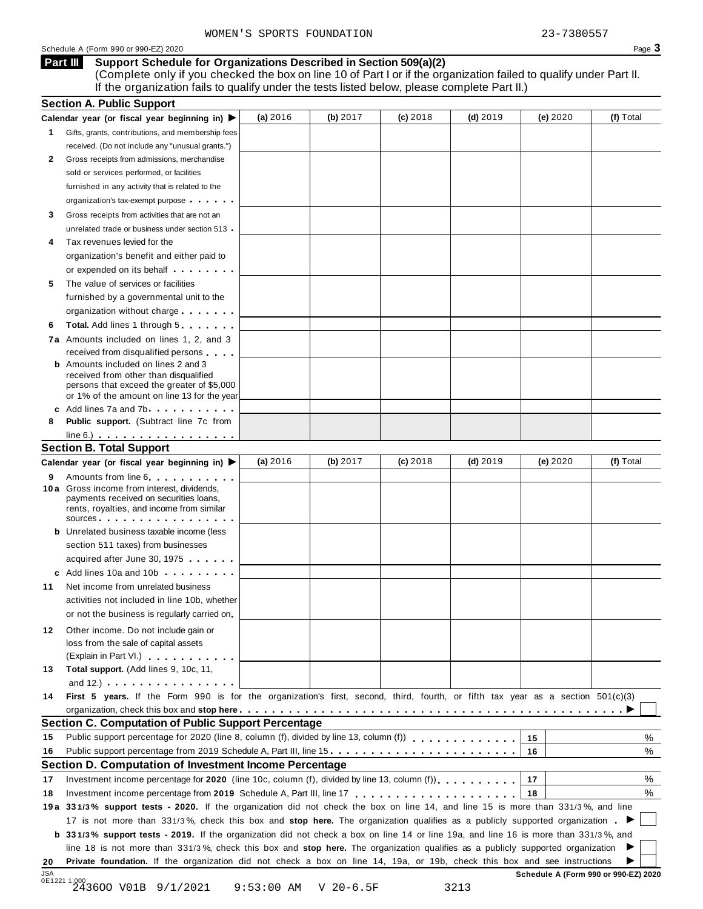WOMEN'S SPORTS FOUNDATION 23-7380557

Schedule A (Form 990 or 990-EZ) 2020

**Part III Support Schedule for Organizations Described in Section 509(a)(2)**
(Complete only if you checked the box on line 10 of Part I or if the organization failed to qualify under Part II. If the organization fails to qualify under the tests listed below, please complete Part II.)

## Section A. Public Support

| Calendar year (or fiscal year beginning in) ▶ | (a) 2016 | (b) 2017 | (c) 2018 | (d) 2019 | (e) 2020 | (f) Total |
|---|---|---|---|---|---|---|
| 1 Gifts, grants, contributions, and membership fees received. (Do not include any "unusual grants.") | | | | | | |
| 2 Gross receipts from admissions, merchandise sold or services performed, or facilities furnished in any activity that is related to the organization's tax-exempt purpose | | | | | | |
| 3 Gross receipts from activities that are not an unrelated trade or business under section 513 | | | | | | |
| 4 Tax revenues levied for the organization's benefit and either paid to or expended on its behalf | | | | | | |
| 5 The value of services or facilities furnished by a governmental unit to the organization without charge | | | | | | |
| 6 **Total.** Add lines 1 through 5 | | | | | | |
| 7a Amounts included on lines 1, 2, and 3 received from disqualified persons | | | | | | |
| b Amounts included on lines 2 and 3 received from other than disqualified persons that exceed the greater of $5,000 or 1% of the amount on line 13 for the year | | | | | | |
| c Add lines 7a and 7b | | | | | | |
| 8 **Public support.** (Subtract line 7c from line 6.) | | | | | | |

## Section B. Total Support

| Calendar year (or fiscal year beginning in) ▶ | (a) 2016 | (b) 2017 | (c) 2018 | (d) 2019 | (e) 2020 | (f) Total |
|---|---|---|---|---|---|---|
| 9 Amounts from line 6 | | | | | | |
| 10a Gross income from interest, dividends, payments received on securities loans, rents, royalties, and income from similar sources | | | | | | |
| b Unrelated business taxable income (less section 511 taxes) from businesses acquired after June 30, 1975 | | | | | | |
| c Add lines 10a and 10b | | | | | | |
| 11 Net income from unrelated business activities not included in line 10b, whether or not the business is regularly carried on | | | | | | |
| 12 Other income. Do not include gain or loss from the sale of capital assets (Explain in Part VI.) | | | | | | |
| 13 **Total support.** (Add lines 9, 10c, 11, and 12.) | | | | | | |

14 **First 5 years.** If the Form 990 is for the organization's first, second, third, fourth, or fifth tax year as a section 501(c)(3) organization, check this box and **stop here** ▶ ☐

## Section C. Computation of Public Support Percentage

15 Public support percentage for 2020 (line 8, column (f), divided by line 13, column (f)) — 15 — %

16 Public support percentage from 2019 Schedule A, Part III, line 15 — 16 — %

## Section D. Computation of Investment Income Percentage

17 Investment income percentage for **2020** (line 10c, column (f), divided by line 13, column (f)) — 17 — %

18 Investment income percentage from **2019** Schedule A, Part III, line 17 — 18 — %

19a **33 1/3% support tests - 2020.** If the organization did not check the box on line 14, and line 15 is more than 33 1/3%, and line 17 is not more than 33 1/3%, check this box and **stop here.** The organization qualifies as a publicly supported organization ▶ ☐

b **33 1/3% support tests - 2019.** If the organization did not check a box on line 14 or line 19a, and line 16 is more than 33 1/3%, and line 18 is not more than 33 1/3%, check this box and **stop here.** The organization qualifies as a publicly supported organization ▶ ☐

20 **Private foundation.** If the organization did not check a box on line 14, 19a, or 19b, check this box and see instructions ▶ ☐

JSA 0E1221 1.000 243600 V01B 9/1/2021 9:53:00 AM V 20-6.5F 3213

Schedule A (Form 990 or 990-EZ) 2020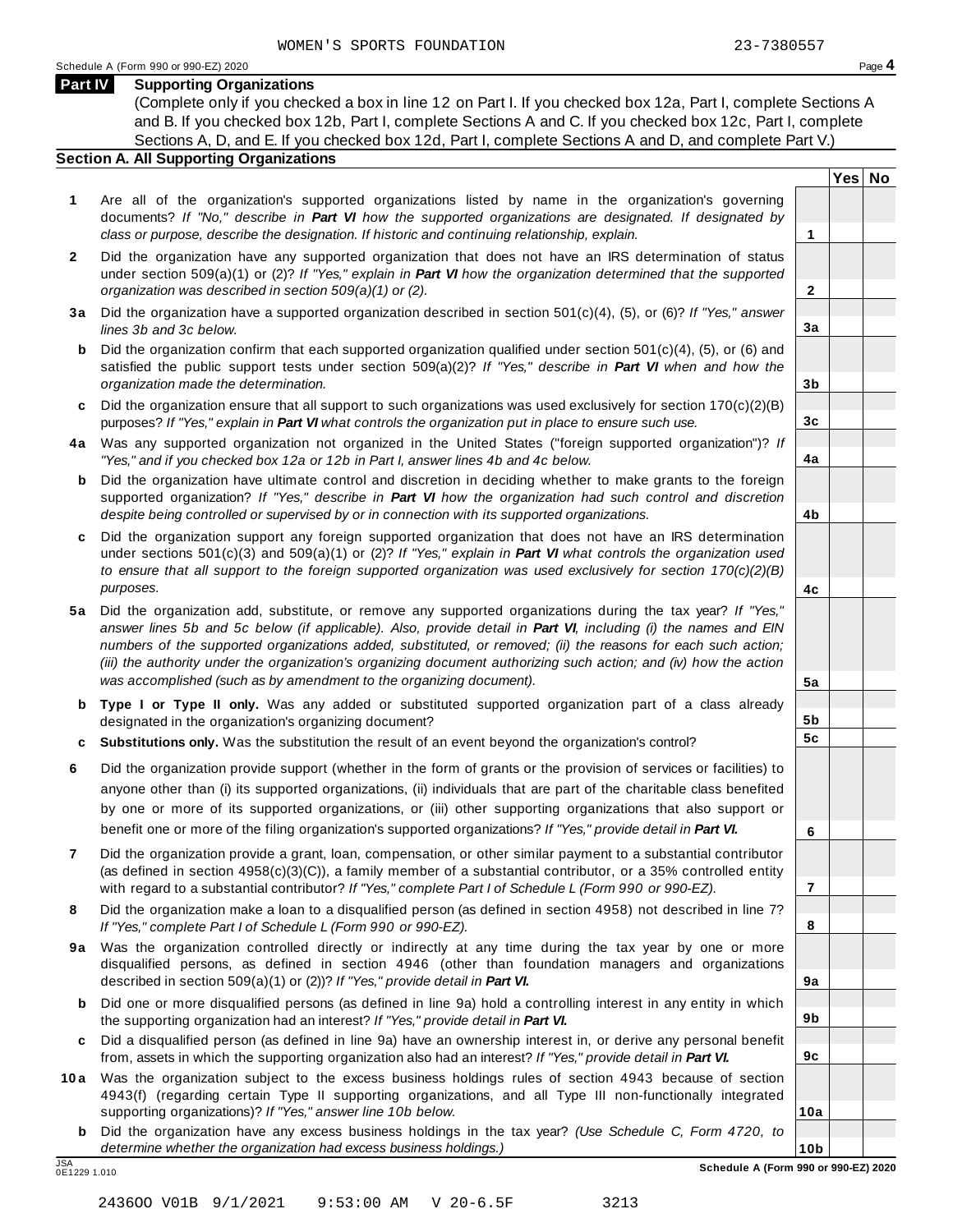WOMEN'S SPORTS FOUNDATION 23-7380557

Schedule A (Form 990 or 990-EZ) 2020

**Part IV Supporting Organizations**

(Complete only if you checked a box in line 12 on Part I. If you checked box 12a, Part I, complete Sections A and B. If you checked box 12b, Part I, complete Sections A and C. If you checked box 12c, Part I, complete Sections A, D, and E. If you checked box 12d, Part I, complete Sections A and D, and complete Part V.)

**Section A. All Supporting Organizations**

| | | | Yes | No |
|---|---|---|---|---|
| **1** | Are all of the organization's supported organizations listed by name in the organization's governing documents? *If "No," describe in **Part VI** how the supported organizations are designated. If designated by class or purpose, describe the designation. If historic and continuing relationship, explain.* | 1 | | |
| **2** | Did the organization have any supported organization that does not have an IRS determination of status under section 509(a)(1) or (2)? *If "Yes," explain in **Part VI** how the organization determined that the supported organization was described in section 509(a)(1) or (2).* | 2 | | |
| **3a** | Did the organization have a supported organization described in section 501(c)(4), (5), or (6)? *If "Yes," answer lines 3b and 3c below.* | 3a | | |
| **b** | Did the organization confirm that each supported organization qualified under section 501(c)(4), (5), or (6) and satisfied the public support tests under section 509(a)(2)? *If "Yes," describe in **Part VI** when and how the organization made the determination.* | 3b | | |
| **c** | Did the organization ensure that all support to such organizations was used exclusively for section 170(c)(2)(B) purposes? *If "Yes," explain in **Part VI** what controls the organization put in place to ensure such use.* | 3c | | |
| **4a** | Was any supported organization not organized in the United States ("foreign supported organization")? *If "Yes," and if you checked box 12a or 12b in Part I, answer lines 4b and 4c below.* | 4a | | |
| **b** | Did the organization have ultimate control and discretion in deciding whether to make grants to the foreign supported organization? *If "Yes," describe in **Part VI** how the organization had such control and discretion despite being controlled or supervised by or in connection with its supported organizations.* | 4b | | |
| **c** | Did the organization support any foreign supported organization that does not have an IRS determination under sections 501(c)(3) and 509(a)(1) or (2)? *If "Yes," explain in **Part VI** what controls the organization used to ensure that all support to the foreign supported organization was used exclusively for section 170(c)(2)(B) purposes.* | 4c | | |
| **5a** | Did the organization add, substitute, or remove any supported organizations during the tax year? *If "Yes," answer lines 5b and 5c below (if applicable). Also, provide detail in **Part VI**, including (i) the names and EIN numbers of the supported organizations added, substituted, or removed; (ii) the reasons for each such action; (iii) the authority under the organization's organizing document authorizing such action; and (iv) how the action was accomplished (such as by amendment to the organizing document).* | 5a | | |
| **b** | **Type I or Type II only.** Was any added or substituted supported organization part of a class already designated in the organization's organizing document? | 5b | | |
| **c** | **Substitutions only.** Was the substitution the result of an event beyond the organization's control? | 5c | | |
| **6** | Did the organization provide support (whether in the form of grants or the provision of services or facilities) to anyone other than (i) its supported organizations, (ii) individuals that are part of the charitable class benefited by one or more of its supported organizations, or (iii) other supporting organizations that also support or benefit one or more of the filing organization's supported organizations? *If "Yes," provide detail in **Part VI.*** | 6 | | |
| **7** | Did the organization provide a grant, loan, compensation, or other similar payment to a substantial contributor (as defined in section 4958(c)(3)(C)), a family member of a substantial contributor, or a 35% controlled entity with regard to a substantial contributor? *If "Yes," complete Part I of Schedule L (Form 990 or 990-EZ).* | 7 | | |
| **8** | Did the organization make a loan to a disqualified person (as defined in section 4958) not described in line 7? *If "Yes," complete Part I of Schedule L (Form 990 or 990-EZ).* | 8 | | |
| **9a** | Was the organization controlled directly or indirectly at any time during the tax year by one or more disqualified persons, as defined in section 4946 (other than foundation managers and organizations described in section 509(a)(1) or (2))? *If "Yes," provide detail in **Part VI.*** | 9a | | |
| **b** | Did one or more disqualified persons (as defined in line 9a) hold a controlling interest in any entity in which the supporting organization had an interest? *If "Yes," provide detail in **Part VI.*** | 9b | | |
| **c** | Did a disqualified person (as defined in line 9a) have an ownership interest in, or derive any personal benefit from, assets in which the supporting organization also had an interest? *If "Yes," provide detail in **Part VI.*** | 9c | | |
| **10a** | Was the organization subject to the excess business holdings rules of section 4943 because of section 4943(f) (regarding certain Type II supporting organizations, and all Type III non-functionally integrated supporting organizations)? *If "Yes," answer line 10b below.* | 10a | | |
| **b** | Did the organization have any excess business holdings in the tax year? *(Use Schedule C, Form 4720, to determine whether the organization had excess business holdings.)* | 10b | | |

JSA
0E1229 1.010

**Schedule A (Form 990 or 990-EZ) 2020**

243600 V01B 9/1/2021 9:53:00 AM V 20-6.5F 3213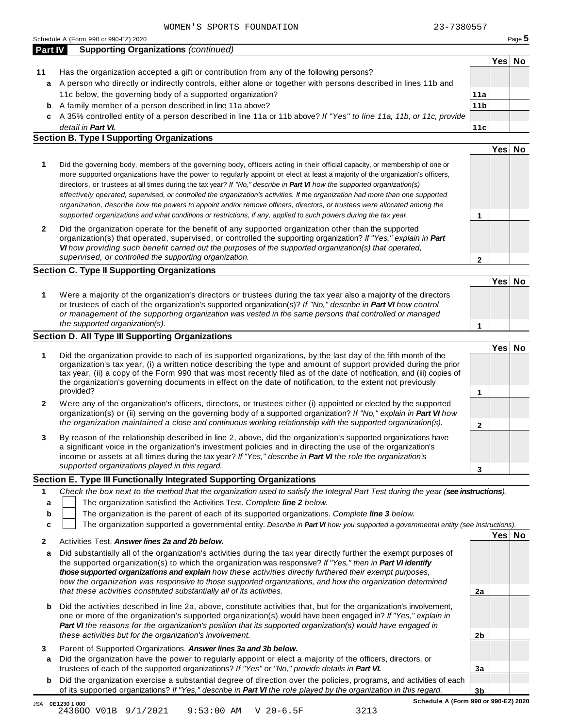WOMEN'S SPORTS FOUNDATION 23-7380557

Schedule A (Form 990 or 990-EZ) 2020

## Part IV Supporting Organizations *(continued)*

| | | | Yes | No |
|---|---|---|---|---|
| **11** | Has the organization accepted a gift or contribution from any of the following persons? | | | |
| **a** | A person who directly or indirectly controls, either alone or together with persons described in lines 11b and 11c below, the governing body of a supported organization? | **11a** | | |
| **b** | A family member of a person described in line 11a above? | **11b** | | |
| **c** | A 35% controlled entity of a person described in line 11a or 11b above? *If "Yes" to line 11a, 11b, or 11c, provide detail in **Part VI.*** | **11c** | | |

### Section B. Type I Supporting Organizations

| | | | Yes | No |
|---|---|---|---|---|
| **1** | Did the governing body, members of the governing body, officers acting in their official capacity, or membership of one or more supported organizations have the power to regularly appoint or elect at least a majority of the organization's officers, directors, or trustees at all times during the tax year? *If "No," describe in **Part VI** how the supported organization(s) effectively operated, supervised, or controlled the organization's activities. If the organization had more than one supported organization, describe how the powers to appoint and/or remove officers, directors, or trustees were allocated among the supported organizations and what conditions or restrictions, if any, applied to such powers during the tax year.* | **1** | | |
| **2** | Did the organization operate for the benefit of any supported organization other than the supported organization(s) that operated, supervised, or controlled the supporting organization? *If "Yes," explain in **Part VI** how providing such benefit carried out the purposes of the supported organization(s) that operated, supervised, or controlled the supporting organization.* | **2** | | |

### Section C. Type II Supporting Organizations

| | | | Yes | No |
|---|---|---|---|---|
| **1** | Were a majority of the organization's directors or trustees during the tax year also a majority of the directors or trustees of each of the organization's supported organization(s)? *If "No," describe in **Part VI** how control or management of the supporting organization was vested in the same persons that controlled or managed the supported organization(s).* | **1** | | |

### Section D. All Type III Supporting Organizations

| | | | Yes | No |
|---|---|---|---|---|
| **1** | Did the organization provide to each of its supported organizations, by the last day of the fifth month of the organization's tax year, (i) a written notice describing the type and amount of support provided during the prior tax year, (ii) a copy of the Form 990 that was most recently filed as of the date of notification, and (iii) copies of the organization's governing documents in effect on the date of notification, to the extent not previously provided? | **1** | | |
| **2** | Were any of the organization's officers, directors, or trustees either (i) appointed or elected by the supported organization(s) or (ii) serving on the governing body of a supported organization? *If "No," explain in **Part VI** how the organization maintained a close and continuous working relationship with the supported organization(s).* | **2** | | |
| **3** | By reason of the relationship described in line 2, above, did the organization's supported organizations have a significant voice in the organization's investment policies and in directing the use of the organization's income or assets at all times during the tax year? *If "Yes," describe in **Part VI** the role the organization's supported organizations played in this regard.* | **3** | | |

### Section E. Type III Functionally Integrated Supporting Organizations

**1** *Check the box next to the method that the organization used to satisfy the Integral Part Test during the year (**see instructions**).*

- **a** ☐ The organization satisfied the Activities Test. *Complete **line 2** below.*
- **b** ☐ The organization is the parent of each of its supported organizations. *Complete **line 3** below.*
- **c** ☐ The organization supported a governmental entity. *Describe in **Part VI** how you supported a governmental entity (see instructions).*

| | | | Yes | No |
|---|---|---|---|---|
| **2** | Activities Test. ***Answer lines 2a and 2b below.*** | | | |
| **a** | Did substantially all of the organization's activities during the tax year directly further the exempt purposes of the supported organization(s) to which the organization was responsive? *If "Yes," then in **Part VI identify those supported organizations and explain** how these activities directly furthered their exempt purposes, how the organization was responsive to those supported organizations, and how the organization determined that these activities constituted substantially all of its activities.* | **2a** | | |
| **b** | Did the activities described in line 2a, above, constitute activities that, but for the organization's involvement, one or more of the organization's supported organization(s) would have been engaged in? *If "Yes," explain in **Part VI** the reasons for the organization's position that its supported organization(s) would have engaged in these activities but for the organization's involvement.* | **2b** | | |
| **3** | Parent of Supported Organizations. ***Answer lines 3a and 3b below.*** | | | |
| **a** | Did the organization have the power to regularly appoint or elect a majority of the officers, directors, or trustees of each of the supported organizations? *If "Yes" or "No," provide details in **Part VI.*** | **3a** | | |
| **b** | Did the organization exercise a substantial degree of direction over the policies, programs, and activities of each of its supported organizations? *If "Yes," describe in **Part VI** the role played by the organization in this regard.* | **3b** | | |

**Schedule A (Form 990 or 990-EZ) 2020**

JSA 0E1230 1.000
243600 V01B 9/1/2021 9:53:00 AM V 20-6.5F 3213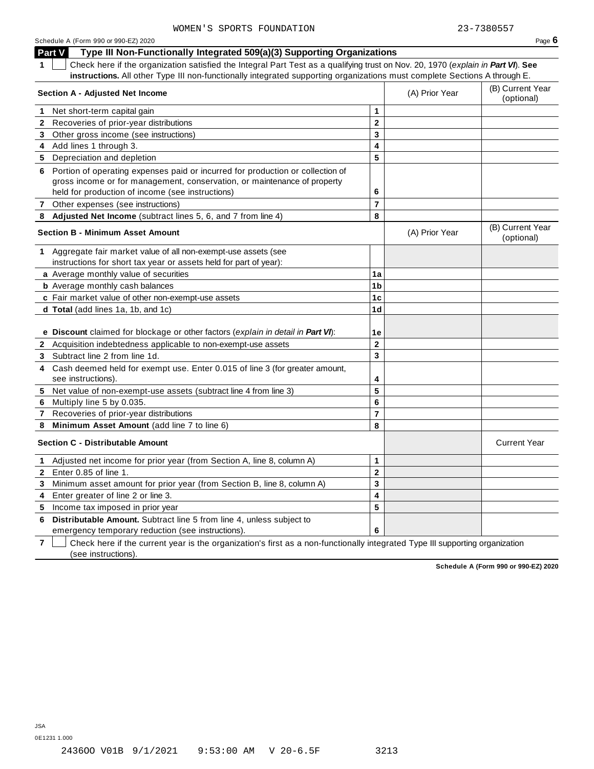WOMEN'S SPORTS FOUNDATION 23-7380557

## Part V Type III Non-Functionally Integrated 509(a)(3) Supporting Organizations

**1** ☐ Check here if the organization satisfied the Integral Part Test as a qualifying trust on Nov. 20, 1970 (*explain in **Part VI***). **See instructions.** All other Type III non-functionally integrated supporting organizations must complete Sections A through E.

| **Section A - Adjusted Net Income** | | (A) Prior Year | (B) Current Year (optional) |
|---|---|---|---|
| **1** Net short-term capital gain | 1 | | |
| **2** Recoveries of prior-year distributions | 2 | | |
| **3** Other gross income (see instructions) | 3 | | |
| **4** Add lines 1 through 3. | 4 | | |
| **5** Depreciation and depletion | 5 | | |
| **6** Portion of operating expenses paid or incurred for production or collection of gross income or for management, conservation, or maintenance of property held for production of income (see instructions) | 6 | | |
| **7** Other expenses (see instructions) | 7 | | |
| **8** **Adjusted Net Income** (subtract lines 5, 6, and 7 from line 4) | 8 | | |

| **Section B - Minimum Asset Amount** | | (A) Prior Year | (B) Current Year (optional) |
|---|---|---|---|
| **1** Aggregate fair market value of all non-exempt-use assets (see instructions for short tax year or assets held for part of year): | | | |
| **a** Average monthly value of securities | 1a | | |
| **b** Average monthly cash balances | 1b | | |
| **c** Fair market value of other non-exempt-use assets | 1c | | |
| **d** **Total** (add lines 1a, 1b, and 1c) | 1d | | |
| **e** **Discount** claimed for blockage or other factors (*explain in detail in **Part VI***): | 1e | | |
| **2** Acquisition indebtedness applicable to non-exempt-use assets | 2 | | |
| **3** Subtract line 2 from line 1d. | 3 | | |
| **4** Cash deemed held for exempt use. Enter 0.015 of line 3 (for greater amount, see instructions). | 4 | | |
| **5** Net value of non-exempt-use assets (subtract line 4 from line 3) | 5 | | |
| **6** Multiply line 5 by 0.035. | 6 | | |
| **7** Recoveries of prior-year distributions | 7 | | |
| **8** **Minimum Asset Amount** (add line 7 to line 6) | 8 | | |

| **Section C - Distributable Amount** | | | Current Year |
|---|---|---|---|
| **1** Adjusted net income for prior year (from Section A, line 8, column A) | 1 | | |
| **2** Enter 0.85 of line 1. | 2 | | |
| **3** Minimum asset amount for prior year (from Section B, line 8, column A) | 3 | | |
| **4** Enter greater of line 2 or line 3. | 4 | | |
| **5** Income tax imposed in prior year | 5 | | |
| **6** **Distributable Amount.** Subtract line 5 from line 4, unless subject to emergency temporary reduction (see instructions). | 6 | | |

**7** ☐ Check here if the current year is the organization's first as a non-functionally integrated Type III supporting organization (see instructions).

**Schedule A (Form 990 or 990-EZ) 2020**

JSA
0E1231 1.000

2436OO V01B 9/1/2021 9:53:00 AM V 20-6.5F 3213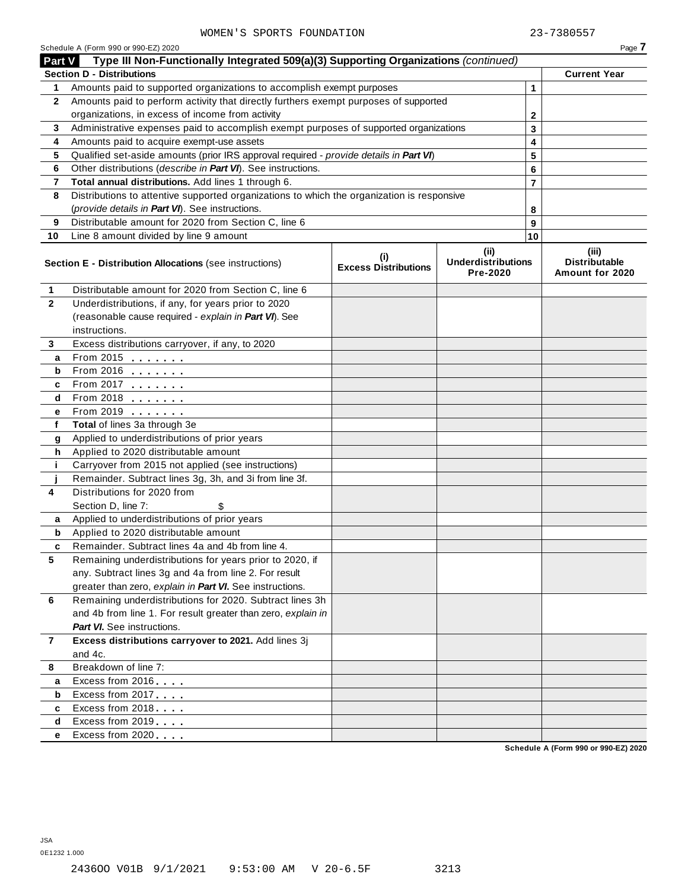WOMEN'S SPORTS FOUNDATION 23-7380557

Schedule A (Form 990 or 990-EZ) 2020

## Part V Type III Non-Functionally Integrated 509(a)(3) Supporting Organizations *(continued)*

| **Section D - Distributions** | | | **Current Year** |
|---|---|---|---|
| 1 | Amounts paid to supported organizations to accomplish exempt purposes | 1 | |
| 2 | Amounts paid to perform activity that directly furthers exempt purposes of supported organizations, in excess of income from activity | 2 | |
| 3 | Administrative expenses paid to accomplish exempt purposes of supported organizations | 3 | |
| 4 | Amounts paid to acquire exempt-use assets | 4 | |
| 5 | Qualified set-aside amounts (prior IRS approval required - *provide details in **Part VI***) | 5 | |
| 6 | Other distributions (*describe in **Part VI***). See instructions. | 6 | |
| 7 | **Total annual distributions.** Add lines 1 through 6. | 7 | |
| 8 | Distributions to attentive supported organizations to which the organization is responsive (*provide details in **Part VI***). See instructions. | 8 | |
| 9 | Distributable amount for 2020 from Section C, line 6 | 9 | |
| 10 | Line 8 amount divided by line 9 amount | 10 | |

| | **Section E - Distribution Allocations** (see instructions) | **(i) Excess Distributions** | **(ii) Underdistributions Pre-2020** | **(iii) Distributable Amount for 2020** |
|---|---|---|---|---|
| 1 | Distributable amount for 2020 from Section C, line 6 | | | |
| 2 | Underdistributions, if any, for years prior to 2020 (reasonable cause required - *explain in **Part VI***). See instructions. | | | |
| 3 | Excess distributions carryover, if any, to 2020 | | | |
| a | From 2015 | | | |
| b | From 2016 | | | |
| c | From 2017 | | | |
| d | From 2018 | | | |
| e | From 2019 | | | |
| f | **Total** of lines 3a through 3e | | | |
| g | Applied to underdistributions of prior years | | | |
| h | Applied to 2020 distributable amount | | | |
| i | Carryover from 2015 not applied (see instructions) | | | |
| j | Remainder. Subtract lines 3g, 3h, and 3i from line 3f. | | | |
| 4 | Distributions for 2020 from Section D, line 7: $ | | | |
| a | Applied to underdistributions of prior years | | | |
| b | Applied to 2020 distributable amount | | | |
| c | Remainder. Subtract lines 4a and 4b from line 4. | | | |
| 5 | Remaining underdistributions for years prior to 2020, if any. Subtract lines 3g and 4a from line 2. For result greater than zero, *explain in **Part VI***. See instructions. | | | |
| 6 | Remaining underdistributions for 2020. Subtract lines 3h and 4b from line 1. For result greater than zero, *explain in **Part VI***. See instructions. | | | |
| 7 | **Excess distributions carryover to 2021.** Add lines 3j and 4c. | | | |
| 8 | Breakdown of line 7: | | | |
| a | Excess from 2016 | | | |
| b | Excess from 2017 | | | |
| c | Excess from 2018 | | | |
| d | Excess from 2019 | | | |
| e | Excess from 2020 | | | |

Schedule A (Form 990 or 990-EZ) 2020

JSA
0E1232 1.000

2436OO V01B 9/1/2021 9:53:00 AM V 20-6.5F 3213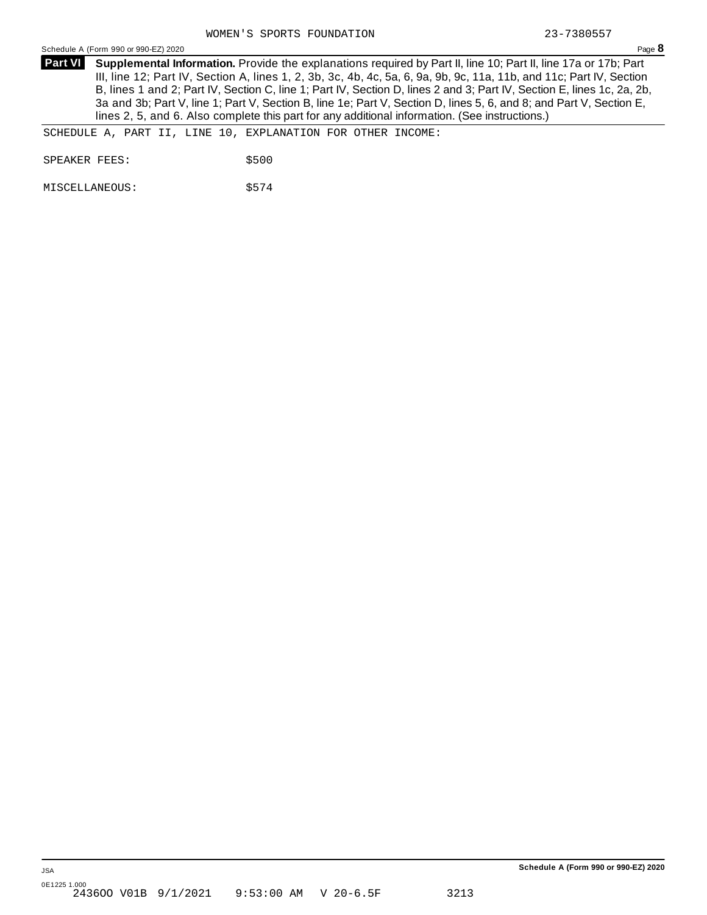**Part VI** **Supplemental Information.** Provide the explanations required by Part II, line 10; Part II, line 17a or 17b; Part III, line 12; Part IV, Section A, lines 1, 2, 3b, 3c, 4b, 4c, 5a, 6, 9a, 9b, 9c, 11a, 11b, and 11c; Part IV, Section B, lines 1 and 2; Part IV, Section C, line 1; Part IV, Section D, lines 2 and 3; Part IV, Section E, lines 1c, 2a, 2b, 3a and 3b; Part V, line 1; Part V, Section B, line 1e; Part V, Section D, lines 5, 6, and 8; and Part V, Section E, lines 2, 5, and 6. Also complete this part for any additional information. (See instructions.)

SCHEDULE A, PART II, LINE 10, EXPLANATION FOR OTHER INCOME:

| | |
|---|---|
| SPEAKER FEES: | $500 |
| MISCELLANEOUS: | $574 |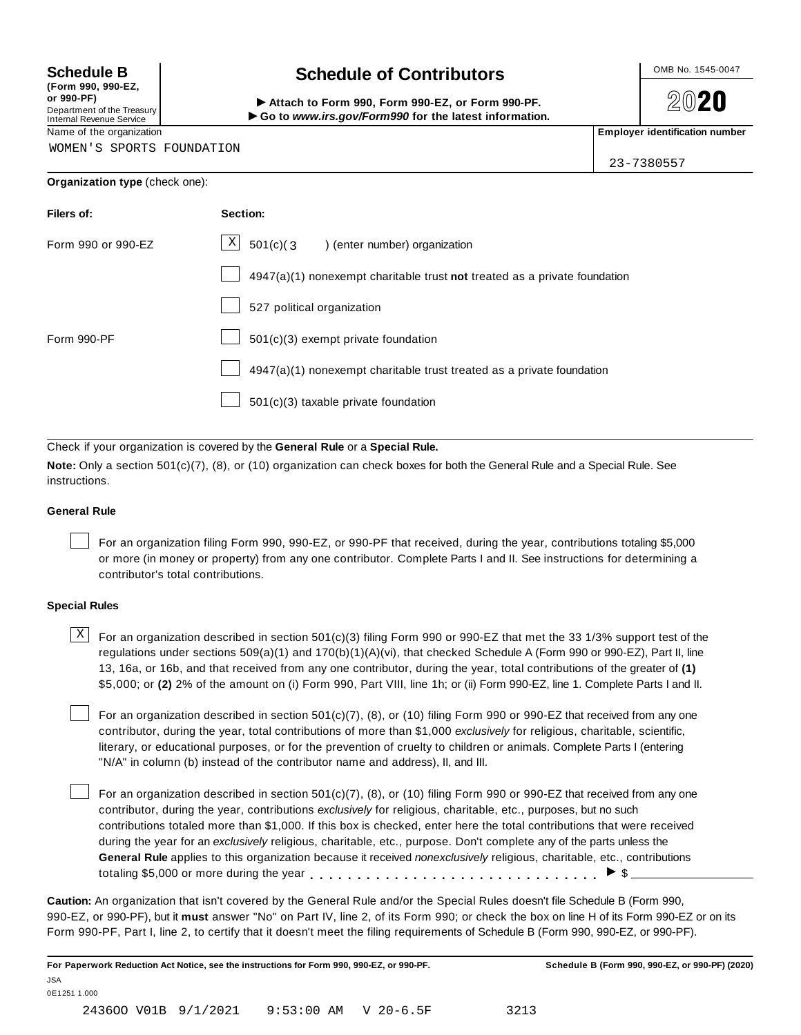**Schedule B**
**(Form 990, 990-EZ, or 990-PF)**
Department of the Treasury
Internal Revenue Service

# Schedule of Contributors

▶ **Attach to Form 990, Form 990-EZ, or Form 990-PF.**
▶ **Go to *www.irs.gov/Form990* for the latest information.**

OMB No. 1545-0047

**2020**

| Name of the organization | Employer identification number |
|---|---|
| WOMEN'S SPORTS FOUNDATION | 23-7380557 |

**Organization type** (check one):

| Filers of: | Section: |
|---|---|
| Form 990 or 990-EZ | [X] 501(c)( 3 ) (enter number) organization |
| | [ ] 4947(a)(1) nonexempt charitable trust **not** treated as a private foundation |
| | [ ] 527 political organization |
| Form 990-PF | [ ] 501(c)(3) exempt private foundation |
| | [ ] 4947(a)(1) nonexempt charitable trust treated as a private foundation |
| | [ ] 501(c)(3) taxable private foundation |

Check if your organization is covered by the **General Rule** or a **Special Rule.**

**Note:** Only a section 501(c)(7), (8), or (10) organization can check boxes for both the General Rule and a Special Rule. See instructions.

### General Rule

[ ] For an organization filing Form 990, 990-EZ, or 990-PF that received, during the year, contributions totaling $5,000 or more (in money or property) from any one contributor. Complete Parts I and II. See instructions for determining a contributor's total contributions.

### Special Rules

[X] For an organization described in section 501(c)(3) filing Form 990 or 990-EZ that met the 33 1/3% support test of the regulations under sections 509(a)(1) and 170(b)(1)(A)(vi), that checked Schedule A (Form 990 or 990-EZ), Part II, line 13, 16a, or 16b, and that received from any one contributor, during the year, total contributions of the greater of **(1)** $5,000; or **(2)** 2% of the amount on (i) Form 990, Part VIII, line 1h; or (ii) Form 990-EZ, line 1. Complete Parts I and II.

[ ] For an organization described in section 501(c)(7), (8), or (10) filing Form 990 or 990-EZ that received from any one contributor, during the year, total contributions of more than $1,000 *exclusively* for religious, charitable, scientific, literary, or educational purposes, or for the prevention of cruelty to children or animals. Complete Parts I (entering "N/A" in column (b) instead of the contributor name and address), II, and III.

[ ] For an organization described in section 501(c)(7), (8), or (10) filing Form 990 or 990-EZ that received from any one contributor, during the year, contributions *exclusively* for religious, charitable, etc., purposes, but no such contributions totaled more than $1,000. If this box is checked, enter here the total contributions that were received during the year for an *exclusively* religious, charitable, etc., purpose. Don't complete any of the parts unless the **General Rule** applies to this organization because it received *nonexclusively* religious, charitable, etc., contributions totaling $5,000 or more during the year . . . . . . . . . . . . . . . . . . . . . . . . . . . . . ▶ $ ____________

**Caution:** An organization that isn't covered by the General Rule and/or the Special Rules doesn't file Schedule B (Form 990, 990-EZ, or 990-PF), but it **must** answer "No" on Part IV, line 2, of its Form 990; or check the box on line H of its Form 990-EZ or on its Form 990-PF, Part I, line 2, to certify that it doesn't meet the filing requirements of Schedule B (Form 990, 990-EZ, or 990-PF).

**For Paperwork Reduction Act Notice, see the instructions for Form 990, 990-EZ, or 990-PF.** **Schedule B (Form 990, 990-EZ, or 990-PF) (2020)**

JSA
0E1251 1.000

24360O V01B 9/1/2021 9:53:00 AM V 20-6.5F 3213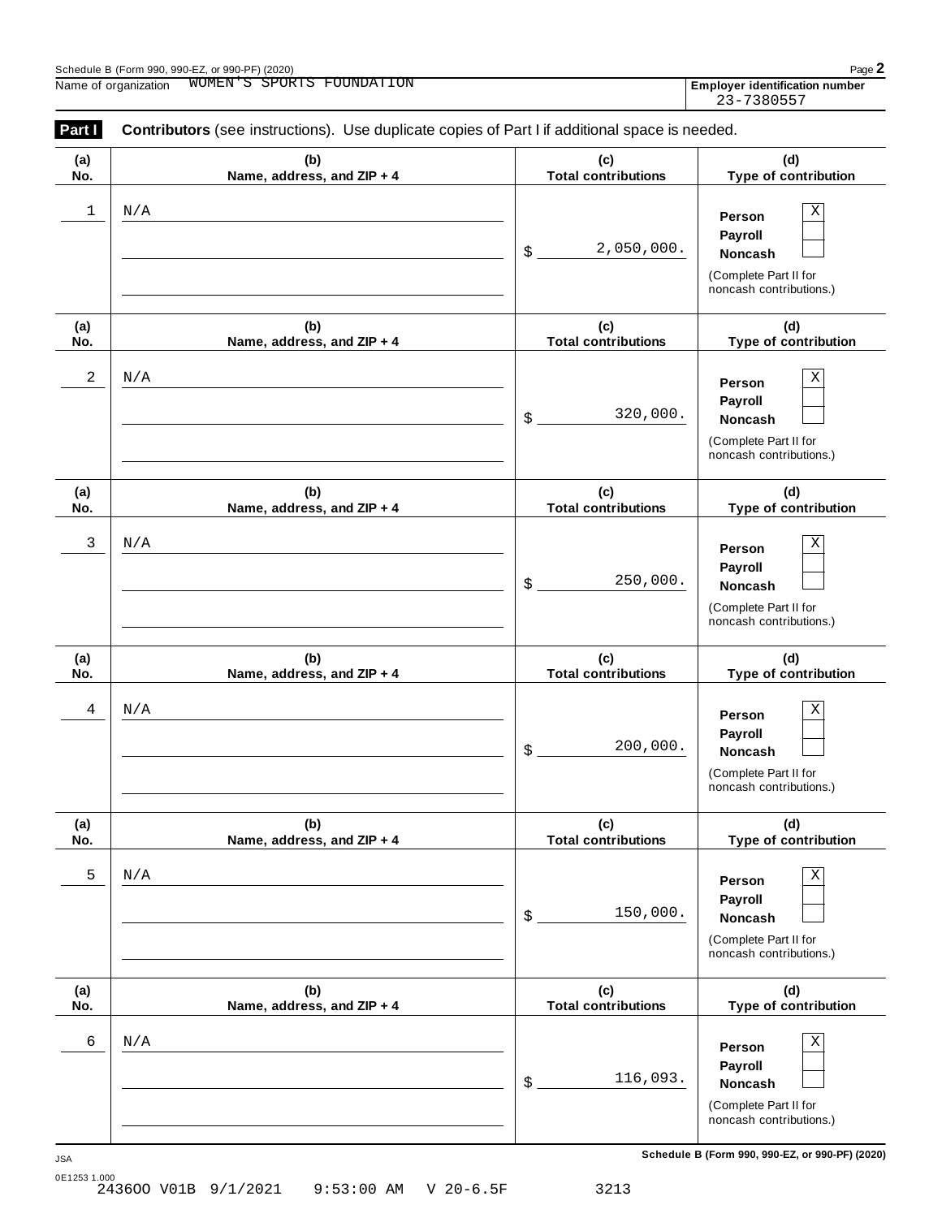Schedule B (Form 990, 990-EZ, or 990-PF) (2020)

Name of organization WOMEN'S SPORTS FOUNDATION

**Employer identification number** 23-7380557

**Part I** **Contributors** (see instructions). Use duplicate copies of Part I if additional space is needed.

| (a) No. | (b) Name, address, and ZIP + 4 | (c) Total contributions | (d) Type of contribution |
|---|---|---|---|
| 1 | N/A | $ 2,050,000. | Person [X] Payroll [ ] Noncash [ ] (Complete Part II for noncash contributions.) |
| 2 | N/A | $ 320,000. | Person [X] Payroll [ ] Noncash [ ] (Complete Part II for noncash contributions.) |
| 3 | N/A | $ 250,000. | Person [X] Payroll [ ] Noncash [ ] (Complete Part II for noncash contributions.) |
| 4 | N/A | $ 200,000. | Person [X] Payroll [ ] Noncash [ ] (Complete Part II for noncash contributions.) |
| 5 | N/A | $ 150,000. | Person [X] Payroll [ ] Noncash [ ] (Complete Part II for noncash contributions.) |
| 6 | N/A | $ 116,093. | Person [X] Payroll [ ] Noncash [ ] (Complete Part II for noncash contributions.) |

JSA

0E1253 1.000

243600 V01B 9/1/2021 9:53:00 AM V 20-6.5F 3213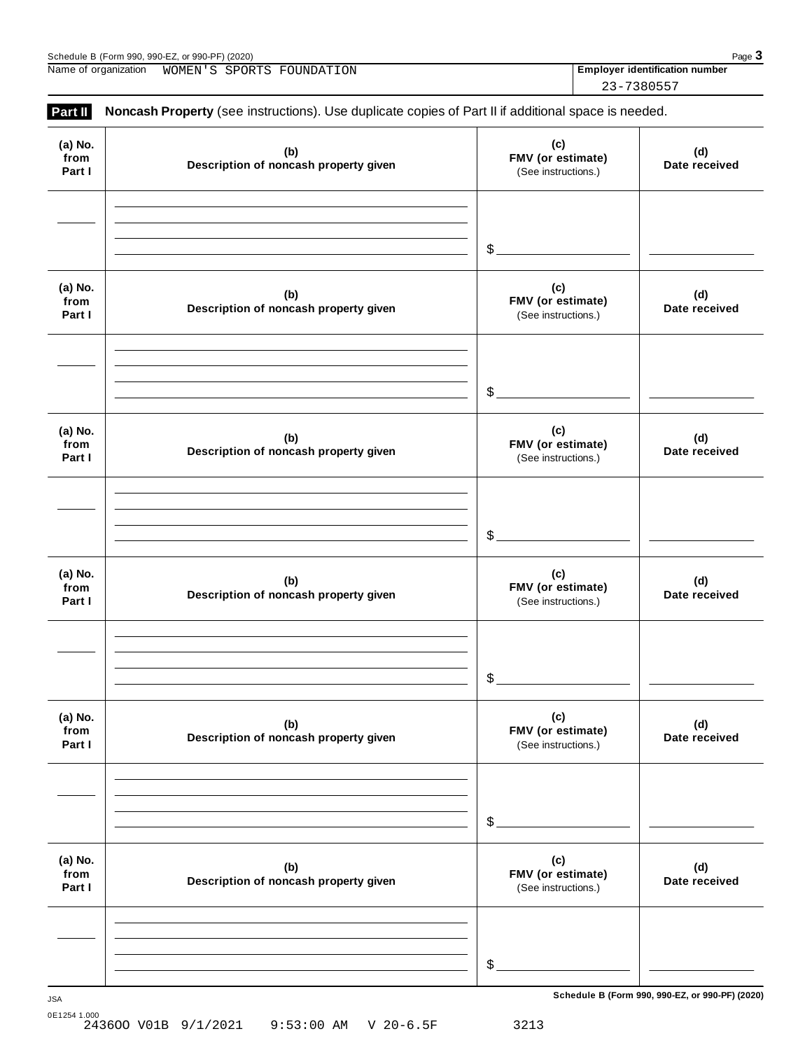Name of organization WOMEN'S SPORTS FOUNDATION

**Employer identification number** 23-7380557

**Part II** **Noncash Property** (see instructions). Use duplicate copies of Part II if additional space is needed.

| (a) No. from Part I | (b) Description of noncash property given | (c) FMV (or estimate) (See instructions.) | (d) Date received |
|---|---|---|---|
| | | $ | |

| (a) No. from Part I | (b) Description of noncash property given | (c) FMV (or estimate) (See instructions.) | (d) Date received |
|---|---|---|---|
| | | $ | |

| (a) No. from Part I | (b) Description of noncash property given | (c) FMV (or estimate) (See instructions.) | (d) Date received |
|---|---|---|---|
| | | $ | |

| (a) No. from Part I | (b) Description of noncash property given | (c) FMV (or estimate) (See instructions.) | (d) Date received |
|---|---|---|---|
| | | $ | |

| (a) No. from Part I | (b) Description of noncash property given | (c) FMV (or estimate) (See instructions.) | (d) Date received |
|---|---|---|---|
| | | $ | |

| (a) No. from Part I | (b) Description of noncash property given | (c) FMV (or estimate) (See instructions.) | (d) Date received |
|---|---|---|---|
| | | $ | |

JSA
0E1254 1.000
243600 V01B 9/1/2021 9:53:00 AM V 20-6.5F 3213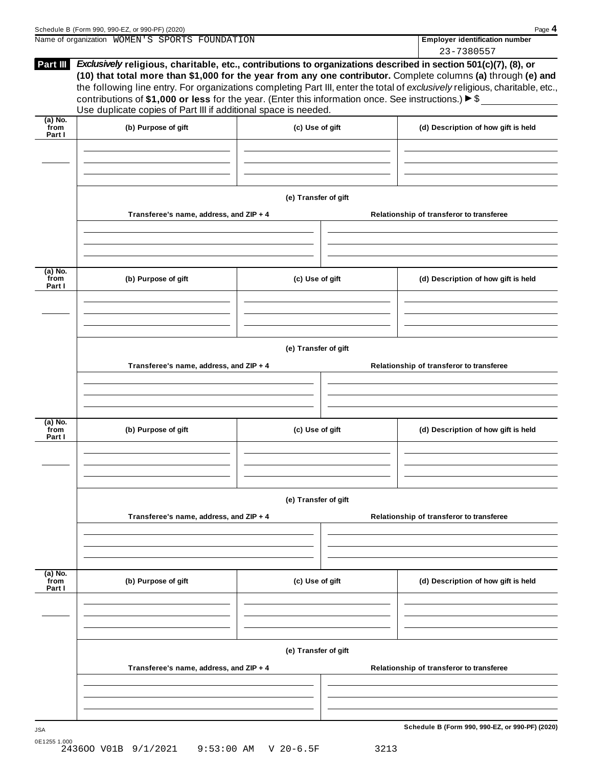Name of organization WOMEN'S SPORTS FOUNDATION

**Employer identification number**
23-7380557

**Part III** ***Exclusively*** **religious, charitable, etc., contributions to organizations described in section 501(c)(7), (8), or (10) that total more than $1,000 for the year from any one contributor.** Complete columns **(a)** through **(e)** and the following line entry. For organizations completing Part III, enter the total of *exclusively* religious, charitable, etc., contributions of **$1,000 or less** for the year. (Enter this information once. See instructions.) ▶ $

Use duplicate copies of Part III if additional space is needed.

| (a) No. from Part I | (b) Purpose of gift | (c) Use of gift | (d) Description of how gift is held |
|---|---|---|---|
| | | | |

**(e) Transfer of gift**

| Transferee's name, address, and ZIP + 4 | Relationship of transferor to transferee |
|---|---|
| | |

| (a) No. from Part I | (b) Purpose of gift | (c) Use of gift | (d) Description of how gift is held |
|---|---|---|---|
| | | | |

**(e) Transfer of gift**

| Transferee's name, address, and ZIP + 4 | Relationship of transferor to transferee |
|---|---|
| | |

| (a) No. from Part I | (b) Purpose of gift | (c) Use of gift | (d) Description of how gift is held |
|---|---|---|---|
| | | | |

**(e) Transfer of gift**

| Transferee's name, address, and ZIP + 4 | Relationship of transferor to transferee |
|---|---|
| | |

| (a) No. from Part I | (b) Purpose of gift | (c) Use of gift | (d) Description of how gift is held |
|---|---|---|---|
| | | | |

**(e) Transfer of gift**

| Transferee's name, address, and ZIP + 4 | Relationship of transferor to transferee |
|---|---|
| | |

JSA
0E1255 1.000
243600 V01B 9/1/2021 9:53:00 AM V 20-6.5F 3213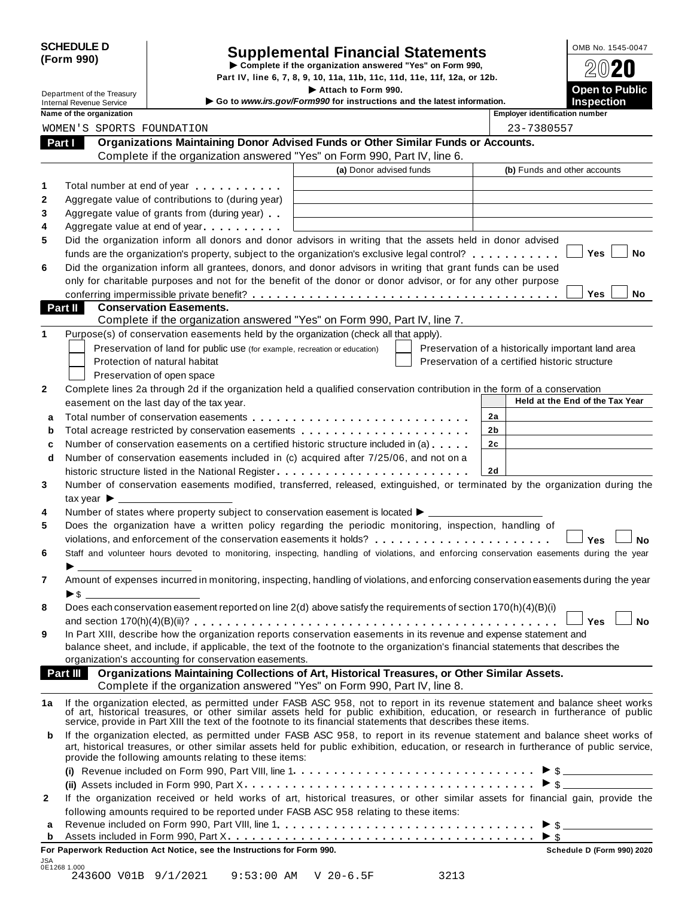**SCHEDULE D (Form 990)**

Department of the Treasury
Internal Revenue Service

# Supplemental Financial Statements

▶ Complete if the organization answered "Yes" on Form 990, Part IV, line 6, 7, 8, 9, 10, 11a, 11b, 11c, 11d, 11e, 11f, 12a, or 12b.
▶ Attach to Form 990.
▶ Go to *www.irs.gov/Form990* for instructions and the latest information.

OMB No. 1545-0047

**2020**

**Open to Public Inspection**

**Name of the organization:** WOMEN'S SPORTS FOUNDATION

**Employer identification number:** 23-7380557

## Part I Organizations Maintaining Donor Advised Funds or Other Similar Funds or Accounts.

Complete if the organization answered "Yes" on Form 990, Part IV, line 6.

| | | (a) Donor advised funds | (b) Funds and other accounts |
|---|---|---|---|
| 1 | Total number at end of year | | |
| 2 | Aggregate value of contributions to (during year) | | |
| 3 | Aggregate value of grants from (during year) | | |
| 4 | Aggregate value at end of year | | |

5 Did the organization inform all donors and donor advisors in writing that the assets held in donor advised funds are the organization's property, subject to the organization's exclusive legal control? ☐ Yes ☐ No

6 Did the organization inform all grantees, donors, and donor advisors in writing that grant funds can be used only for charitable purposes and not for the benefit of the donor or donor advisor, or for any other purpose conferring impermissible private benefit? ☐ Yes ☐ No

## Part II Conservation Easements.

Complete if the organization answered "Yes" on Form 990, Part IV, line 7.

1 Purpose(s) of conservation easements held by the organization (check all that apply).

☐ Preservation of land for public use (for example, recreation or education)
☐ Protection of natural habitat
☐ Preservation of open space
☐ Preservation of a historically important land area
☐ Preservation of a certified historic structure

2 Complete lines 2a through 2d if the organization held a qualified conservation contribution in the form of a conservation easement on the last day of the tax year.

| | | | Held at the End of the Tax Year |
|---|---|---|---|
| a | Total number of conservation easements | 2a | |
| b | Total acreage restricted by conservation easements | 2b | |
| c | Number of conservation easements on a certified historic structure included in (a) | 2c | |
| d | Number of conservation easements included in (c) acquired after 7/25/06, and not on a historic structure listed in the National Register | 2d | |

3 Number of conservation easements modified, transferred, released, extinguished, or terminated by the organization during the tax year ▶ ________

4 Number of states where property subject to conservation easement is located ▶ ________

5 Does the organization have a written policy regarding the periodic monitoring, inspection, handling of violations, and enforcement of the conservation easements it holds? ☐ Yes ☐ No

6 Staff and volunteer hours devoted to monitoring, inspecting, handling of violations, and enforcing conservation easements during the year ▶ ________

7 Amount of expenses incurred in monitoring, inspecting, handling of violations, and enforcing conservation easements during the year ▶ $ ________

8 Does each conservation easement reported on line 2(d) above satisfy the requirements of section 170(h)(4)(B)(i) and section 170(h)(4)(B)(ii)? ☐ Yes ☐ No

9 In Part XIII, describe how the organization reports conservation easements in its revenue and expense statement and balance sheet, and include, if applicable, the text of the footnote to the organization's financial statements that describes the organization's accounting for conservation easements.

## Part III Organizations Maintaining Collections of Art, Historical Treasures, or Other Similar Assets.

Complete if the organization answered "Yes" on Form 990, Part IV, line 8.

1a If the organization elected, as permitted under FASB ASC 958, not to report in its revenue statement and balance sheet works of art, historical treasures, or other similar assets held for public exhibition, education, or research in furtherance of public service, provide in Part XIII the text of the footnote to its financial statements that describes these items.

b If the organization elected, as permitted under FASB ASC 958, to report in its revenue statement and balance sheet works of art, historical treasures, or other similar assets held for public exhibition, education, or research in furtherance of public service, provide the following amounts relating to these items:

(i) Revenue included on Form 990, Part VIII, line 1 ▶ $ ________

(ii) Assets included in Form 990, Part X ▶ $ ________

2 If the organization received or held works of art, historical treasures, or other similar assets for financial gain, provide the following amounts required to be reported under FASB ASC 958 relating to these items:

a Revenue included on Form 990, Part VIII, line 1 ▶ $ ________

b Assets included in Form 990, Part X ▶ $ ________

**For Paperwork Reduction Act Notice, see the Instructions for Form 990.** **Schedule D (Form 990) 2020**

JSA
0E1268 1.000
243600 V01B 9/1/2021 9:53:00 AM V 20-6.5F 3213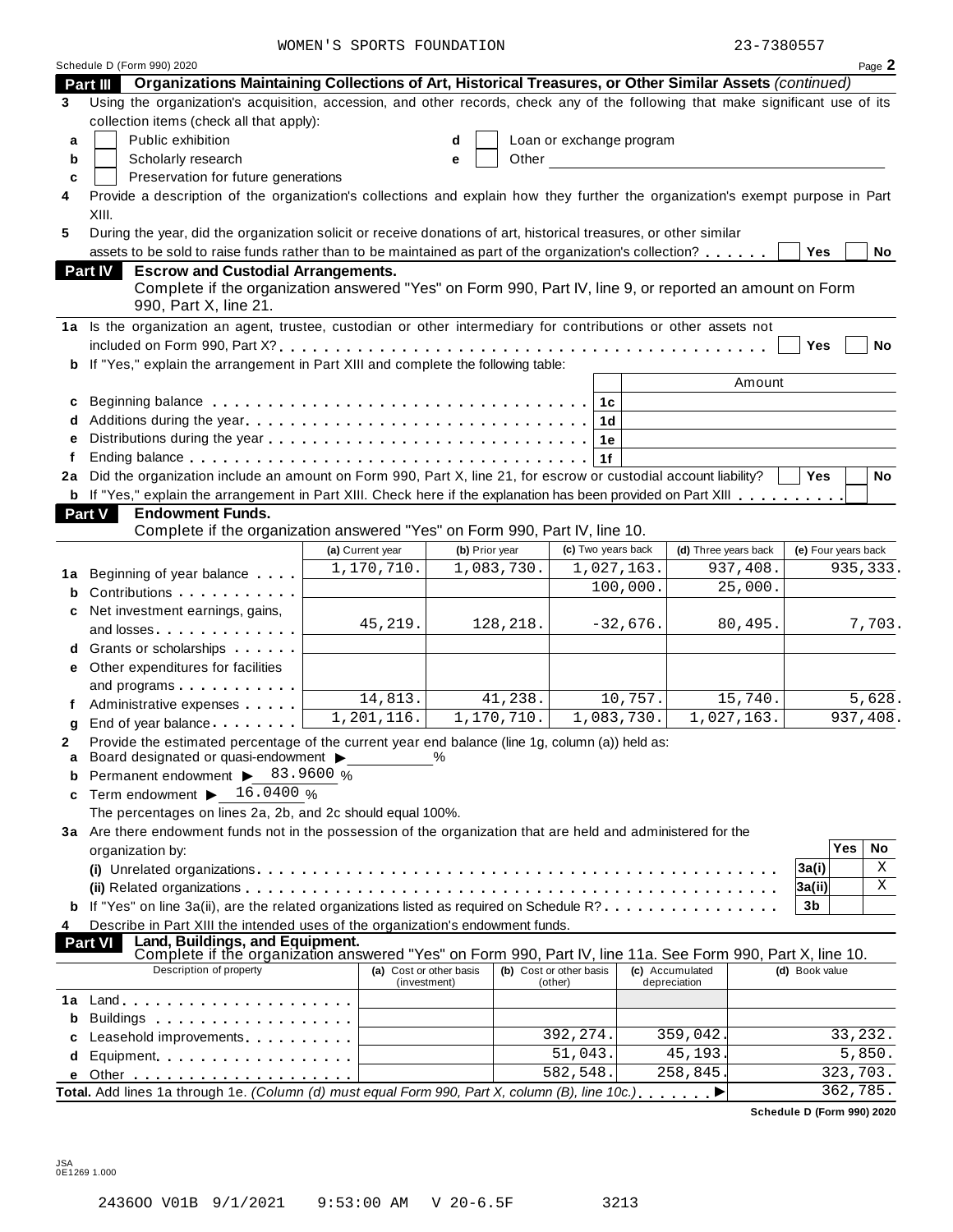WOMEN'S SPORTS FOUNDATION 23-7380557

Schedule D (Form 990) 2020 Page 2

**Part III Organizations Maintaining Collections of Art, Historical Treasures, or Other Similar Assets** *(continued)*

**3** Using the organization's acquisition, accession, and other records, check any of the following that make significant use of its collection items (check all that apply):

**a** ☐ Public exhibition **d** ☐ Loan or exchange program

**b** ☐ Scholarly research **e** ☐ Other

**c** ☐ Preservation for future generations

**4** Provide a description of the organization's collections and explain how they further the organization's exempt purpose in Part XIII.

**5** During the year, did the organization solicit or receive donations of art, historical treasures, or other similar assets to be sold to raise funds rather than to be maintained as part of the organization's collection? ☐ Yes ☐ No

**Part IV Escrow and Custodial Arrangements.**
Complete if the organization answered "Yes" on Form 990, Part IV, line 9, or reported an amount on Form 990, Part X, line 21.

**1a** Is the organization an agent, trustee, custodian or other intermediary for contributions or other assets not included on Form 990, Part X? ☐ Yes ☐ No

**b** If "Yes," explain the arrangement in Part XIII and complete the following table:

| | | | Amount |
|---|---|---|---|
| **c** | Beginning balance | 1c | |
| **d** | Additions during the year | 1d | |
| **e** | Distributions during the year | 1e | |
| **f** | Ending balance | 1f | |

**2a** Did the organization include an amount on Form 990, Part X, line 21, for escrow or custodial account liability? ☐ Yes ☐ No

**b** If "Yes," explain the arrangement in Part XIII. Check here if the explanation has been provided on Part XIII ☐

**Part V Endowment Funds.**
Complete if the organization answered "Yes" on Form 990, Part IV, line 10.

| | | (a) Current year | (b) Prior year | (c) Two years back | (d) Three years back | (e) Four years back |
|---|---|---|---|---|---|---|
| **1a** | Beginning of year balance | 1,170,710. | 1,083,730. | 1,027,163. | 937,408. | 935,333. |
| **b** | Contributions | | | 100,000. | 25,000. | |
| **c** | Net investment earnings, gains, and losses | 45,219. | 128,218. | -32,676. | 80,495. | 7,703. |
| **d** | Grants or scholarships | | | | | |
| **e** | Other expenditures for facilities and programs | | | | | |
| **f** | Administrative expenses | 14,813. | 41,238. | 10,757. | 15,740. | 5,628. |
| **g** | End of year balance | 1,201,116. | 1,170,710. | 1,083,730. | 1,027,163. | 937,408. |

**2** Provide the estimated percentage of the current year end balance (line 1g, column (a)) held as:

**a** Board designated or quasi-endowment ▶ ______ %

**b** Permanent endowment ▶ 83.9600 %

**c** Term endowment ▶ 16.0400 %

The percentages on lines 2a, 2b, and 2c should equal 100%.

**3a** Are there endowment funds not in the possession of the organization that are held and administered for the organization by:

| | | | Yes | No |
|---|---|---|---|---|
| | **(i)** Unrelated organizations | 3a(i) | | X |
| | **(ii)** Related organizations | 3a(ii) | | X |
| **b** | If "Yes" on line 3a(ii), are the related organizations listed as required on Schedule R? | 3b | | |

**4** Describe in Part XIII the intended uses of the organization's endowment funds.

**Part VI Land, Buildings, and Equipment.**
Complete if the organization answered "Yes" on Form 990, Part IV, line 11a. See Form 990, Part X, line 10.

| | Description of property | (a) Cost or other basis (investment) | (b) Cost or other basis (other) | (c) Accumulated depreciation | (d) Book value |
|---|---|---|---|---|---|
| **1a** | Land | | | | |
| **b** | Buildings | | | | |
| **c** | Leasehold improvements | | 392,274. | 359,042. | 33,232. |
| **d** | Equipment | | 51,043. | 45,193. | 5,850. |
| **e** | Other | | 582,548. | 258,845. | 323,703. |
| | **Total.** Add lines 1a through 1e. *(Column (d) must equal Form 990, Part X, column (B), line 10c.)* ▶ | | | | 362,785. |

**Schedule D (Form 990) 2020**

JSA
0E1269 1.000

243600 V01B 9/1/2021 9:53:00 AM V 20-6.5F 3213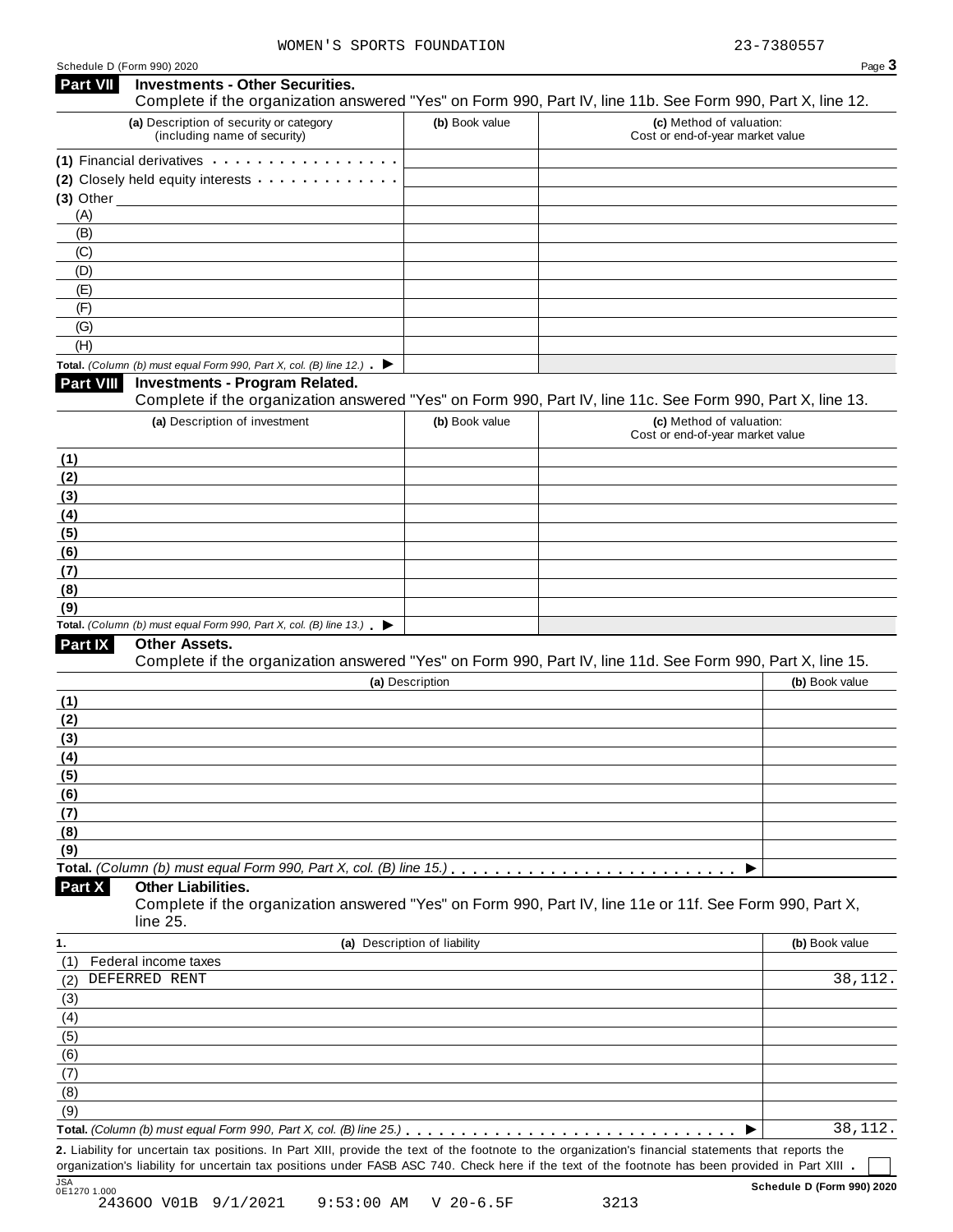WOMEN'S SPORTS FOUNDATION 23-7380557

Schedule D (Form 990) 2020

## Part VII Investments - Other Securities.

Complete if the organization answered "Yes" on Form 990, Part IV, line 11b. See Form 990, Part X, line 12.

| (a) Description of security or category (including name of security) | (b) Book value | (c) Method of valuation: Cost or end-of-year market value |
|---|---|---|
| (1) Financial derivatives | | |
| (2) Closely held equity interests | | |
| (3) Other | | |
| (A) | | |
| (B) | | |
| (C) | | |
| (D) | | |
| (E) | | |
| (F) | | |
| (G) | | |
| (H) | | |
| **Total.** *(Column (b) must equal Form 990, Part X, col. (B) line 12.)* ▶ | | |

## Part VIII Investments - Program Related.

Complete if the organization answered "Yes" on Form 990, Part IV, line 11c. See Form 990, Part X, line 13.

| (a) Description of investment | (b) Book value | (c) Method of valuation: Cost or end-of-year market value |
|---|---|---|
| (1) | | |
| (2) | | |
| (3) | | |
| (4) | | |
| (5) | | |
| (6) | | |
| (7) | | |
| (8) | | |
| (9) | | |
| **Total.** *(Column (b) must equal Form 990, Part X, col. (B) line 13.)* ▶ | | |

## Part IX Other Assets.

Complete if the organization answered "Yes" on Form 990, Part IV, line 11d. See Form 990, Part X, line 15.

| (a) Description | (b) Book value |
|---|---|
| (1) | |
| (2) | |
| (3) | |
| (4) | |
| (5) | |
| (6) | |
| (7) | |
| (8) | |
| (9) | |
| **Total.** *(Column (b) must equal Form 990, Part X, col. (B) line 15.)* ▶ | |

## Part X Other Liabilities.

Complete if the organization answered "Yes" on Form 990, Part IV, line 11e or 11f. See Form 990, Part X, line 25.

| 1. (a) Description of liability | (b) Book value |
|---|---|
| (1) Federal income taxes | |
| (2) DEFERRED RENT | 38,112. |
| (3) | |
| (4) | |
| (5) | |
| (6) | |
| (7) | |
| (8) | |
| (9) | |
| **Total.** *(Column (b) must equal Form 990, Part X, col. (B) line 25.)* ▶ | 38,112. |

**2.** Liability for uncertain tax positions. In Part XIII, provide the text of the footnote to the organization's financial statements that reports the organization's liability for uncertain tax positions under FASB ASC 740. Check here if the text of the footnote has been provided in Part XIII . ☐

JSA 0E1270 1.000

Schedule D (Form 990) 2020

243600 V01B 9/1/2021 9:53:00 AM V 20-6.5F 3213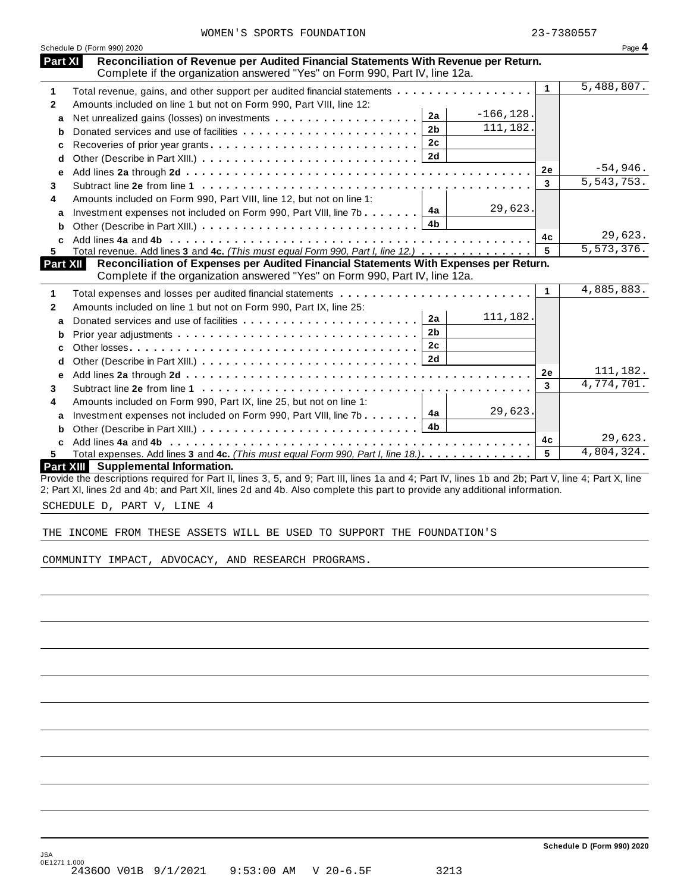WOMEN'S SPORTS FOUNDATION 23-7380557

Schedule D (Form 990) 2020 Page **4**

## Part XI Reconciliation of Revenue per Audited Financial Statements With Revenue per Return.

Complete if the organization answered "Yes" on Form 990, Part IV, line 12a.

| | | | | | |
|---|---|---|---|---|---|
| **1** | Total revenue, gains, and other support per audited financial statements | | | 1 | 5,488,807. |
| **2** | Amounts included on line 1 but not on Form 990, Part VIII, line 12: | | | | |
| **a** | Net unrealized gains (losses) on investments | 2a | -166,128. | | |
| **b** | Donated services and use of facilities | 2b | 111,182. | | |
| **c** | Recoveries of prior year grants | 2c | | | |
| **d** | Other (Describe in Part XIII.) | 2d | | | |
| **e** | Add lines **2a** through **2d** | | | 2e | -54,946. |
| **3** | Subtract line **2e** from line **1** | | | 3 | 5,543,753. |
| **4** | Amounts included on Form 990, Part VIII, line 12, but not on line 1: | | | | |
| **a** | Investment expenses not included on Form 990, Part VIII, line 7b | 4a | 29,623. | | |
| **b** | Other (Describe in Part XIII.) | 4b | | | |
| **c** | Add lines **4a** and **4b** | | | 4c | 29,623. |
| **5** | Total revenue. Add lines **3** and **4c.** *(This must equal Form 990, Part I, line 12.)* | | | 5 | 5,573,376. |

## Part XII Reconciliation of Expenses per Audited Financial Statements With Expenses per Return.

Complete if the organization answered "Yes" on Form 990, Part IV, line 12a.

| | | | | | |
|---|---|---|---|---|---|
| **1** | Total expenses and losses per audited financial statements | | | 1 | 4,885,883. |
| **2** | Amounts included on line 1 but not on Form 990, Part IX, line 25: | | | | |
| **a** | Donated services and use of facilities | 2a | 111,182. | | |
| **b** | Prior year adjustments | 2b | | | |
| **c** | Other losses | 2c | | | |
| **d** | Other (Describe in Part XIII.) | 2d | | | |
| **e** | Add lines **2a** through **2d** | | | 2e | 111,182. |
| **3** | Subtract line **2e** from line **1** | | | 3 | 4,774,701. |
| **4** | Amounts included on Form 990, Part IX, line 25, but not on line 1: | | | | |
| **a** | Investment expenses not included on Form 990, Part VIII, line 7b | 4a | 29,623. | | |
| **b** | Other (Describe in Part XIII.) | 4b | | | |
| **c** | Add lines **4a** and **4b** | | | 4c | 29,623. |
| **5** | Total expenses. Add lines **3** and **4c.** *(This must equal Form 990, Part I, line 18.)* | | | 5 | 4,804,324. |

## Part XIII Supplemental Information.

Provide the descriptions required for Part II, lines 3, 5, and 9; Part III, lines 1a and 4; Part IV, lines 1b and 2b; Part V, line 4; Part X, line 2; Part XI, lines 2d and 4b; and Part XII, lines 2d and 4b. Also complete this part to provide any additional information.

SCHEDULE D, PART V, LINE 4

THE INCOME FROM THESE ASSETS WILL BE USED TO SUPPORT THE FOUNDATION'S

COMMUNITY IMPACT, ADVOCACY, AND RESEARCH PROGRAMS.

Schedule D (Form 990) 2020

JSA
0E1271 1.000
2436OO V01B 9/1/2021 9:53:00 AM V 20-6.5F 3213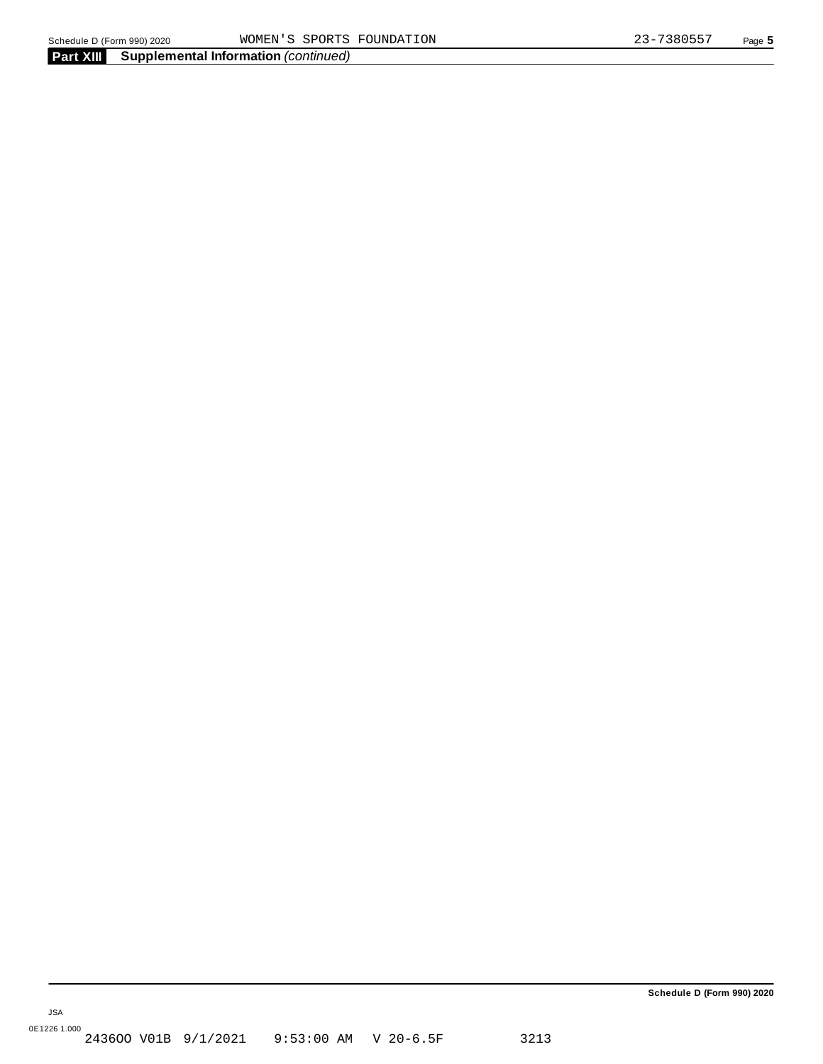**Part XIII** **Supplemental Information** *(continued)*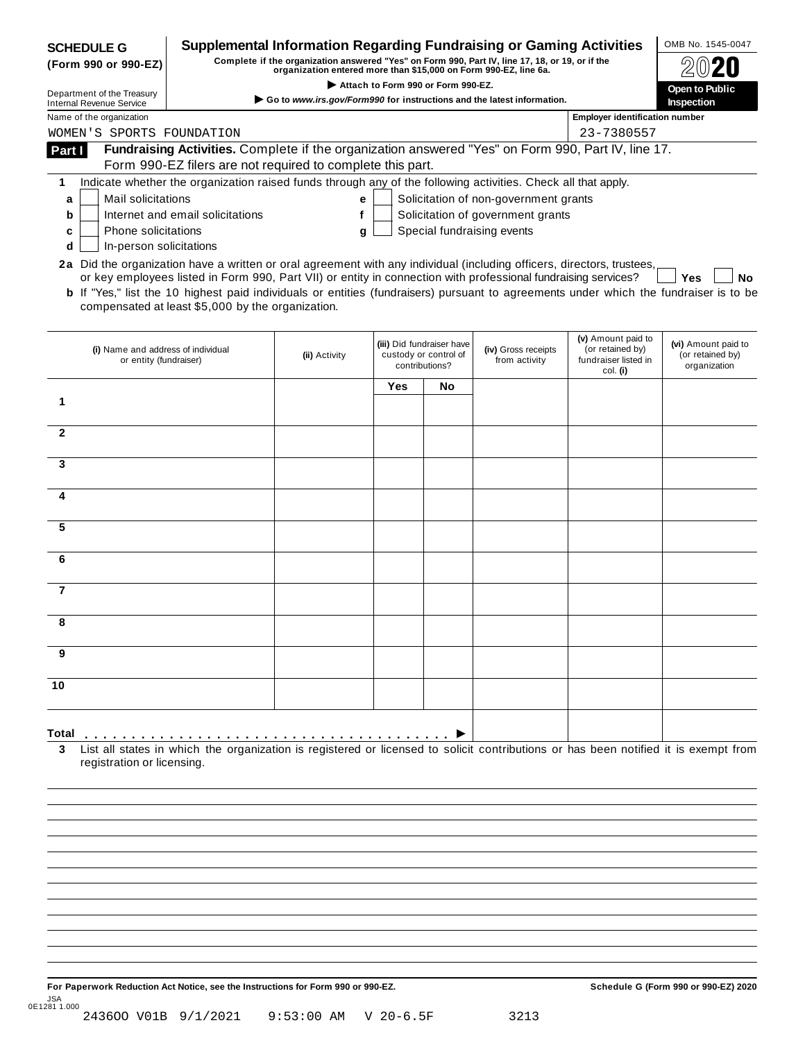**SCHEDULE G (Form 990 or 990-EZ)**

Department of the Treasury
Internal Revenue Service

# Supplemental Information Regarding Fundraising or Gaming Activities

**Complete if the organization answered "Yes" on Form 990, Part IV, line 17, 18, or 19, or if the organization entered more than $15,000 on Form 990-EZ, line 6a.**

▶ Attach to Form 990 or Form 990-EZ.

▶ Go to *www.irs.gov/Form990* for instructions and the latest information.

OMB No. 1545-0047

**2020**

**Open to Public Inspection**

Name of the organization: WOMEN'S SPORTS FOUNDATION

Employer identification number: 23-7380557

## Part I Fundraising Activities. Complete if the organization answered "Yes" on Form 990, Part IV, line 17. Form 990-EZ filers are not required to complete this part.

**1** Indicate whether the organization raised funds through any of the following activities. Check all that apply.

- **a** ☐ Mail solicitations
- **b** ☐ Internet and email solicitations
- **c** ☐ Phone solicitations
- **d** ☐ In-person solicitations
- **e** ☐ Solicitation of non-government grants
- **f** ☐ Solicitation of government grants
- **g** ☐ Special fundraising events

**2a** Did the organization have a written or oral agreement with any individual (including officers, directors, trustees, or key employees listed in Form 990, Part VII) or entity in connection with professional fundraising services? ☐ **Yes** ☐ **No**

**b** If "Yes," list the 10 highest paid individuals or entities (fundraisers) pursuant to agreements under which the fundraiser is to be compensated at least $5,000 by the organization.

| | (i) Name and address of individual or entity (fundraiser) | (ii) Activity | (iii) Did fundraiser have custody or control of contributions? | | (iv) Gross receipts from activity | (v) Amount paid to (or retained by) fundraiser listed in col. (i) | (vi) Amount paid to (or retained by) organization |
|---|---|---|---|---|---|---|---|
| | | | Yes | No | | | |
| 1 | | | | | | | |
| 2 | | | | | | | |
| 3 | | | | | | | |
| 4 | | | | | | | |
| 5 | | | | | | | |
| 6 | | | | | | | |
| 7 | | | | | | | |
| 8 | | | | | | | |
| 9 | | | | | | | |
| 10 | | | | | | | |
| **Total** . . . . . . . . . . . . ▶ | | | | | | | |

**3** List all states in which the organization is registered or licensed to solicit contributions or has been notified it is exempt from registration or licensing.

**For Paperwork Reduction Act Notice, see the Instructions for Form 990 or 990-EZ.**

**Schedule G (Form 990 or 990-EZ) 2020**

JSA
0E1281 1.000

243600 V01B 9/1/2021 9:53:00 AM V 20-6.5F 3213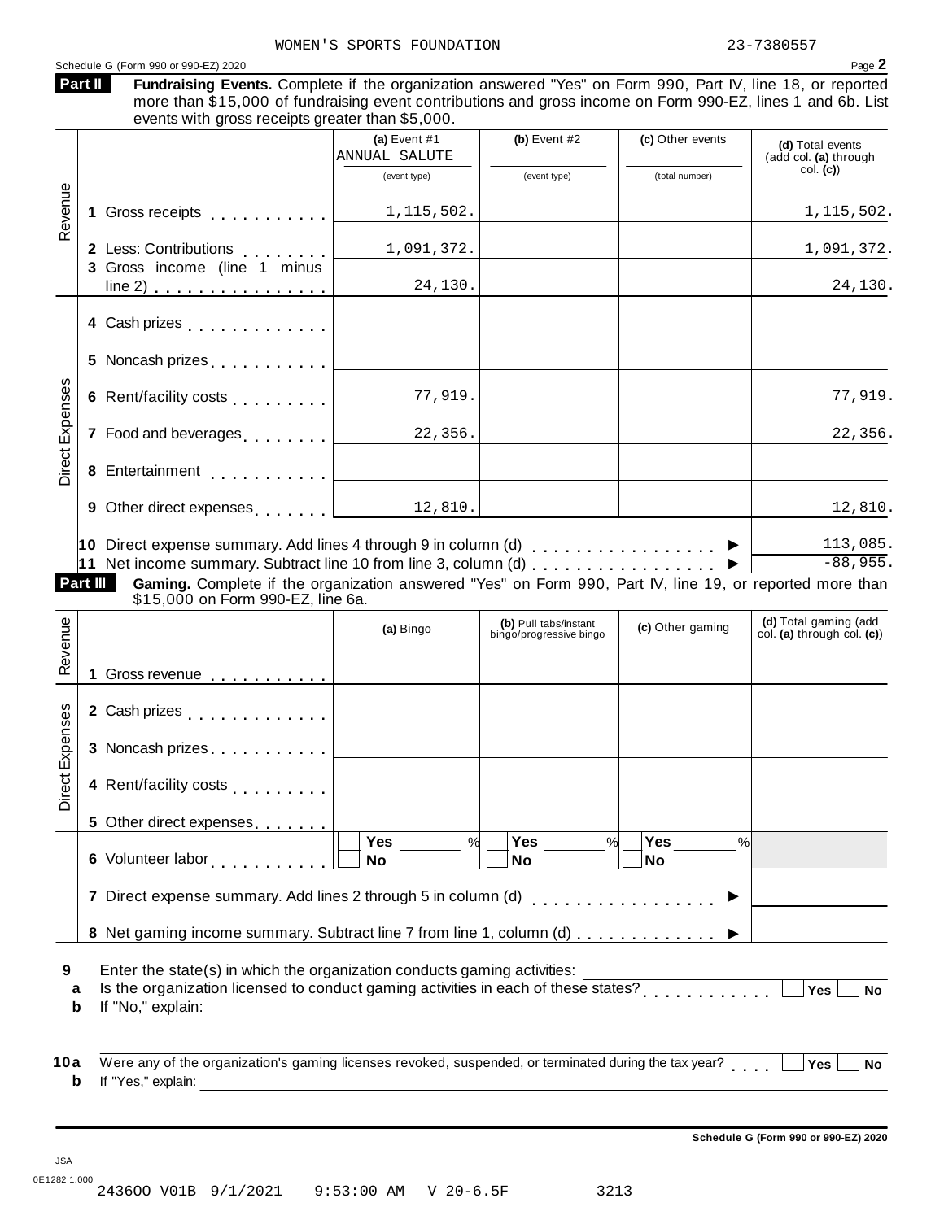WOMEN'S SPORTS FOUNDATION 23-7380557

Schedule G (Form 990 or 990-EZ) 2020 Page **2**

**Part II** **Fundraising Events.** Complete if the organization answered "Yes" on Form 990, Part IV, line 18, or reported more than $15,000 of fundraising event contributions and gross income on Form 990-EZ, lines 1 and 6b. List events with gross receipts greater than $5,000.

| | | (a) Event #1 ANNUAL SALUTE (event type) | (b) Event #2 (event type) | (c) Other events (total number) | (d) Total events (add col. (a) through col. (c)) |
|---|---|---|---|---|---|
| Revenue | 1 Gross receipts | 1,115,502. | | | 1,115,502. |
| | 2 Less: Contributions | 1,091,372. | | | 1,091,372. |
| | 3 Gross income (line 1 minus line 2) | 24,130. | | | 24,130. |
| Direct Expenses | 4 Cash prizes | | | | |
| | 5 Noncash prizes | | | | |
| | 6 Rent/facility costs | 77,919. | | | 77,919. |
| | 7 Food and beverages | 22,356. | | | 22,356. |
| | 8 Entertainment | | | | |
| | 9 Other direct expenses | 12,810. | | | 12,810. |
| | 10 Direct expense summary. Add lines 4 through 9 in column (d) | | | ▶ | 113,085. |
| | 11 Net income summary. Subtract line 10 from line 3, column (d) | | | ▶ | -88,955. |

**Part III** **Gaming.** Complete if the organization answered "Yes" on Form 990, Part IV, line 19, or reported more than $15,000 on Form 990-EZ, line 6a.

| | | (a) Bingo | (b) Pull tabs/instant bingo/progressive bingo | (c) Other gaming | (d) Total gaming (add col. (a) through col. (c)) |
|---|---|---|---|---|---|
| Revenue | 1 Gross revenue | | | | |
| Direct Expenses | 2 Cash prizes | | | | |
| | 3 Noncash prizes | | | | |
| | 4 Rent/facility costs | | | | |
| | 5 Other direct expenses | | | | |
| | 6 Volunteer labor | Yes ____ % No | Yes ____ % No | Yes ____ % No | |
| | 7 Direct expense summary. Add lines 2 through 5 in column (d) | | | ▶ | |
| | 8 Net gaming income summary. Subtract line 7 from line 1, column (d) | | | ▶ | |

9 Enter the state(s) in which the organization conducts gaming activities: ______

a Is the organization licensed to conduct gaming activities in each of these states? ☐ Yes ☐ No

b If "No," explain: ______

10a Were any of the organization's gaming licenses revoked, suspended, or terminated during the tax year? ☐ Yes ☐ No

b If "Yes," explain: ______

**Schedule G (Form 990 or 990-EZ) 2020**

JSA
0E1282 1.000
2436OO V01B 9/1/2021 9:53:00 AM V 20-6.5F 3213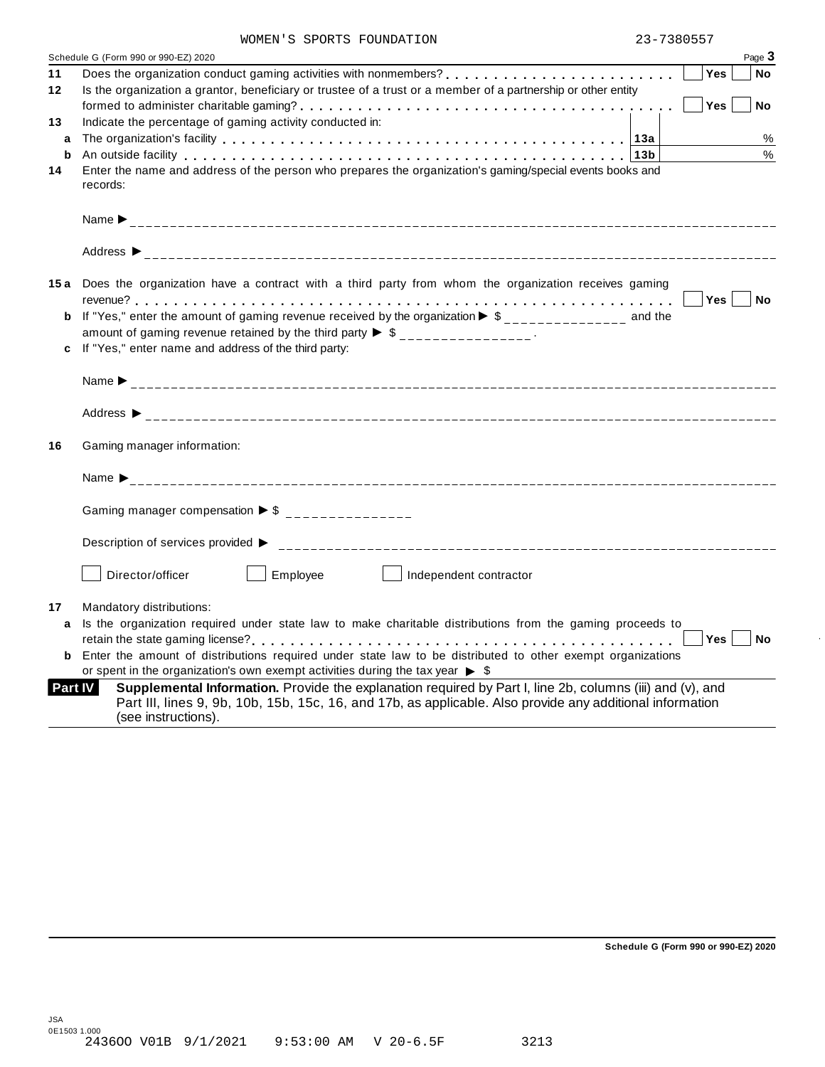WOMEN'S SPORTS FOUNDATION 23-7380557

Schedule G (Form 990 or 990-EZ) 2020 Page **3**

**11** Does the organization conduct gaming activities with nonmembers? . . . . . . . . . . . . . . . . . . . . . . . . ☐ **Yes** ☐ **No**

**12** Is the organization a grantor, beneficiary or trustee of a trust or a member of a partnership or other entity formed to administer charitable gaming? . . . . . . . . . . . . . . . . . . . . . . . . . . . . . . . . . . . . . . . ☐ **Yes** ☐ **No**

**13** Indicate the percentage of gaming activity conducted in:

**a** The organization's facility . . . . . . . . . . . . . . . . . . . . . . . . . . . . . . . . . . . . . . . . **13a** %

**b** An outside facility . . . . . . . . . . . . . . . . . . . . . . . . . . . . . . . . . . . . . . . . . . . . **13b** %

**14** Enter the name and address of the person who prepares the organization's gaming/special events books and records:

Name ▶ ______________________________

Address ▶ ______________________________

**15a** Does the organization have a contract with a third party from whom the organization receives gaming revenue? . . . . . . . . . . . . . . . . . . . . . . . . . . . . . . . . . . . . . . . . . . . . . . . . . . . . . . . . . ☐ **Yes** ☐ **No**

**b** If "Yes," enter the amount of gaming revenue received by the organization ▶ $ ______________ and the amount of gaming revenue retained by the third party ▶ $ ______________ .

**c** If "Yes," enter name and address of the third party:

Name ▶ ______________________________

Address ▶ ______________________________

**16** Gaming manager information:

Name ▶ ______________________________

Gaming manager compensation ▶ $ ______________

Description of services provided ▶ ______________________________

☐ Director/officer ☐ Employee ☐ Independent contractor

**17** Mandatory distributions:

**a** Is the organization required under state law to make charitable distributions from the gaming proceeds to retain the state gaming license? . . . . . . . . . . . . . . . . . . . . . . . . . . . . . . . . . . . . . . . . . . . ☐ **Yes** ☐ **No**

**b** Enter the amount of distributions required under state law to be distributed to other exempt organizations or spent in the organization's own exempt activities during the tax year ▶ $

**Part IV** **Supplemental Information.** Provide the explanation required by Part I, line 2b, columns (iii) and (v), and Part III, lines 9, 9b, 10b, 15b, 15c, 16, and 17b, as applicable. Also provide any additional information (see instructions).

**Schedule G (Form 990 or 990-EZ) 2020**

JSA
0E1503 1.000
243600 V01B 9/1/2021 9:53:00 AM V 20-6.5F 3213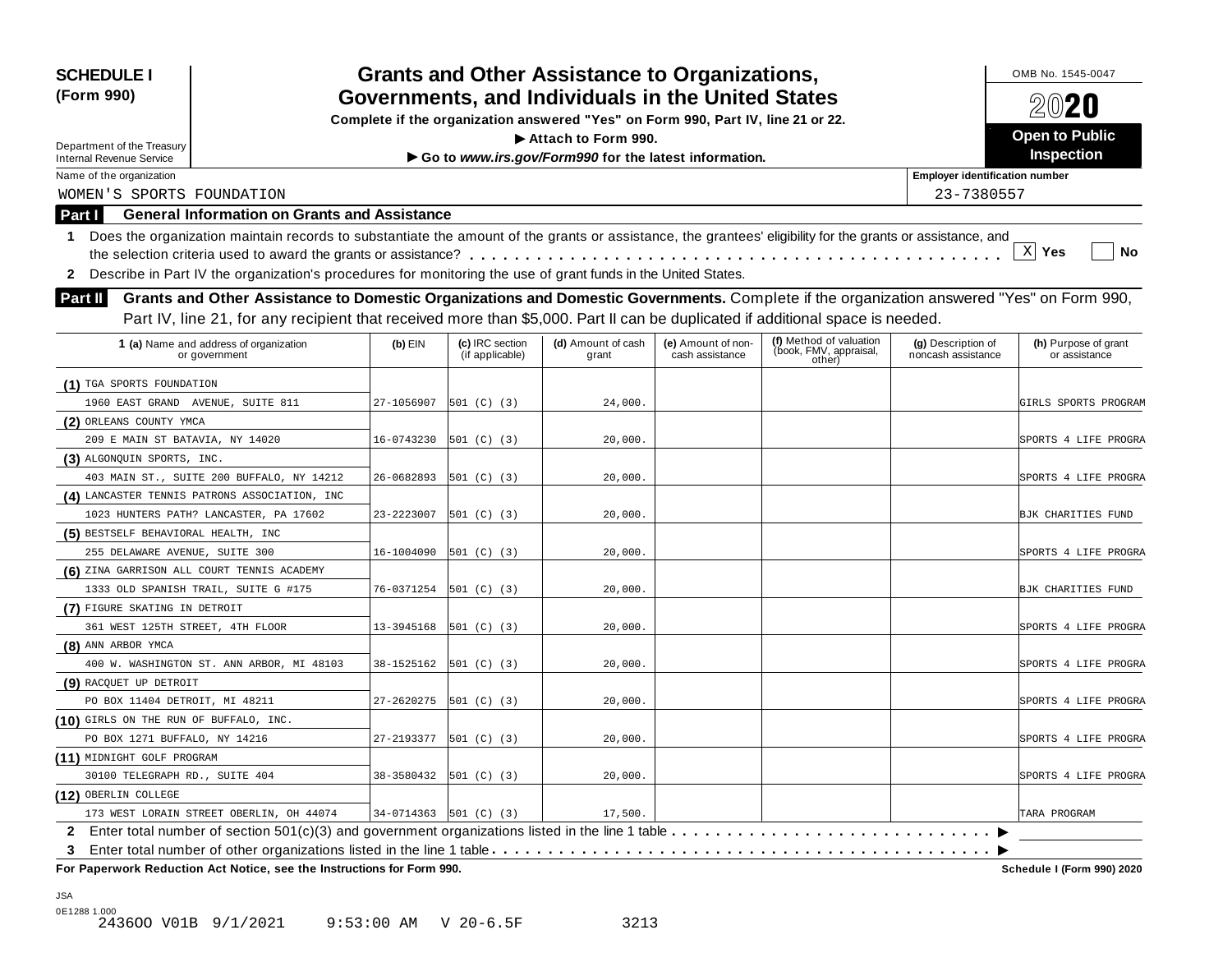**SCHEDULE I (Form 990)**

Department of the Treasury
Internal Revenue Service

# Grants and Other Assistance to Organizations, Governments, and Individuals in the United States

**Complete if the organization answered "Yes" on Form 990, Part IV, line 21 or 22.**

▶ **Attach to Form 990.**

▶ **Go to *www.irs.gov/Form990* for the latest information.**

OMB No. 1545-0047

**2020**

**Open to Public Inspection**

Name of the organization: WOMEN'S SPORTS FOUNDATION

Employer identification number: 23-7380557

## Part I General Information on Grants and Assistance

**1** Does the organization maintain records to substantiate the amount of the grants or assistance, the grantees' eligibility for the grants or assistance, and the selection criteria used to award the grants or assistance? . . . . . . . . . . . . . . . . . . . . . . . . . . . . . . . . . . . . . . . . . . . . . [X] **Yes** [ ] **No**

**2** Describe in Part IV the organization's procedures for monitoring the use of grant funds in the United States.

## Part II Grants and Other Assistance to Domestic Organizations and Domestic Governments.

Complete if the organization answered "Yes" on Form 990, Part IV, line 21, for any recipient that received more than $5,000. Part II can be duplicated if additional space is needed.

| 1 (a) Name and address of organization or government | (b) EIN | (c) IRC section (if applicable) | (d) Amount of cash grant | (e) Amount of non-cash assistance | (f) Method of valuation (book, FMV, appraisal, other) | (g) Description of noncash assistance | (h) Purpose of grant or assistance |
|---|---|---|---|---|---|---|---|
| (1) TGA SPORTS FOUNDATION<br>1960 EAST GRAND AVENUE, SUITE 811 | 27-1056907 | 501 (C) (3) | 24,000. | | | | GIRLS SPORTS PROGRAM |
| (2) ORLEANS COUNTY YMCA<br>209 E MAIN ST BATAVIA, NY 14020 | 16-0743230 | 501 (C) (3) | 20,000. | | | | SPORTS 4 LIFE PROGRA |
| (3) ALGONQUIN SPORTS, INC.<br>403 MAIN ST., SUITE 200 BUFFALO, NY 14212 | 26-0682893 | 501 (C) (3) | 20,000. | | | | SPORTS 4 LIFE PROGRA |
| (4) LANCASTER TENNIS PATRONS ASSOCIATION, INC<br>1023 HUNTERS PATH? LANCASTER, PA 17602 | 23-2223007 | 501 (C) (3) | 20,000. | | | | BJK CHARITIES FUND |
| (5) BESTSELF BEHAVIORAL HEALTH, INC<br>255 DELAWARE AVENUE, SUITE 300 | 16-1004090 | 501 (C) (3) | 20,000. | | | | SPORTS 4 LIFE PROGRA |
| (6) ZINA GARRISON ALL COURT TENNIS ACADEMY<br>1333 OLD SPANISH TRAIL, SUITE G #175 | 76-0371254 | 501 (C) (3) | 20,000. | | | | BJK CHARITIES FUND |
| (7) FIGURE SKATING IN DETROIT<br>361 WEST 125TH STREET, 4TH FLOOR | 13-3945168 | 501 (C) (3) | 20,000. | | | | SPORTS 4 LIFE PROGRA |
| (8) ANN ARBOR YMCA<br>400 W. WASHINGTON ST. ANN ARBOR, MI 48103 | 38-1525162 | 501 (C) (3) | 20,000. | | | | SPORTS 4 LIFE PROGRA |
| (9) RACQUET UP DETROIT<br>PO BOX 11404 DETROIT, MI 48211 | 27-2620275 | 501 (C) (3) | 20,000. | | | | SPORTS 4 LIFE PROGRA |
| (10) GIRLS ON THE RUN OF BUFFALO, INC.<br>PO BOX 1271 BUFFALO, NY 14216 | 27-2193377 | 501 (C) (3) | 20,000. | | | | SPORTS 4 LIFE PROGRA |
| (11) MIDNIGHT GOLF PROGRAM<br>30100 TELEGRAPH RD., SUITE 404 | 38-3580432 | 501 (C) (3) | 20,000. | | | | SPORTS 4 LIFE PROGRA |
| (12) OBERLIN COLLEGE<br>173 WEST LORAIN STREET OBERLIN, OH 44074 | 34-0714363 | 501 (C) (3) | 17,500. | | | | TARA PROGRAM |

**2** Enter total number of section 501(c)(3) and government organizations listed in the line 1 table . . . . . . . . . . . . . . . . . . . . . . . . . . . . . ▶

**3** Enter total number of other organizations listed in the line 1 table . . . . . . . . . . . . . . . . . . . . . . . . . . . . . . . . . . . . . . . . . . . . . ▶

**For Paperwork Reduction Act Notice, see the Instructions for Form 990.** **Schedule I (Form 990) 2020**

JSA
0E1288 1.000
243600 V01B 9/1/2021 9:53:00 AM V 20-6.5F 3213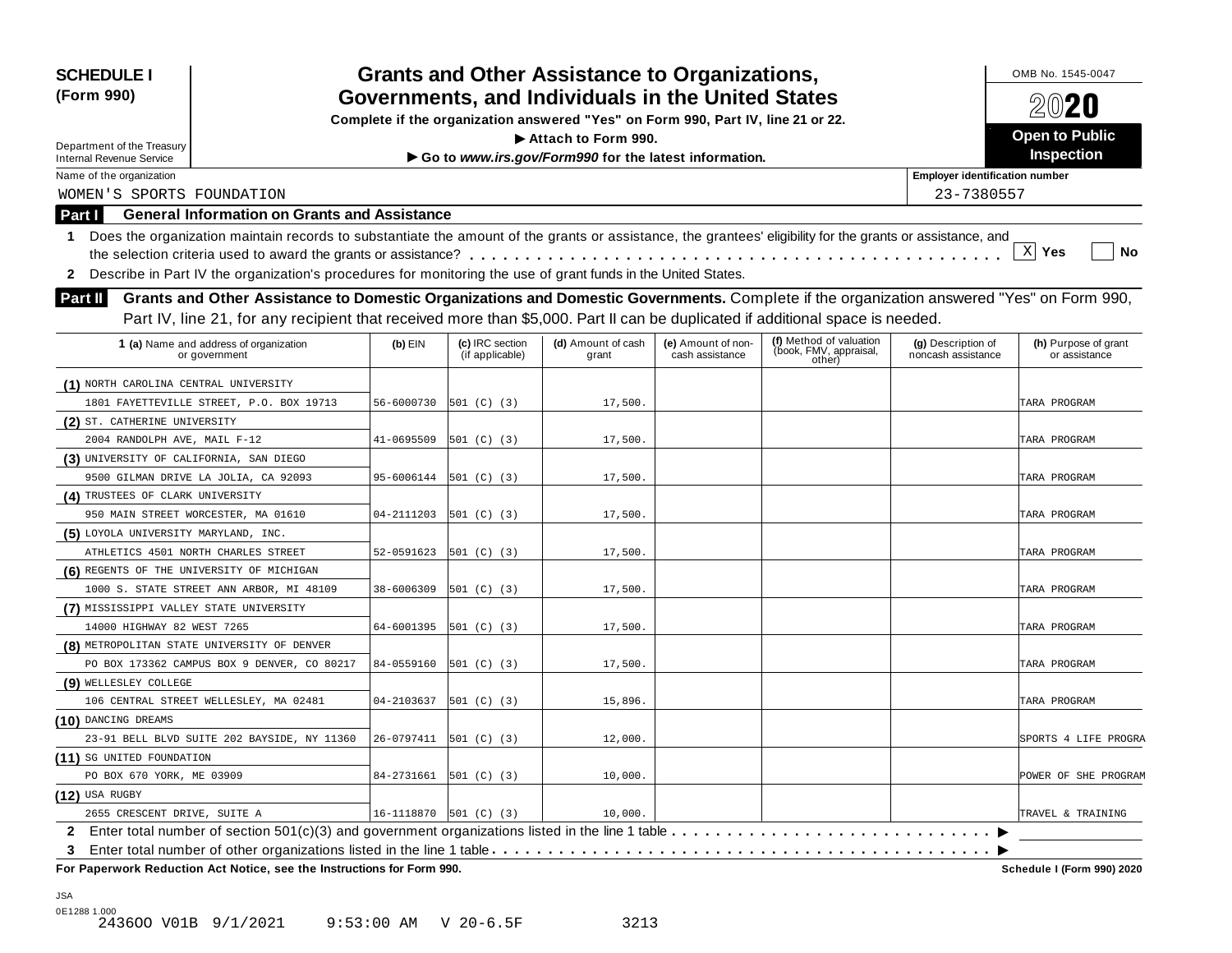**SCHEDULE I (Form 990)**

Department of the Treasury
Internal Revenue Service

# Grants and Other Assistance to Organizations, Governments, and Individuals in the United States

**Complete if the organization answered "Yes" on Form 990, Part IV, line 21 or 22.**
**▶ Attach to Form 990.**
**▶ Go to *www.irs.gov/Form990* for the latest information.**

OMB No. 1545-0047

**2020**

**Open to Public Inspection**

Name of the organization: WOMEN'S SPORTS FOUNDATION

Employer identification number: 23-7380557

## Part I General Information on Grants and Assistance

**1** Does the organization maintain records to substantiate the amount of the grants or assistance, the grantees' eligibility for the grants or assistance, and the selection criteria used to award the grants or assistance? . . . . . [X] Yes [ ] No

**2** Describe in Part IV the organization's procedures for monitoring the use of grant funds in the United States.

## Part II Grants and Other Assistance to Domestic Organizations and Domestic Governments.

Complete if the organization answered "Yes" on Form 990, Part IV, line 21, for any recipient that received more than $5,000. Part II can be duplicated if additional space is needed.

| 1 (a) Name and address of organization or government | (b) EIN | (c) IRC section (if applicable) | (d) Amount of cash grant | (e) Amount of non-cash assistance | (f) Method of valuation (book, FMV, appraisal, other) | (g) Description of noncash assistance | (h) Purpose of grant or assistance |
|---|---|---|---|---|---|---|---|
| (1) NORTH CAROLINA CENTRAL UNIVERSITY 1801 FAYETTEVILLE STREET, P.O. BOX 19713 | 56-6000730 | 501 (C) (3) | 17,500. | | | | TARA PROGRAM |
| (2) ST. CATHERINE UNIVERSITY 2004 RANDOLPH AVE, MAIL F-12 | 41-0695509 | 501 (C) (3) | 17,500. | | | | TARA PROGRAM |
| (3) UNIVERSITY OF CALIFORNIA, SAN DIEGO 9500 GILMAN DRIVE LA JOLIA, CA 92093 | 95-6006144 | 501 (C) (3) | 17,500. | | | | TARA PROGRAM |
| (4) TRUSTEES OF CLARK UNIVERSITY 950 MAIN STREET WORCESTER, MA 01610 | 04-2111203 | 501 (C) (3) | 17,500. | | | | TARA PROGRAM |
| (5) LOYOLA UNIVERSITY MARYLAND, INC. ATHLETICS 4501 NORTH CHARLES STREET | 52-0591623 | 501 (C) (3) | 17,500. | | | | TARA PROGRAM |
| (6) REGENTS OF THE UNIVERSITY OF MICHIGAN 1000 S. STATE STREET ANN ARBOR, MI 48109 | 38-6006309 | 501 (C) (3) | 17,500. | | | | TARA PROGRAM |
| (7) MISSISSIPPI VALLEY STATE UNIVERSITY 14000 HIGHWAY 82 WEST 7265 | 64-6001395 | 501 (C) (3) | 17,500. | | | | TARA PROGRAM |
| (8) METROPOLITAN STATE UNIVERSITY OF DENVER PO BOX 173362 CAMPUS BOX 9 DENVER, CO 80217 | 84-0559160 | 501 (C) (3) | 17,500. | | | | TARA PROGRAM |
| (9) WELLESLEY COLLEGE 106 CENTRAL STREET WELLESLEY, MA 02481 | 04-2103637 | 501 (C) (3) | 15,896. | | | | TARA PROGRAM |
| (10) DANCING DREAMS 23-91 BELL BLVD SUITE 202 BAYSIDE, NY 11360 | 26-0797411 | 501 (C) (3) | 12,000. | | | | SPORTS 4 LIFE PROGRA |
| (11) SG UNITED FOUNDATION PO BOX 670 YORK, ME 03909 | 84-2731661 | 501 (C) (3) | 10,000. | | | | POWER OF SHE PROGRAM |
| (12) USA RUGBY 2655 CRESCENT DRIVE, SUITE A | 16-1118870 | 501 (C) (3) | 10,000. | | | | TRAVEL & TRAINING |

**2** Enter total number of section 501(c)(3) and government organizations listed in the line 1 table . . . . . ▶

**3** Enter total number of other organizations listed in the line 1 table . . . . . ▶

**For Paperwork Reduction Act Notice, see the Instructions for Form 990.** **Schedule I (Form 990) 2020**

JSA
0E1288 1.000
243600 V01B 9/1/2021 9:53:00 AM V 20-6.5F 3213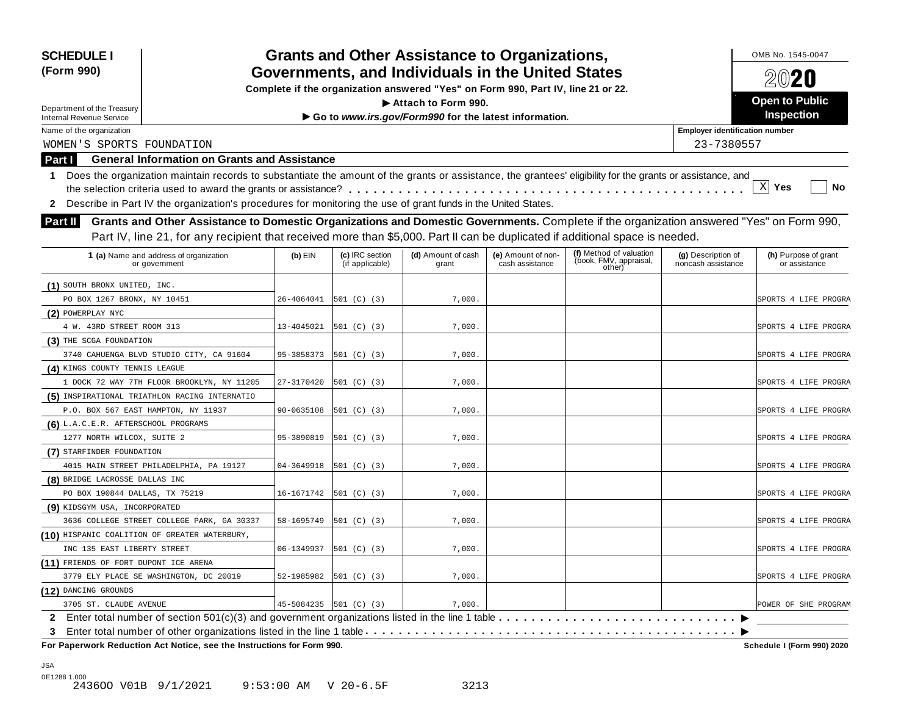**SCHEDULE I (Form 990)**

Department of the Treasury
Internal Revenue Service

# Grants and Other Assistance to Organizations, Governments, and Individuals in the United States

**Complete if the organization answered "Yes" on Form 990, Part IV, line 21 or 22.**

**▶ Attach to Form 990.**

**▶ Go to *www.irs.gov/Form990* for the latest information.**

OMB No. 1545-0047

**2020**

**Open to Public Inspection**

Name of the organization: WOMEN'S SPORTS FOUNDATION

Employer identification number: 23-7380557

## Part I General Information on Grants and Assistance

**1** Does the organization maintain records to substantiate the amount of the grants or assistance, the grantees' eligibility for the grants or assistance, and the selection criteria used to award the grants or assistance? . . . . . [X] Yes [ ] No

**2** Describe in Part IV the organization's procedures for monitoring the use of grant funds in the United States.

## Part II Grants and Other Assistance to Domestic Organizations and Domestic Governments.

Complete if the organization answered "Yes" on Form 990, Part IV, line 21, for any recipient that received more than $5,000. Part II can be duplicated if additional space is needed.

| 1 (a) Name and address of organization or government | (b) EIN | (c) IRC section (if applicable) | (d) Amount of cash grant | (e) Amount of non-cash assistance | (f) Method of valuation (book, FMV, appraisal, other) | (g) Description of noncash assistance | (h) Purpose of grant or assistance |
|---|---|---|---|---|---|---|---|
| (1) SOUTH BRONX UNITED, INC. PO BOX 1267 BRONX, NY 10451 | 26-4064041 | 501 (C) (3) | 7,000. | | | | SPORTS 4 LIFE PROGRA |
| (2) POWERPLAY NYC 4 W. 43RD STREET ROOM 313 | 13-4045021 | 501 (C) (3) | 7,000. | | | | SPORTS 4 LIFE PROGRA |
| (3) THE SCGA FOUNDATION 3740 CAHUENGA BLVD STUDIO CITY, CA 91604 | 95-3858373 | 501 (C) (3) | 7,000. | | | | SPORTS 4 LIFE PROGRA |
| (4) KINGS COUNTY TENNIS LEAGUE 1 DOCK 72 WAY 7TH FLOOR BROOKLYN, NY 11205 | 27-3170420 | 501 (C) (3) | 7,000. | | | | SPORTS 4 LIFE PROGRA |
| (5) INSPIRATIONAL TRIATHLON RACING INTERNATIO P.O. BOX 567 EAST HAMPTON, NY 11937 | 90-0635108 | 501 (C) (3) | 7,000. | | | | SPORTS 4 LIFE PROGRA |
| (6) L.A.C.E.R. AFTERSCHOOL PROGRAMS 1277 NORTH WILCOX, SUITE 2 | 95-3890819 | 501 (C) (3) | 7,000. | | | | SPORTS 4 LIFE PROGRA |
| (7) STARFINDER FOUNDATION 4015 MAIN STREET PHILADELPHIA, PA 19127 | 04-3649918 | 501 (C) (3) | 7,000. | | | | SPORTS 4 LIFE PROGRA |
| (8) BRIDGE LACROSSE DALLAS INC PO BOX 190844 DALLAS, TX 75219 | 16-1671742 | 501 (C) (3) | 7,000. | | | | SPORTS 4 LIFE PROGRA |
| (9) KIDSGYM USA, INCORPORATED 3636 COLLEGE STREET COLLEGE PARK, GA 30337 | 58-1695749 | 501 (C) (3) | 7,000. | | | | SPORTS 4 LIFE PROGRA |
| (10) HISPANIC COALITION OF GREATER WATERBURY, INC 135 EAST LIBERTY STREET | 06-1349937 | 501 (C) (3) | 7,000. | | | | SPORTS 4 LIFE PROGRA |
| (11) FRIENDS OF FORT DUPONT ICE ARENA 3779 ELY PLACE SE WASHINGTON, DC 20019 | 52-1985982 | 501 (C) (3) | 7,000. | | | | SPORTS 4 LIFE PROGRA |
| (12) DANCING GROUNDS 3705 ST. CLAUDE AVENUE | 45-5084235 | 501 (C) (3) | 7,000. | | | | POWER OF SHE PROGRAM |

**2** Enter total number of section 501(c)(3) and government organizations listed in the line 1 table . . . . . ▶

**3** Enter total number of other organizations listed in the line 1 table . . . . . ▶

**For Paperwork Reduction Act Notice, see the Instructions for Form 990.** **Schedule I (Form 990) 2020**

JSA
0E1288 1.000
243600 V01B 9/1/2021 9:53:00 AM V 20-6.5F 3213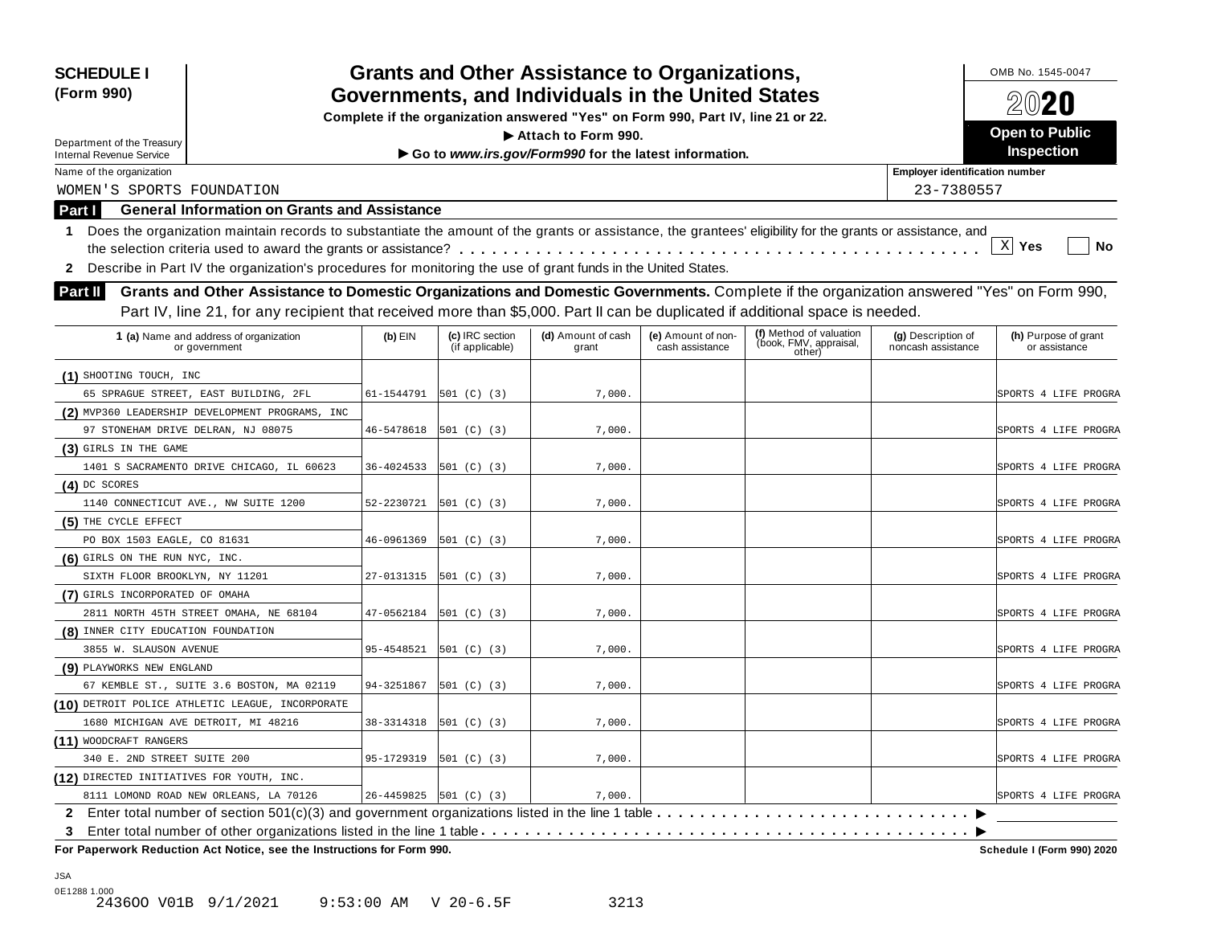**SCHEDULE I (Form 990)**

Department of the Treasury
Internal Revenue Service

# Grants and Other Assistance to Organizations, Governments, and Individuals in the United States

**Complete if the organization answered "Yes" on Form 990, Part IV, line 21 or 22.**

**▶ Attach to Form 990.**

**▶ Go to *www.irs.gov/Form990* for the latest information.**

OMB No. 1545-0047

**2020**

**Open to Public Inspection**

Name of the organization: WOMEN'S SPORTS FOUNDATION

Employer identification number: 23-7380557

## Part I General Information on Grants and Assistance

**1** Does the organization maintain records to substantiate the amount of the grants or assistance, the grantees' eligibility for the grants or assistance, and the selection criteria used to award the grants or assistance? [X] Yes [ ] No

**2** Describe in Part IV the organization's procedures for monitoring the use of grant funds in the United States.

## Part II Grants and Other Assistance to Domestic Organizations and Domestic Governments.

Complete if the organization answered "Yes" on Form 990, Part IV, line 21, for any recipient that received more than $5,000. Part II can be duplicated if additional space is needed.

| 1 (a) Name and address of organization or government | (b) EIN | (c) IRC section (if applicable) | (d) Amount of cash grant | (e) Amount of non-cash assistance | (f) Method of valuation (book, FMV, appraisal, other) | (g) Description of noncash assistance | (h) Purpose of grant or assistance |
|---|---|---|---|---|---|---|---|
| (1) SHOOTING TOUCH, INC<br>65 SPRAGUE STREET, EAST BUILDING, 2FL | 61-1544791 | 501 (C) (3) | 7,000. | | | | SPORTS 4 LIFE PROGRA |
| (2) MVP360 LEADERSHIP DEVELOPMENT PROGRAMS, INC<br>97 STONEHAM DRIVE DELRAN, NJ 08075 | 46-5478618 | 501 (C) (3) | 7,000. | | | | SPORTS 4 LIFE PROGRA |
| (3) GIRLS IN THE GAME<br>1401 S SACRAMENTO DRIVE CHICAGO, IL 60623 | 36-4024533 | 501 (C) (3) | 7,000. | | | | SPORTS 4 LIFE PROGRA |
| (4) DC SCORES<br>1140 CONNECTICUT AVE., NW SUITE 1200 | 52-2230721 | 501 (C) (3) | 7,000. | | | | SPORTS 4 LIFE PROGRA |
| (5) THE CYCLE EFFECT<br>PO BOX 1503 EAGLE, CO 81631 | 46-0961369 | 501 (C) (3) | 7,000. | | | | SPORTS 4 LIFE PROGRA |
| (6) GIRLS ON THE RUN NYC, INC.<br>SIXTH FLOOR BROOKLYN, NY 11201 | 27-0131315 | 501 (C) (3) | 7,000. | | | | SPORTS 4 LIFE PROGRA |
| (7) GIRLS INCORPORATED OF OMAHA<br>2811 NORTH 45TH STREET OMAHA, NE 68104 | 47-0562184 | 501 (C) (3) | 7,000. | | | | SPORTS 4 LIFE PROGRA |
| (8) INNER CITY EDUCATION FOUNDATION<br>3855 W. SLAUSON AVENUE | 95-4548521 | 501 (C) (3) | 7,000. | | | | SPORTS 4 LIFE PROGRA |
| (9) PLAYWORKS NEW ENGLAND<br>67 KEMBLE ST., SUITE 3.6 BOSTON, MA 02119 | 94-3251867 | 501 (C) (3) | 7,000. | | | | SPORTS 4 LIFE PROGRA |
| (10) DETROIT POLICE ATHLETIC LEAGUE, INCORPORATE<br>1680 MICHIGAN AVE DETROIT, MI 48216 | 38-3314318 | 501 (C) (3) | 7,000. | | | | SPORTS 4 LIFE PROGRA |
| (11) WOODCRAFT RANGERS<br>340 E. 2ND STREET SUITE 200 | 95-1729319 | 501 (C) (3) | 7,000. | | | | SPORTS 4 LIFE PROGRA |
| (12) DIRECTED INITIATIVES FOR YOUTH, INC.<br>8111 LOMOND ROAD NEW ORLEANS, LA 70126 | 26-4459825 | 501 (C) (3) | 7,000. | | | | SPORTS 4 LIFE PROGRA |

**2** Enter total number of section 501(c)(3) and government organizations listed in the line 1 table ▶

**3** Enter total number of other organizations listed in the line 1 table ▶

**For Paperwork Reduction Act Notice, see the Instructions for Form 990.** **Schedule I (Form 990) 2020**

JSA
0E1288 1.000
2436OO V01B 9/1/2021 9:53:00 AM V 20-6.5F 3213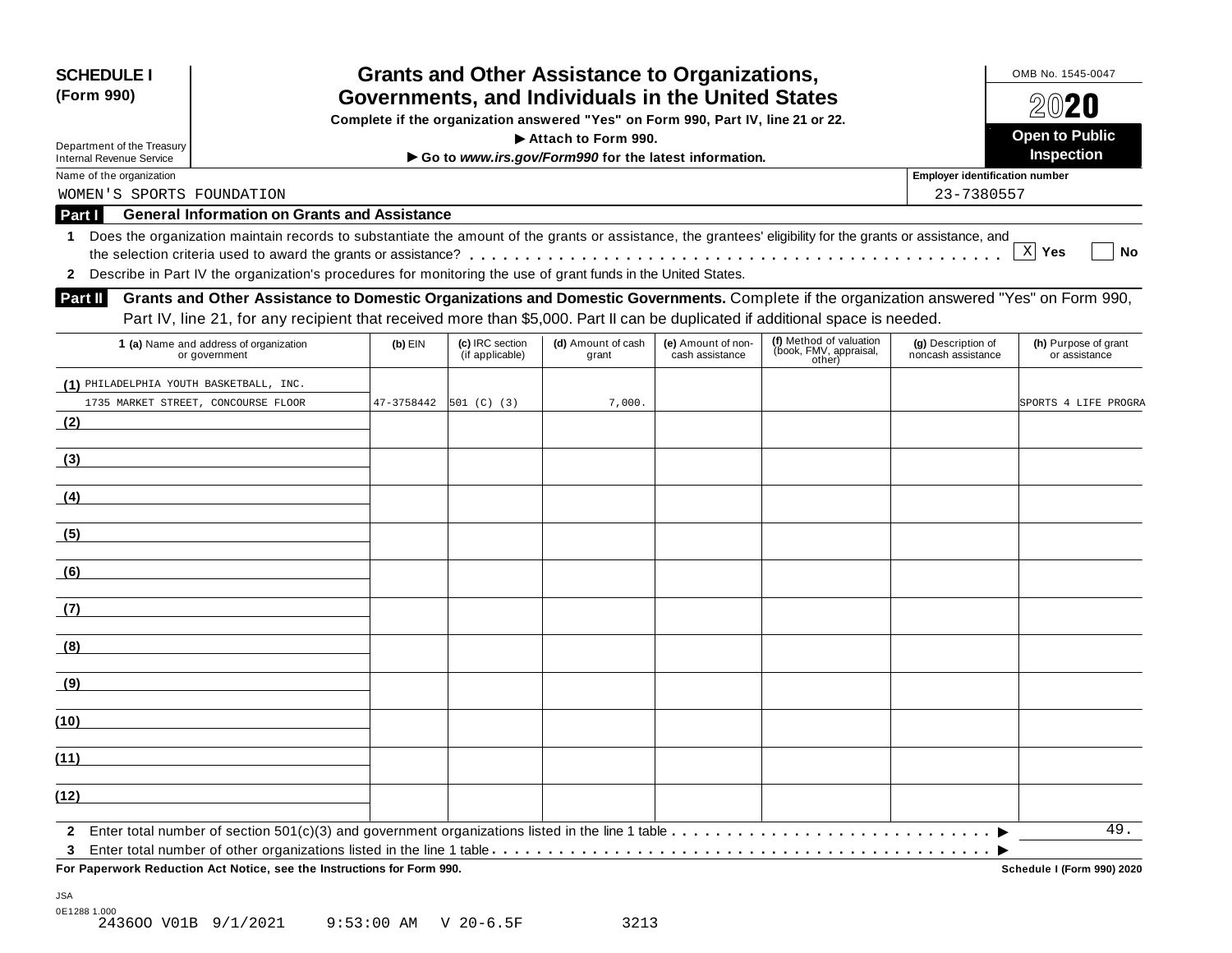**SCHEDULE I (Form 990)**

Department of the Treasury
Internal Revenue Service

# Grants and Other Assistance to Organizations, Governments, and Individuals in the United States

**Complete if the organization answered "Yes" on Form 990, Part IV, line 21 or 22.**
**▶ Attach to Form 990.**
**▶ Go to *www.irs.gov/Form990* for the latest information.**

OMB No. 1545-0047

**2020**

**Open to Public Inspection**

Name of the organization: WOMEN'S SPORTS FOUNDATION

Employer identification number: 23-7380557

## Part I General Information on Grants and Assistance

**1** Does the organization maintain records to substantiate the amount of the grants or assistance, the grantees' eligibility for the grants or assistance, and the selection criteria used to award the grants or assistance? . . . . . . . . . . . [X] **Yes** [ ] **No**

**2** Describe in Part IV the organization's procedures for monitoring the use of grant funds in the United States.

## Part II Grants and Other Assistance to Domestic Organizations and Domestic Governments.

Complete if the organization answered "Yes" on Form 990, Part IV, line 21, for any recipient that received more than $5,000. Part II can be duplicated if additional space is needed.

| 1 (a) Name and address of organization or government | (b) EIN | (c) IRC section (if applicable) | (d) Amount of cash grant | (e) Amount of non-cash assistance | (f) Method of valuation (book, FMV, appraisal, other) | (g) Description of noncash assistance | (h) Purpose of grant or assistance |
|---|---|---|---|---|---|---|---|
| (1) PHILADELPHIA YOUTH BASKETBALL, INC. 1735 MARKET STREET, CONCOURSE FLOOR | 47-3758442 | 501 (C) (3) | 7,000. | | | | SPORTS 4 LIFE PROGRA |
| (2) | | | | | | | |
| (3) | | | | | | | |
| (4) | | | | | | | |
| (5) | | | | | | | |
| (6) | | | | | | | |
| (7) | | | | | | | |
| (8) | | | | | | | |
| (9) | | | | | | | |
| (10) | | | | | | | |
| (11) | | | | | | | |
| (12) | | | | | | | |

**2** Enter total number of section 501(c)(3) and government organizations listed in the line 1 table . . . . . . . . . . ▶ 49.

**3** Enter total number of other organizations listed in the line 1 table . . . . . . . . . . ▶

**For Paperwork Reduction Act Notice, see the Instructions for Form 990.** **Schedule I (Form 990) 2020**

JSA
0E1288 1.000
243600 V01B 9/1/2021 9:53:00 AM V 20-6.5F 3213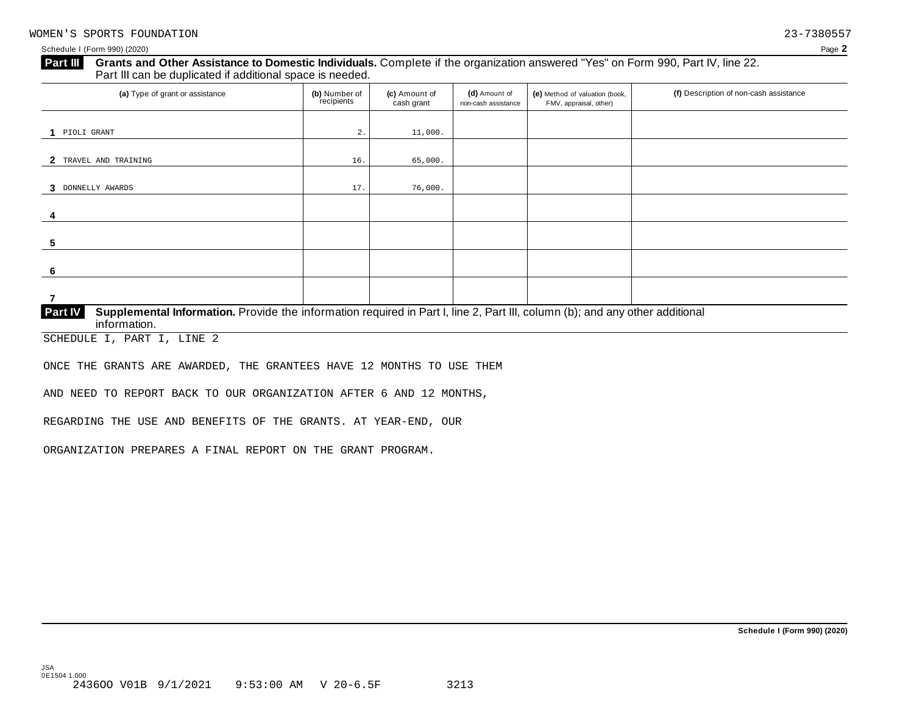WOMEN'S SPORTS FOUNDATION 23-7380557

Schedule I (Form 990) (2020) Page **2**

**Part III** **Grants and Other Assistance to Domestic Individuals.** Complete if the organization answered "Yes" on Form 990, Part IV, line 22. Part III can be duplicated if additional space is needed.

| (a) Type of grant or assistance | (b) Number of recipients | (c) Amount of cash grant | (d) Amount of non-cash assistance | (e) Method of valuation (book, FMV, appraisal, other) | (f) Description of non-cash assistance |
|---|---|---|---|---|---|
| 1 PIOLI GRANT | 2. | 11,000. | | | |
| 2 TRAVEL AND TRAINING | 16. | 65,000. | | | |
| 3 DONNELLY AWARDS | 17. | 76,000. | | | |
| 4 | | | | | |
| 5 | | | | | |
| 6 | | | | | |
| 7 | | | | | |

**Part IV** **Supplemental Information.** Provide the information required in Part I, line 2, Part III, column (b); and any other additional information.

SCHEDULE I, PART I, LINE 2

ONCE THE GRANTS ARE AWARDED, THE GRANTEES HAVE 12 MONTHS TO USE THEM

AND NEED TO REPORT BACK TO OUR ORGANIZATION AFTER 6 AND 12 MONTHS,

REGARDING THE USE AND BENEFITS OF THE GRANTS. AT YEAR-END, OUR

ORGANIZATION PREPARES A FINAL REPORT ON THE GRANT PROGRAM.

**Schedule I (Form 990) (2020)**

JSA
0E1504 1.000
2436OO V01B 9/1/2021 9:53:00 AM V 20-6.5F 3213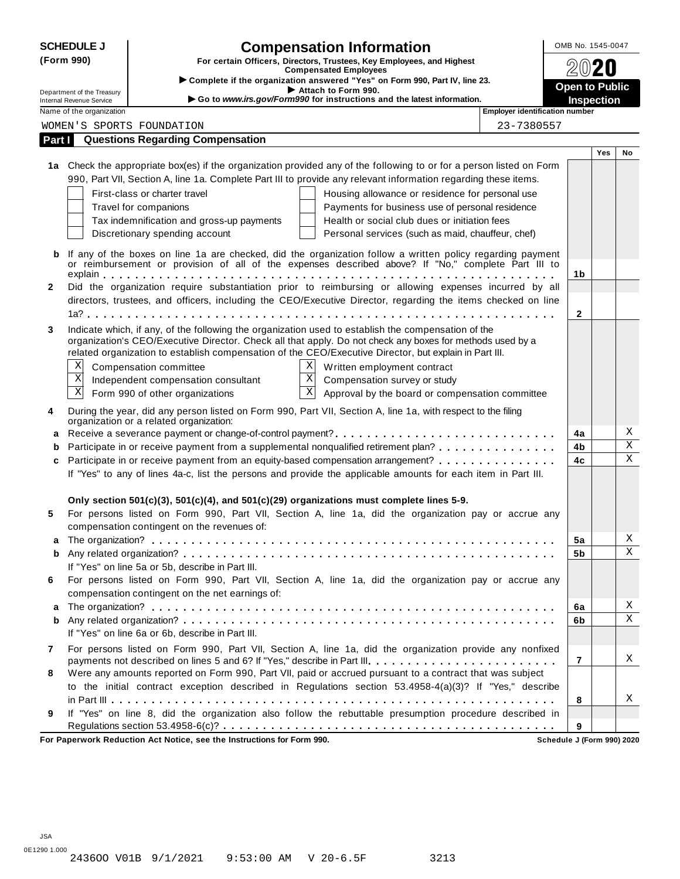**SCHEDULE J (Form 990)**

Department of the Treasury
Internal Revenue Service

# Compensation Information

**For certain Officers, Directors, Trustees, Key Employees, and Highest Compensated Employees**

▶ Complete if the organization answered "Yes" on Form 990, Part IV, line 23.
▶ Attach to Form 990.
▶ Go to *www.irs.gov/Form990* for instructions and the latest information.

OMB No. 1545-0047

**2020**

**Open to Public Inspection**

Name of the organization: WOMEN'S SPORTS FOUNDATION

Employer identification number: 23-7380557

## Part I — Questions Regarding Compensation

| | | | Yes | No |
|---|---|---|---|---|
| **1a** | Check the appropriate box(es) if the organization provided any of the following to or for a person listed on Form 990, Part VII, Section A, line 1a. Complete Part III to provide any relevant information regarding these items.<br>☐ First-class or charter travel ☐ Housing allowance or residence for personal use<br>☐ Travel for companions ☐ Payments for business use of personal residence<br>☐ Tax indemnification and gross-up payments ☐ Health or social club dues or initiation fees<br>☐ Discretionary spending account ☐ Personal services (such as maid, chauffeur, chef) | | | |
| **b** | If any of the boxes on line 1a are checked, did the organization follow a written policy regarding payment or reimbursement or provision of all of the expenses described above? If "No," complete Part III to explain | 1b | | |
| **2** | Did the organization require substantiation prior to reimbursing or allowing expenses incurred by all directors, trustees, and officers, including the CEO/Executive Director, regarding the items checked on line 1a? | 2 | | |
| **3** | Indicate which, if any, of the following the organization used to establish the compensation of the organization's CEO/Executive Director. Check all that apply. Do not check any boxes for methods used by a related organization to establish compensation of the CEO/Executive Director, but explain in Part III.<br>☒ Compensation committee ☒ Written employment contract<br>☒ Independent compensation consultant ☒ Compensation survey or study<br>☒ Form 990 of other organizations ☒ Approval by the board or compensation committee | | | |
| **4** | During the year, did any person listed on Form 990, Part VII, Section A, line 1a, with respect to the filing organization or a related organization: | | | |
| **a** | Receive a severance payment or change-of-control payment? | 4a | | X |
| **b** | Participate in or receive payment from a supplemental nonqualified retirement plan? | 4b | | X |
| **c** | Participate in or receive payment from an equity-based compensation arrangement? | 4c | | X |
| | If "Yes" to any of lines 4a-c, list the persons and provide the applicable amounts for each item in Part III. | | | |
| | **Only section 501(c)(3), 501(c)(4), and 501(c)(29) organizations must complete lines 5-9.** | | | |
| **5** | For persons listed on Form 990, Part VII, Section A, line 1a, did the organization pay or accrue any compensation contingent on the revenues of: | | | |
| **a** | The organization? | 5a | | X |
| **b** | Any related organization? | 5b | | X |
| | If "Yes" on line 5a or 5b, describe in Part III. | | | |
| **6** | For persons listed on Form 990, Part VII, Section A, line 1a, did the organization pay or accrue any compensation contingent on the net earnings of: | | | |
| **a** | The organization? | 6a | | X |
| **b** | Any related organization? | 6b | | X |
| | If "Yes" on line 6a or 6b, describe in Part III. | | | |
| **7** | For persons listed on Form 990, Part VII, Section A, line 1a, did the organization provide any nonfixed payments not described on lines 5 and 6? If "Yes," describe in Part III | 7 | | X |
| **8** | Were any amounts reported on Form 990, Part VII, paid or accrued pursuant to a contract that was subject to the initial contract exception described in Regulations section 53.4958-4(a)(3)? If "Yes," describe in Part III | 8 | | X |
| **9** | If "Yes" on line 8, did the organization also follow the rebuttable presumption procedure described in Regulations section 53.4958-6(c)? | 9 | | |

**For Paperwork Reduction Act Notice, see the Instructions for Form 990.** **Schedule J (Form 990) 2020**

JSA
0E1290 1.000
243600 V01B 9/1/2021 9:53:00 AM V 20-6.5F 3213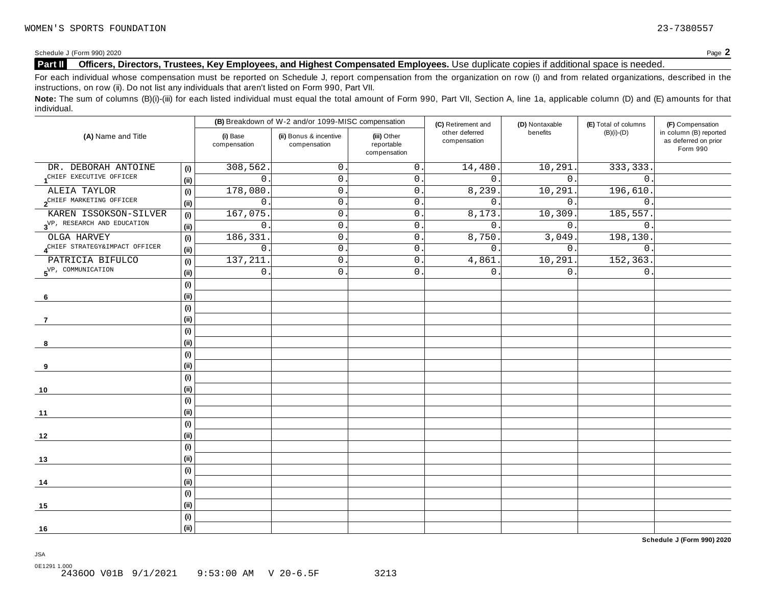WOMEN'S SPORTS FOUNDATION 23-7380557

Schedule J (Form 990) 2020 Page **2**

**Part II** **Officers, Directors, Trustees, Key Employees, and Highest Compensated Employees.** Use duplicate copies if additional space is needed.

For each individual whose compensation must be reported on Schedule J, report compensation from the organization on row (i) and from related organizations, described in the instructions, on row (ii). Do not list any individuals that aren't listed on Form 990, Part VII.

**Note:** The sum of columns (B)(i)-(iii) for each listed individual must equal the total amount of Form 990, Part VII, Section A, line 1a, applicable column (D) and (E) amounts for that individual.

| (A) Name and Title | | (B) Breakdown of W-2 and/or 1099-MISC compensation | | | (C) Retirement and other deferred compensation | (D) Nontaxable benefits | (E) Total of columns (B)(i)-(D) | (F) Compensation in column (B) reported as deferred on prior Form 990 |
|---|---|---|---|---|---|---|---|---|
| | | (i) Base compensation | (ii) Bonus & incentive compensation | (iii) Other reportable compensation | | | | |
| DR. DEBORAH ANTOINE | (i) | 308,562. | 0. | 0. | 14,480. | 10,291. | 333,333. | |
| 1 CHIEF EXECUTIVE OFFICER | (ii) | 0. | 0. | 0. | 0. | 0. | 0. | |
| ALEIA TAYLOR | (i) | 178,080. | 0. | 0. | 8,239. | 10,291. | 196,610. | |
| 2 CHIEF MARKETING OFFICER | (ii) | 0. | 0. | 0. | 0. | 0. | 0. | |
| KAREN ISSOKSON-SILVER | (i) | 167,075. | 0. | 0. | 8,173. | 10,309. | 185,557. | |
| 3 VP, RESEARCH AND EDUCATION | (ii) | 0. | 0. | 0. | 0. | 0. | 0. | |
| OLGA HARVEY | (i) | 186,331. | 0. | 0. | 8,750. | 3,049. | 198,130. | |
| 4 CHIEF STRATEGY&IMPACT OFFICER | (ii) | 0. | 0. | 0. | 0. | 0. | 0. | |
| PATRICIA BIFULCO | (i) | 137,211. | 0. | 0. | 4,861. | 10,291. | 152,363. | |
| 5 VP, COMMUNICATION | (ii) | 0. | 0. | 0. | 0. | 0. | 0. | |
| | (i) | | | | | | | |
| 6 | (ii) | | | | | | | |
| | (i) | | | | | | | |
| 7 | (ii) | | | | | | | |
| | (i) | | | | | | | |
| 8 | (ii) | | | | | | | |
| | (i) | | | | | | | |
| 9 | (ii) | | | | | | | |
| | (i) | | | | | | | |
| 10 | (ii) | | | | | | | |
| | (i) | | | | | | | |
| 11 | (ii) | | | | | | | |
| | (i) | | | | | | | |
| 12 | (ii) | | | | | | | |
| | (i) | | | | | | | |
| 13 | (ii) | | | | | | | |
| | (i) | | | | | | | |
| 14 | (ii) | | | | | | | |
| | (i) | | | | | | | |
| 15 | (ii) | | | | | | | |
| | (i) | | | | | | | |
| 16 | (ii) | | | | | | | |

**Schedule J (Form 990) 2020**

JSA

0E1291 1.000
243600 V01B 9/1/2021 9:53:00 AM V 20-6.5F 3213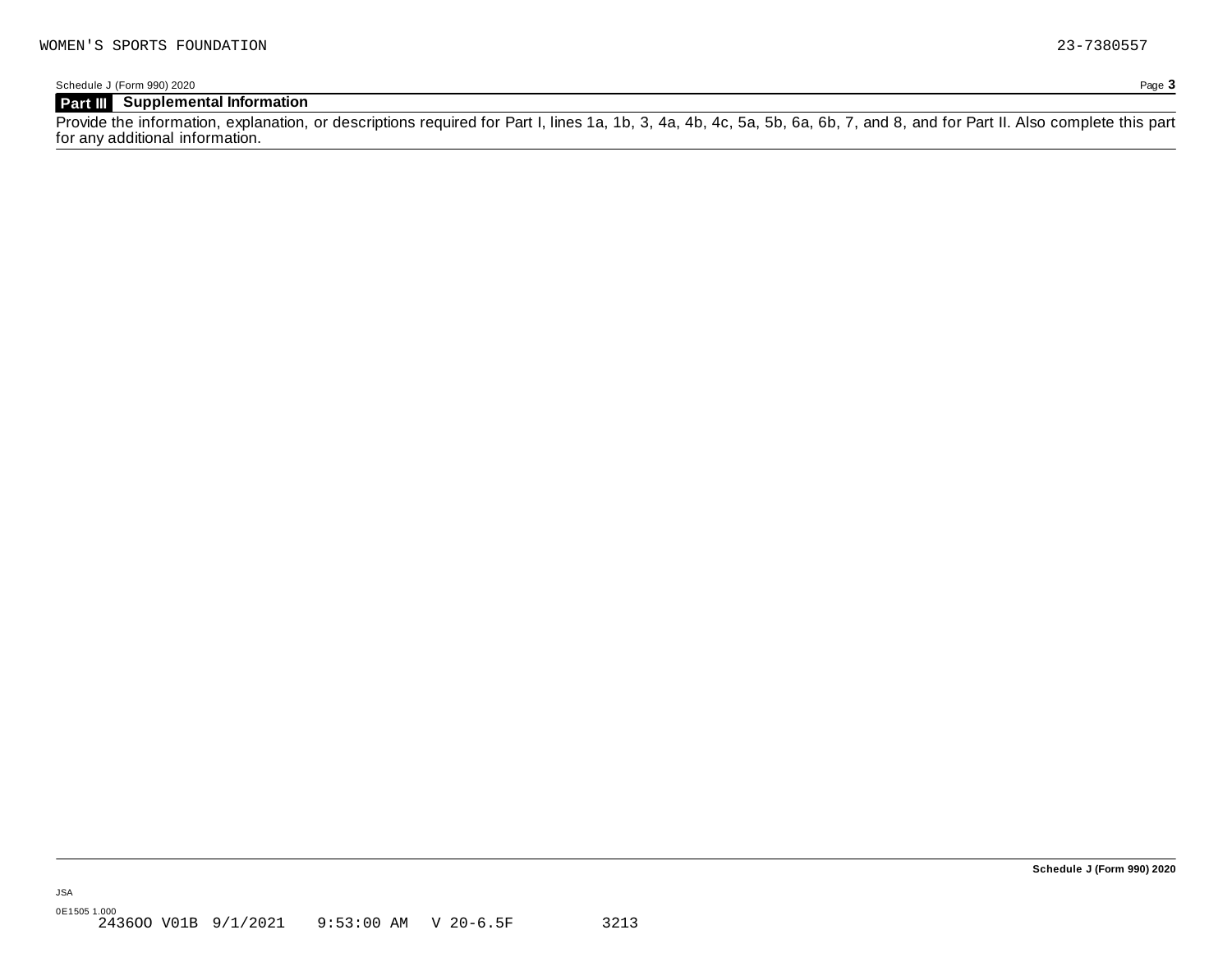WOMEN'S SPORTS FOUNDATION 23-7380557

Schedule J (Form 990) 2020 Page **3**

## Part III Supplemental Information

Provide the information, explanation, or descriptions required for Part I, lines 1a, 1b, 3, 4a, 4b, 4c, 5a, 5b, 6a, 6b, 7, and 8, and for Part II. Also complete this part for any additional information.

**Schedule J (Form 990) 2020**

JSA

0E1505 1.000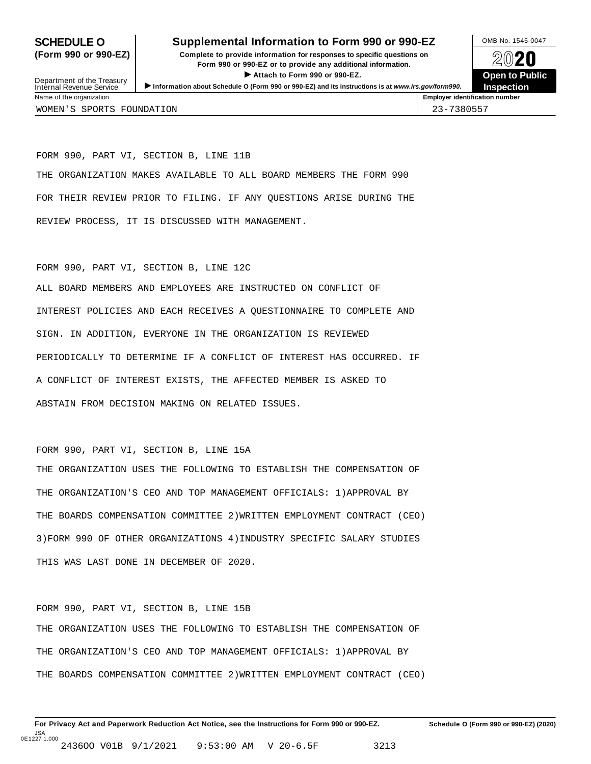# SCHEDULE O (Form 990 or 990-EZ)

## Supplemental Information to Form 990 or 990-EZ

**Complete to provide information for responses to specific questions on Form 990 or 990-EZ or to provide any additional information.**

▶ **Attach to Form 990 or 990-EZ.**

▶ **Information about Schedule O (Form 990 or 990-EZ) and its instructions is at *www.irs.gov/form990*.**

Department of the Treasury
Internal Revenue Service

OMB No. 1545-0047

**2020**

**Open to Public Inspection**

| Name of the organization | Employer identification number |
|---|---|
| WOMEN'S SPORTS FOUNDATION | 23-7380557 |

FORM 990, PART VI, SECTION B, LINE 11B

THE ORGANIZATION MAKES AVAILABLE TO ALL BOARD MEMBERS THE FORM 990 FOR THEIR REVIEW PRIOR TO FILING. IF ANY QUESTIONS ARISE DURING THE REVIEW PROCESS, IT IS DISCUSSED WITH MANAGEMENT.

FORM 990, PART VI, SECTION B, LINE 12C

ALL BOARD MEMBERS AND EMPLOYEES ARE INSTRUCTED ON CONFLICT OF INTEREST POLICIES AND EACH RECEIVES A QUESTIONNAIRE TO COMPLETE AND SIGN. IN ADDITION, EVERYONE IN THE ORGANIZATION IS REVIEWED PERIODICALLY TO DETERMINE IF A CONFLICT OF INTEREST HAS OCCURRED. IF A CONFLICT OF INTEREST EXISTS, THE AFFECTED MEMBER IS ASKED TO ABSTAIN FROM DECISION MAKING ON RELATED ISSUES.

FORM 990, PART VI, SECTION B, LINE 15A

THE ORGANIZATION USES THE FOLLOWING TO ESTABLISH THE COMPENSATION OF THE ORGANIZATION'S CEO AND TOP MANAGEMENT OFFICIALS: 1)APPROVAL BY THE BOARDS COMPENSATION COMMITTEE 2)WRITTEN EMPLOYMENT CONTRACT (CEO) 3)FORM 990 OF OTHER ORGANIZATIONS 4)INDUSTRY SPECIFIC SALARY STUDIES THIS WAS LAST DONE IN DECEMBER OF 2020.

FORM 990, PART VI, SECTION B, LINE 15B

THE ORGANIZATION USES THE FOLLOWING TO ESTABLISH THE COMPENSATION OF THE ORGANIZATION'S CEO AND TOP MANAGEMENT OFFICIALS: 1)APPROVAL BY THE BOARDS COMPENSATION COMMITTEE 2)WRITTEN EMPLOYMENT CONTRACT (CEO)

**For Privacy Act and Paperwork Reduction Act Notice, see the Instructions for Form 990 or 990-EZ.** **Schedule O (Form 990 or 990-EZ) (2020)**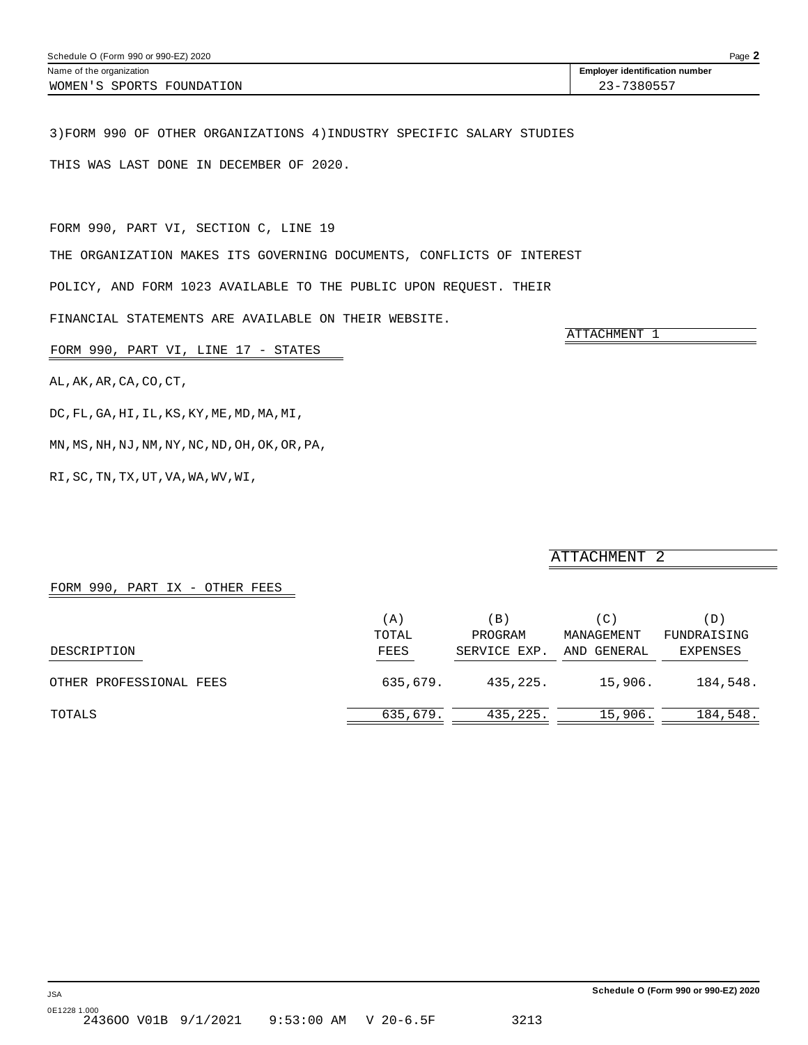Schedule O (Form 990 or 990-EZ) 2020

Name of the organization: WOMEN'S SPORTS FOUNDATION

Employer identification number: 23-7380557

3)FORM 990 OF OTHER ORGANIZATIONS 4)INDUSTRY SPECIFIC SALARY STUDIES

THIS WAS LAST DONE IN DECEMBER OF 2020.

FORM 990, PART VI, SECTION C, LINE 19

THE ORGANIZATION MAKES ITS GOVERNING DOCUMENTS, CONFLICTS OF INTEREST

POLICY, AND FORM 1023 AVAILABLE TO THE PUBLIC UPON REQUEST. THEIR

FINANCIAL STATEMENTS ARE AVAILABLE ON THEIR WEBSITE.

ATTACHMENT 1

FORM 990, PART VI, LINE 17 - STATES

AL,AK,AR,CA,CO,CT,

DC,FL,GA,HI,IL,KS,KY,ME,MD,MA,MI,

MN,MS,NH,NJ,NM,NY,NC,ND,OH,OK,OR,PA,

RI,SC,TN,TX,UT,VA,WA,WV,WI,

ATTACHMENT 2

FORM 990, PART IX - OTHER FEES

| DESCRIPTION | (A) TOTAL FEES | (B) PROGRAM SERVICE EXP. | (C) MANAGEMENT AND GENERAL | (D) FUNDRAISING EXPENSES |
|---|---|---|---|---|
| OTHER PROFESSIONAL FEES | 635,679. | 435,225. | 15,906. | 184,548. |
| TOTALS | 635,679. | 435,225. | 15,906. | 184,548. |

JSA

0E1228 1.000

2436OO V01B 9/1/2021 9:53:00 AM V 20-6.5F 3213